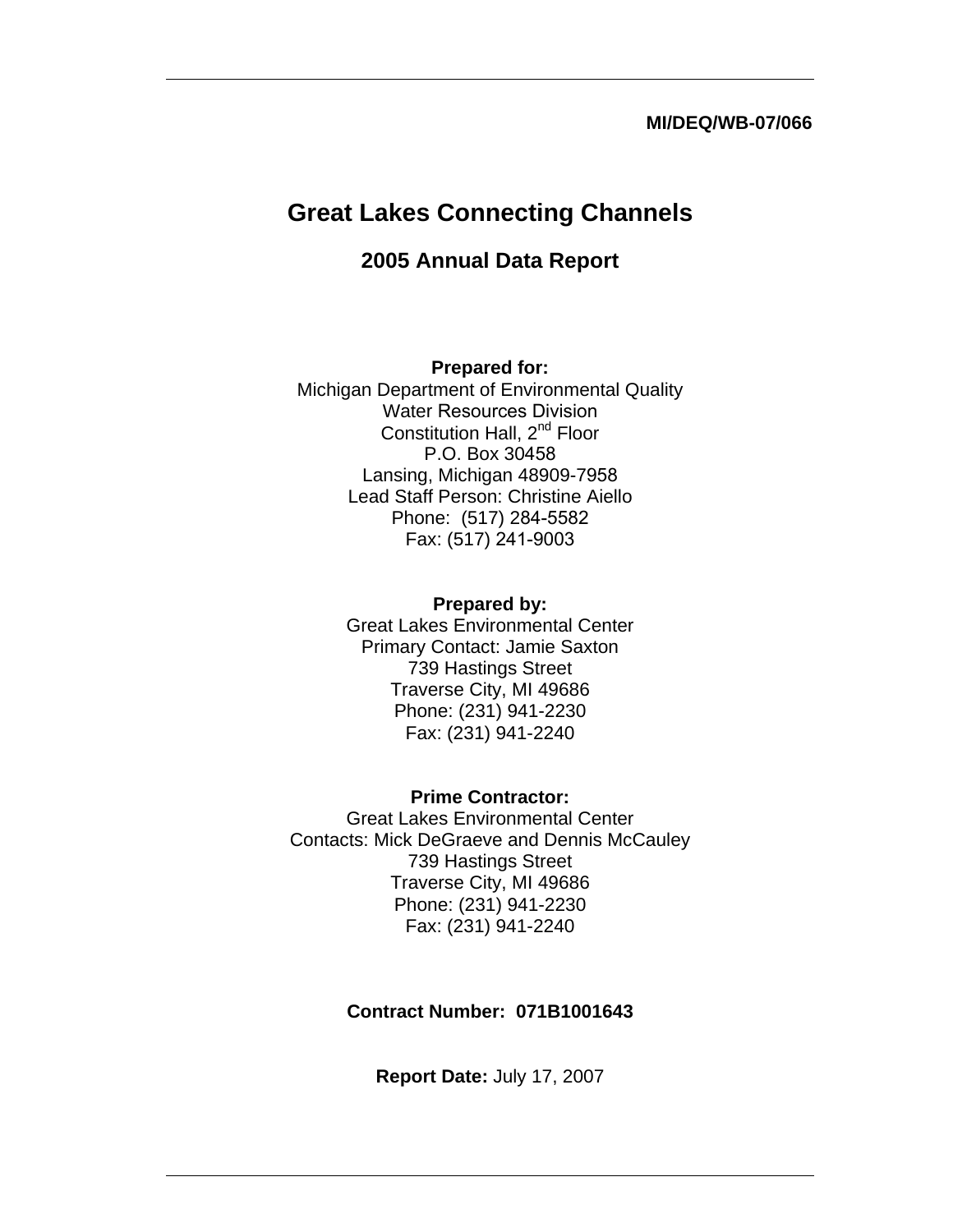**MI/DEQ/WB-07/066**

# Great Lakes Connecting Channels

## 2005 Annual Data Report

**Prepared for:**
Michigan Department of Environmental Quality
Water Resources Division
Constitution Hall, 2nd Floor
P.O. Box 30458
Lansing, Michigan 48909-7958
Lead Staff Person: Christine Aiello
Phone: (517) 284-5582
Fax: (517) 241-9003

**Prepared by:**
Great Lakes Environmental Center
Primary Contact: Jamie Saxton
739 Hastings Street
Traverse City, MI 49686
Phone: (231) 941-2230
Fax: (231) 941-2240

**Prime Contractor:**
Great Lakes Environmental Center
Contacts: Mick DeGraeve and Dennis McCauley
739 Hastings Street
Traverse City, MI 49686
Phone: (231) 941-2230
Fax: (231) 941-2240

**Contract Number: 071B1001643**

**Report Date:** July 17, 2007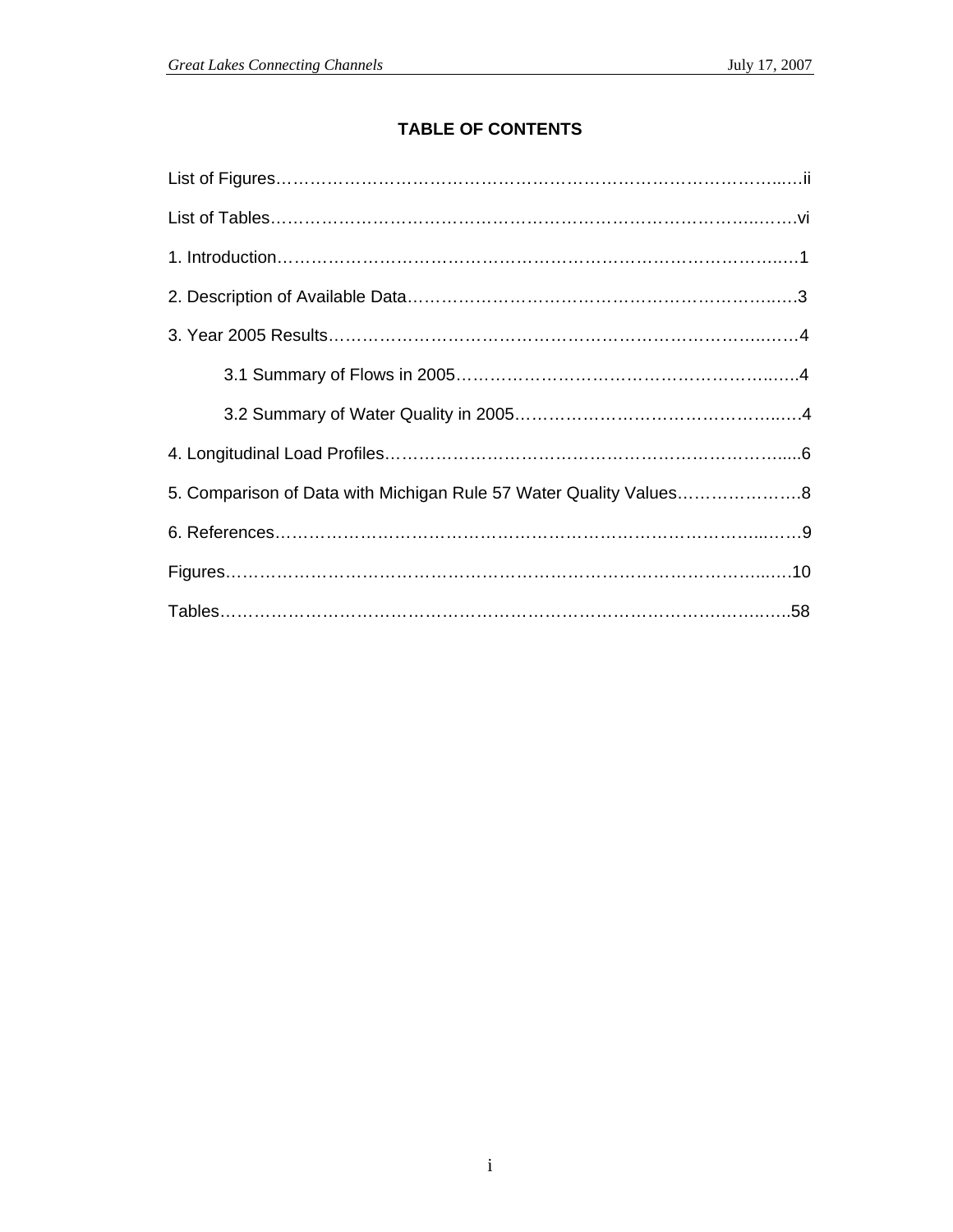## TABLE OF CONTENTS

List of Figures……………………………………………………………………………..….ii

List of Tables…………………………………………………………………………..…….vi

1. Introduction……………………………………………………………………………..….1

2. Description of Available Data…………………………………………………………..….3

3. Year 2005 Results……………………………………………………………………….….4

    3.1 Summary of Flows in 2005……………………………………………………..…..4

    3.2 Summary of Water Quality in 2005…………………………………………..…..4

4. Longitudinal Load Profiles……………………………………………………………….....6

5. Comparison of Data with Michigan Rule 57 Water Quality Values………………….8

6. References…………………………………………………………………………...…..9

Figures………………………………………………………………………………...….10

Tables………………………………………………………………………………….…..58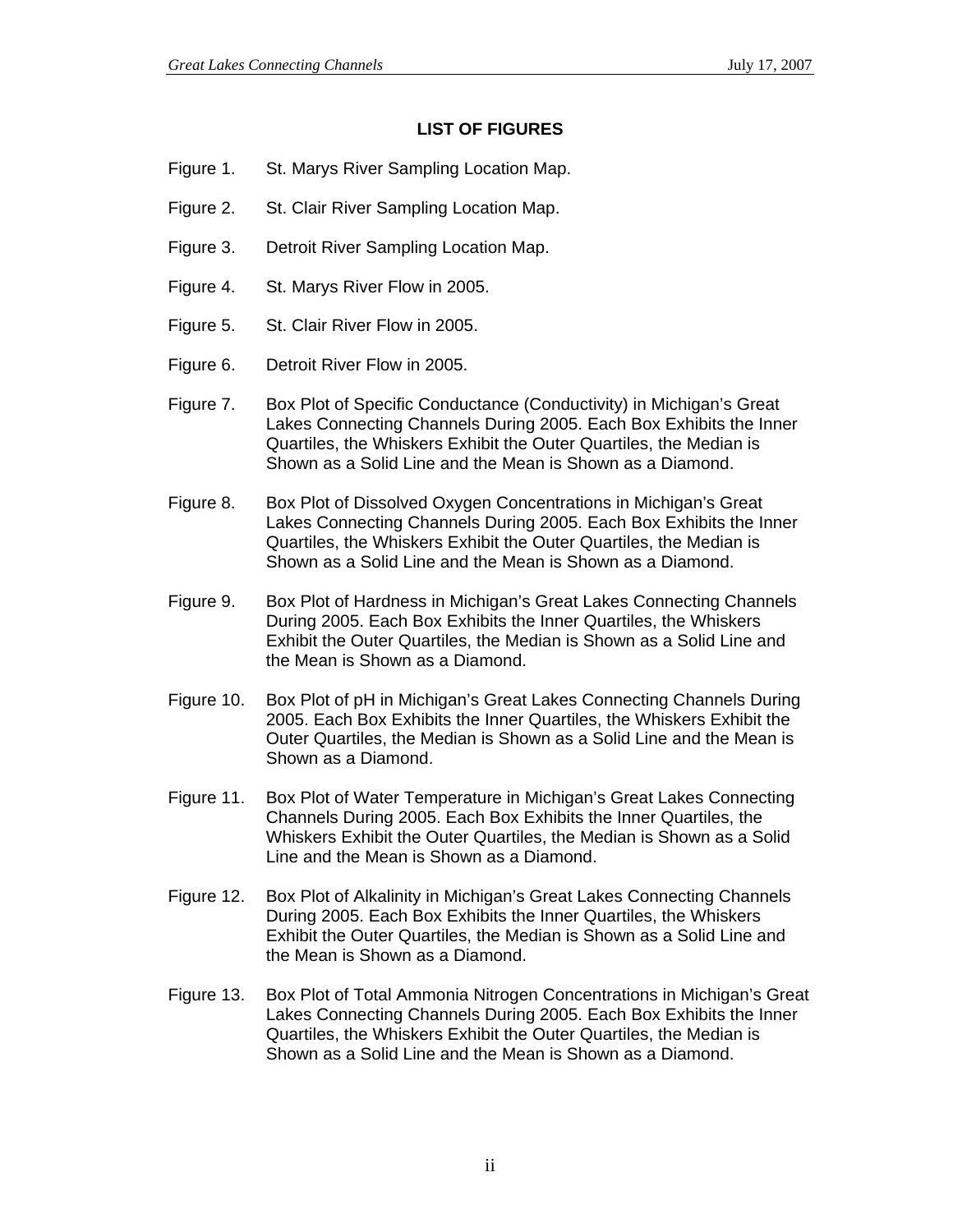## LIST OF FIGURES

Figure 1. St. Marys River Sampling Location Map.

Figure 2. St. Clair River Sampling Location Map.

Figure 3. Detroit River Sampling Location Map.

Figure 4. St. Marys River Flow in 2005.

Figure 5. St. Clair River Flow in 2005.

Figure 6. Detroit River Flow in 2005.

Figure 7. Box Plot of Specific Conductance (Conductivity) in Michigan's Great Lakes Connecting Channels During 2005. Each Box Exhibits the Inner Quartiles, the Whiskers Exhibit the Outer Quartiles, the Median is Shown as a Solid Line and the Mean is Shown as a Diamond.

Figure 8. Box Plot of Dissolved Oxygen Concentrations in Michigan's Great Lakes Connecting Channels During 2005. Each Box Exhibits the Inner Quartiles, the Whiskers Exhibit the Outer Quartiles, the Median is Shown as a Solid Line and the Mean is Shown as a Diamond.

Figure 9. Box Plot of Hardness in Michigan's Great Lakes Connecting Channels During 2005. Each Box Exhibits the Inner Quartiles, the Whiskers Exhibit the Outer Quartiles, the Median is Shown as a Solid Line and the Mean is Shown as a Diamond.

Figure 10. Box Plot of pH in Michigan's Great Lakes Connecting Channels During 2005. Each Box Exhibits the Inner Quartiles, the Whiskers Exhibit the Outer Quartiles, the Median is Shown as a Solid Line and the Mean is Shown as a Diamond.

Figure 11. Box Plot of Water Temperature in Michigan's Great Lakes Connecting Channels During 2005. Each Box Exhibits the Inner Quartiles, the Whiskers Exhibit the Outer Quartiles, the Median is Shown as a Solid Line and the Mean is Shown as a Diamond.

Figure 12. Box Plot of Alkalinity in Michigan's Great Lakes Connecting Channels During 2005. Each Box Exhibits the Inner Quartiles, the Whiskers Exhibit the Outer Quartiles, the Median is Shown as a Solid Line and the Mean is Shown as a Diamond.

Figure 13. Box Plot of Total Ammonia Nitrogen Concentrations in Michigan's Great Lakes Connecting Channels During 2005. Each Box Exhibits the Inner Quartiles, the Whiskers Exhibit the Outer Quartiles, the Median is Shown as a Solid Line and the Mean is Shown as a Diamond.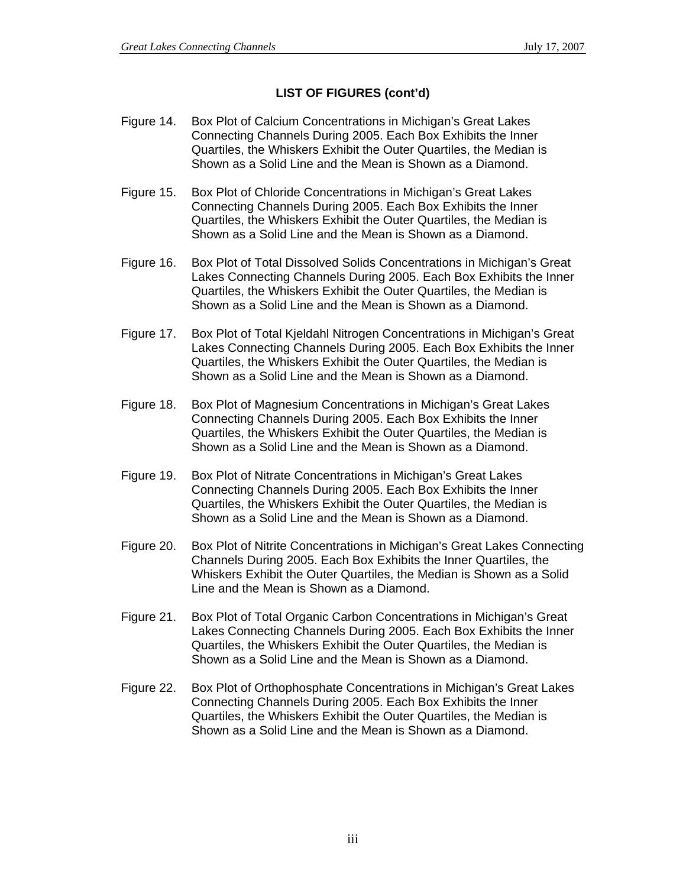**LIST OF FIGURES (cont'd)**

Figure 14. Box Plot of Calcium Concentrations in Michigan's Great Lakes Connecting Channels During 2005. Each Box Exhibits the Inner Quartiles, the Whiskers Exhibit the Outer Quartiles, the Median is Shown as a Solid Line and the Mean is Shown as a Diamond.

Figure 15. Box Plot of Chloride Concentrations in Michigan's Great Lakes Connecting Channels During 2005. Each Box Exhibits the Inner Quartiles, the Whiskers Exhibit the Outer Quartiles, the Median is Shown as a Solid Line and the Mean is Shown as a Diamond.

Figure 16. Box Plot of Total Dissolved Solids Concentrations in Michigan's Great Lakes Connecting Channels During 2005. Each Box Exhibits the Inner Quartiles, the Whiskers Exhibit the Outer Quartiles, the Median is Shown as a Solid Line and the Mean is Shown as a Diamond.

Figure 17. Box Plot of Total Kjeldahl Nitrogen Concentrations in Michigan's Great Lakes Connecting Channels During 2005. Each Box Exhibits the Inner Quartiles, the Whiskers Exhibit the Outer Quartiles, the Median is Shown as a Solid Line and the Mean is Shown as a Diamond.

Figure 18. Box Plot of Magnesium Concentrations in Michigan's Great Lakes Connecting Channels During 2005. Each Box Exhibits the Inner Quartiles, the Whiskers Exhibit the Outer Quartiles, the Median is Shown as a Solid Line and the Mean is Shown as a Diamond.

Figure 19. Box Plot of Nitrate Concentrations in Michigan's Great Lakes Connecting Channels During 2005. Each Box Exhibits the Inner Quartiles, the Whiskers Exhibit the Outer Quartiles, the Median is Shown as a Solid Line and the Mean is Shown as a Diamond.

Figure 20. Box Plot of Nitrite Concentrations in Michigan's Great Lakes Connecting Channels During 2005. Each Box Exhibits the Inner Quartiles, the Whiskers Exhibit the Outer Quartiles, the Median is Shown as a Solid Line and the Mean is Shown as a Diamond.

Figure 21. Box Plot of Total Organic Carbon Concentrations in Michigan's Great Lakes Connecting Channels During 2005. Each Box Exhibits the Inner Quartiles, the Whiskers Exhibit the Outer Quartiles, the Median is Shown as a Solid Line and the Mean is Shown as a Diamond.

Figure 22. Box Plot of Orthophosphate Concentrations in Michigan's Great Lakes Connecting Channels During 2005. Each Box Exhibits the Inner Quartiles, the Whiskers Exhibit the Outer Quartiles, the Median is Shown as a Solid Line and the Mean is Shown as a Diamond.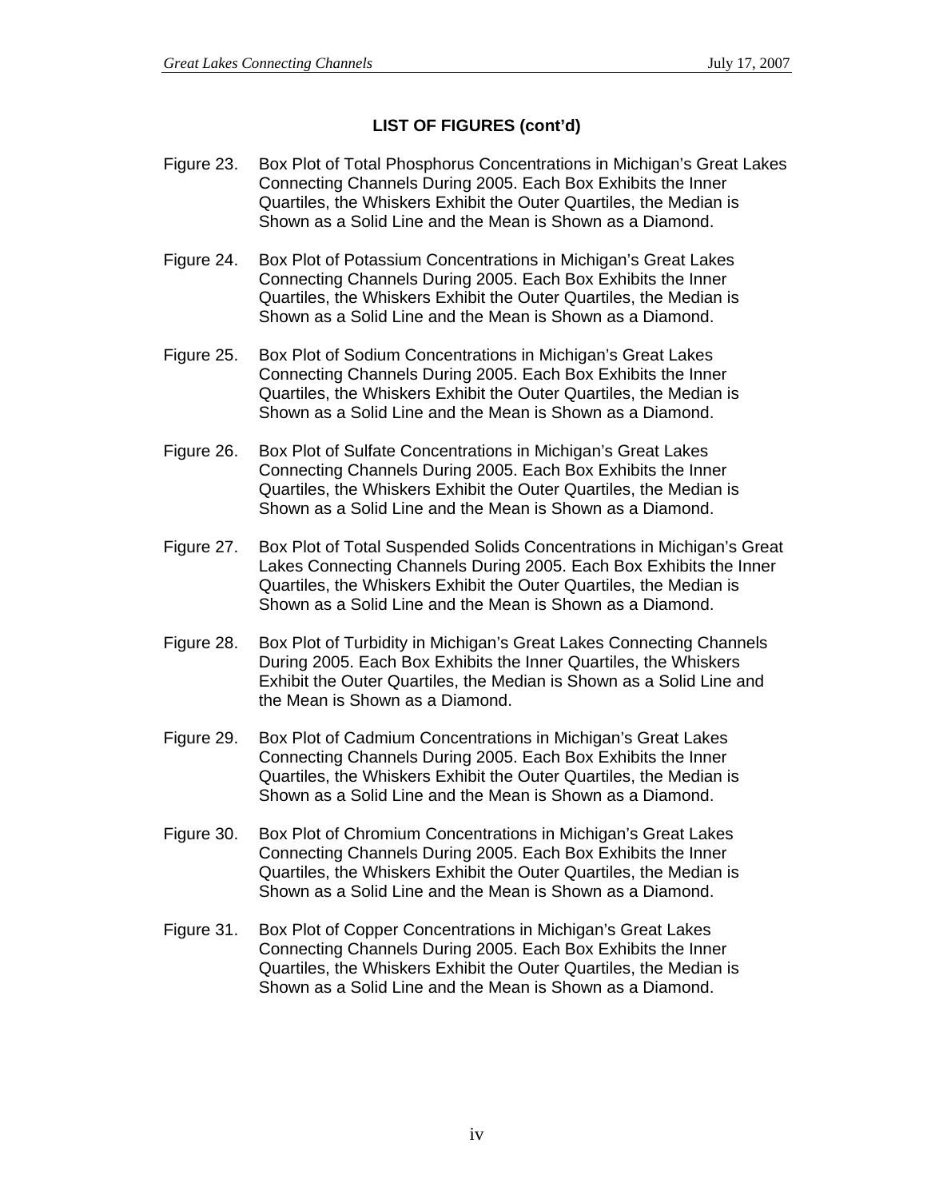**LIST OF FIGURES (cont'd)**

Figure 23. Box Plot of Total Phosphorus Concentrations in Michigan's Great Lakes Connecting Channels During 2005. Each Box Exhibits the Inner Quartiles, the Whiskers Exhibit the Outer Quartiles, the Median is Shown as a Solid Line and the Mean is Shown as a Diamond.

Figure 24. Box Plot of Potassium Concentrations in Michigan's Great Lakes Connecting Channels During 2005. Each Box Exhibits the Inner Quartiles, the Whiskers Exhibit the Outer Quartiles, the Median is Shown as a Solid Line and the Mean is Shown as a Diamond.

Figure 25. Box Plot of Sodium Concentrations in Michigan's Great Lakes Connecting Channels During 2005. Each Box Exhibits the Inner Quartiles, the Whiskers Exhibit the Outer Quartiles, the Median is Shown as a Solid Line and the Mean is Shown as a Diamond.

Figure 26. Box Plot of Sulfate Concentrations in Michigan's Great Lakes Connecting Channels During 2005. Each Box Exhibits the Inner Quartiles, the Whiskers Exhibit the Outer Quartiles, the Median is Shown as a Solid Line and the Mean is Shown as a Diamond.

Figure 27. Box Plot of Total Suspended Solids Concentrations in Michigan's Great Lakes Connecting Channels During 2005. Each Box Exhibits the Inner Quartiles, the Whiskers Exhibit the Outer Quartiles, the Median is Shown as a Solid Line and the Mean is Shown as a Diamond.

Figure 28. Box Plot of Turbidity in Michigan's Great Lakes Connecting Channels During 2005. Each Box Exhibits the Inner Quartiles, the Whiskers Exhibit the Outer Quartiles, the Median is Shown as a Solid Line and the Mean is Shown as a Diamond.

Figure 29. Box Plot of Cadmium Concentrations in Michigan's Great Lakes Connecting Channels During 2005. Each Box Exhibits the Inner Quartiles, the Whiskers Exhibit the Outer Quartiles, the Median is Shown as a Solid Line and the Mean is Shown as a Diamond.

Figure 30. Box Plot of Chromium Concentrations in Michigan's Great Lakes Connecting Channels During 2005. Each Box Exhibits the Inner Quartiles, the Whiskers Exhibit the Outer Quartiles, the Median is Shown as a Solid Line and the Mean is Shown as a Diamond.

Figure 31. Box Plot of Copper Concentrations in Michigan's Great Lakes Connecting Channels During 2005. Each Box Exhibits the Inner Quartiles, the Whiskers Exhibit the Outer Quartiles, the Median is Shown as a Solid Line and the Mean is Shown as a Diamond.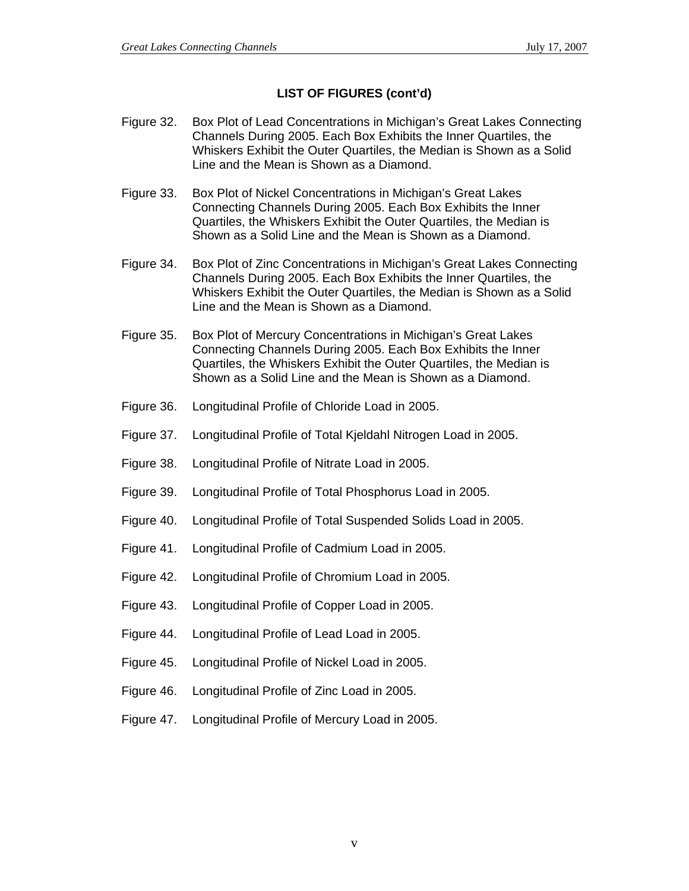## LIST OF FIGURES (cont'd)

Figure 32. Box Plot of Lead Concentrations in Michigan's Great Lakes Connecting Channels During 2005. Each Box Exhibits the Inner Quartiles, the Whiskers Exhibit the Outer Quartiles, the Median is Shown as a Solid Line and the Mean is Shown as a Diamond.

Figure 33. Box Plot of Nickel Concentrations in Michigan's Great Lakes Connecting Channels During 2005. Each Box Exhibits the Inner Quartiles, the Whiskers Exhibit the Outer Quartiles, the Median is Shown as a Solid Line and the Mean is Shown as a Diamond.

Figure 34. Box Plot of Zinc Concentrations in Michigan's Great Lakes Connecting Channels During 2005. Each Box Exhibits the Inner Quartiles, the Whiskers Exhibit the Outer Quartiles, the Median is Shown as a Solid Line and the Mean is Shown as a Diamond.

Figure 35. Box Plot of Mercury Concentrations in Michigan's Great Lakes Connecting Channels During 2005. Each Box Exhibits the Inner Quartiles, the Whiskers Exhibit the Outer Quartiles, the Median is Shown as a Solid Line and the Mean is Shown as a Diamond.

Figure 36. Longitudinal Profile of Chloride Load in 2005.

Figure 37. Longitudinal Profile of Total Kjeldahl Nitrogen Load in 2005.

Figure 38. Longitudinal Profile of Nitrate Load in 2005.

Figure 39. Longitudinal Profile of Total Phosphorus Load in 2005.

Figure 40. Longitudinal Profile of Total Suspended Solids Load in 2005.

Figure 41. Longitudinal Profile of Cadmium Load in 2005.

Figure 42. Longitudinal Profile of Chromium Load in 2005.

Figure 43. Longitudinal Profile of Copper Load in 2005.

Figure 44. Longitudinal Profile of Lead Load in 2005.

Figure 45. Longitudinal Profile of Nickel Load in 2005.

Figure 46. Longitudinal Profile of Zinc Load in 2005.

Figure 47. Longitudinal Profile of Mercury Load in 2005.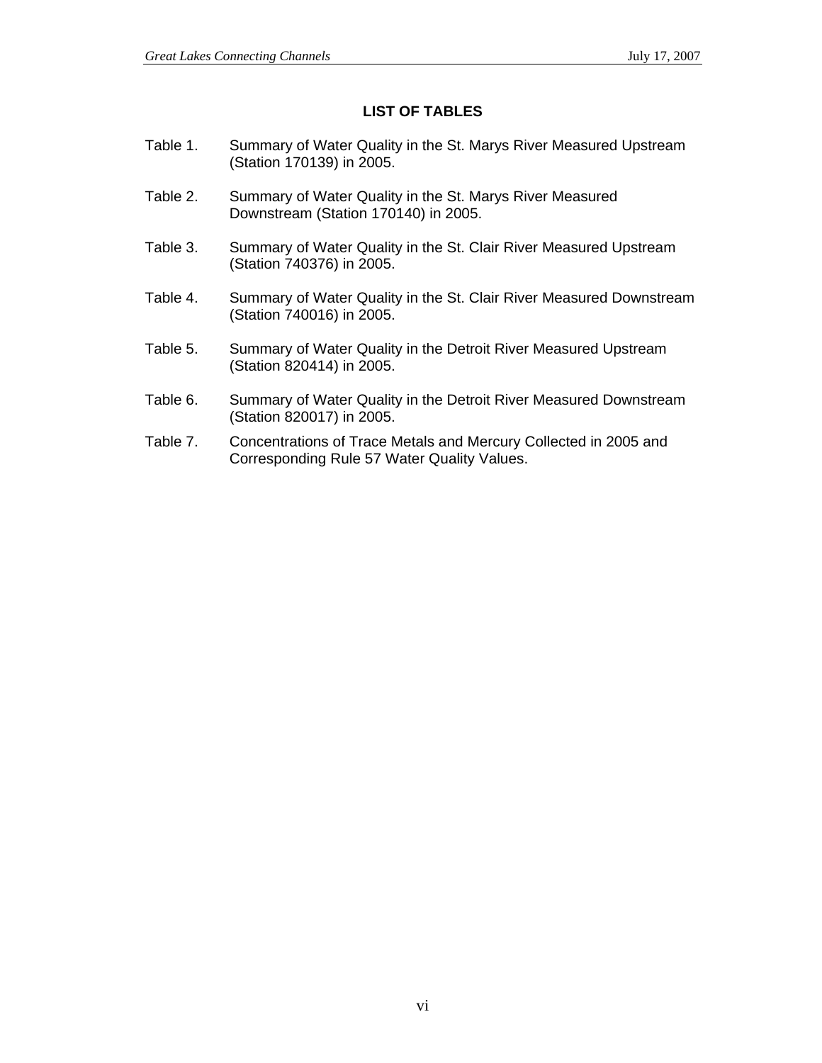## LIST OF TABLES

Table 1. Summary of Water Quality in the St. Marys River Measured Upstream (Station 170139) in 2005.

Table 2. Summary of Water Quality in the St. Marys River Measured Downstream (Station 170140) in 2005.

Table 3. Summary of Water Quality in the St. Clair River Measured Upstream (Station 740376) in 2005.

Table 4. Summary of Water Quality in the St. Clair River Measured Downstream (Station 740016) in 2005.

Table 5. Summary of Water Quality in the Detroit River Measured Upstream (Station 820414) in 2005.

Table 6. Summary of Water Quality in the Detroit River Measured Downstream (Station 820017) in 2005.

Table 7. Concentrations of Trace Metals and Mercury Collected in 2005 and Corresponding Rule 57 Water Quality Values.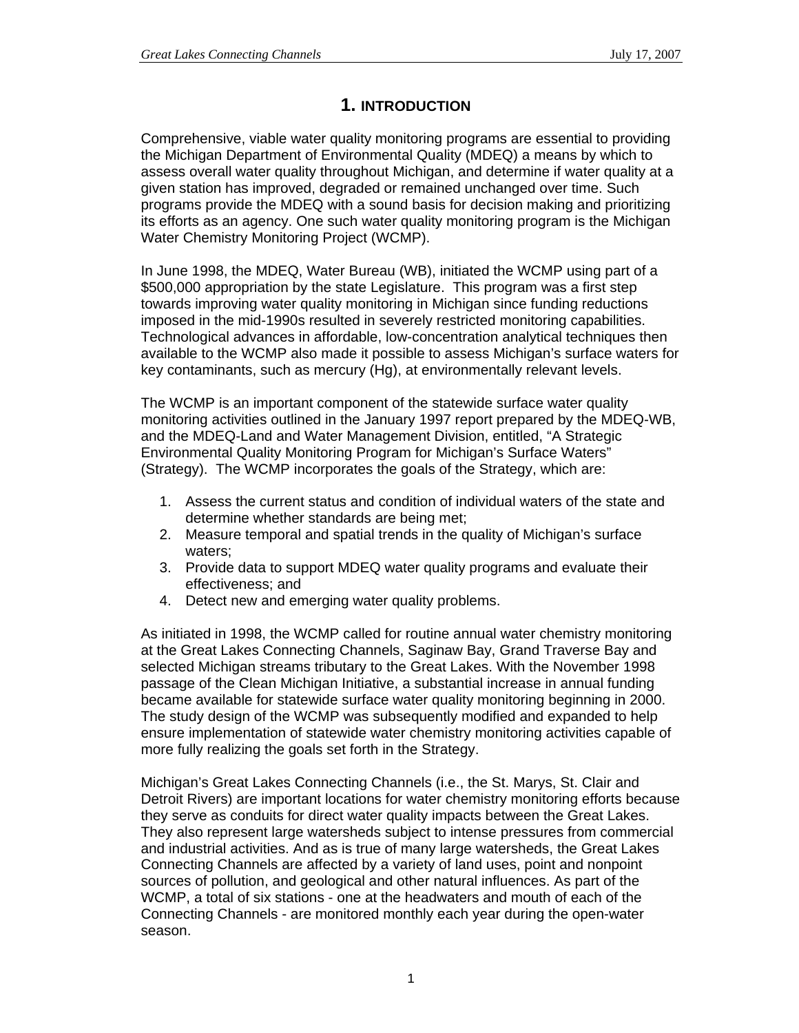# 1. INTRODUCTION

Comprehensive, viable water quality monitoring programs are essential to providing the Michigan Department of Environmental Quality (MDEQ) a means by which to assess overall water quality throughout Michigan, and determine if water quality at a given station has improved, degraded or remained unchanged over time. Such programs provide the MDEQ with a sound basis for decision making and prioritizing its efforts as an agency. One such water quality monitoring program is the Michigan Water Chemistry Monitoring Project (WCMP).

In June 1998, the MDEQ, Water Bureau (WB), initiated the WCMP using part of a $500,000 appropriation by the state Legislature. This program was a first step towards improving water quality monitoring in Michigan since funding reductions imposed in the mid-1990s resulted in severely restricted monitoring capabilities. Technological advances in affordable, low-concentration analytical techniques then available to the WCMP also made it possible to assess Michigan's surface waters for key contaminants, such as mercury (Hg), at environmentally relevant levels.

The WCMP is an important component of the statewide surface water quality monitoring activities outlined in the January 1997 report prepared by the MDEQ-WB, and the MDEQ-Land and Water Management Division, entitled, "A Strategic Environmental Quality Monitoring Program for Michigan's Surface Waters" (Strategy). The WCMP incorporates the goals of the Strategy, which are:

1. Assess the current status and condition of individual waters of the state and determine whether standards are being met;
2. Measure temporal and spatial trends in the quality of Michigan's surface waters;
3. Provide data to support MDEQ water quality programs and evaluate their effectiveness; and
4. Detect new and emerging water quality problems.

As initiated in 1998, the WCMP called for routine annual water chemistry monitoring at the Great Lakes Connecting Channels, Saginaw Bay, Grand Traverse Bay and selected Michigan streams tributary to the Great Lakes. With the November 1998 passage of the Clean Michigan Initiative, a substantial increase in annual funding became available for statewide surface water quality monitoring beginning in 2000. The study design of the WCMP was subsequently modified and expanded to help ensure implementation of statewide water chemistry monitoring activities capable of more fully realizing the goals set forth in the Strategy.

Michigan's Great Lakes Connecting Channels (i.e., the St. Marys, St. Clair and Detroit Rivers) are important locations for water chemistry monitoring efforts because they serve as conduits for direct water quality impacts between the Great Lakes. They also represent large watersheds subject to intense pressures from commercial and industrial activities. And as is true of many large watersheds, the Great Lakes Connecting Channels are affected by a variety of land uses, point and nonpoint sources of pollution, and geological and other natural influences. As part of the WCMP, a total of six stations - one at the headwaters and mouth of each of the Connecting Channels - are monitored monthly each year during the open-water season.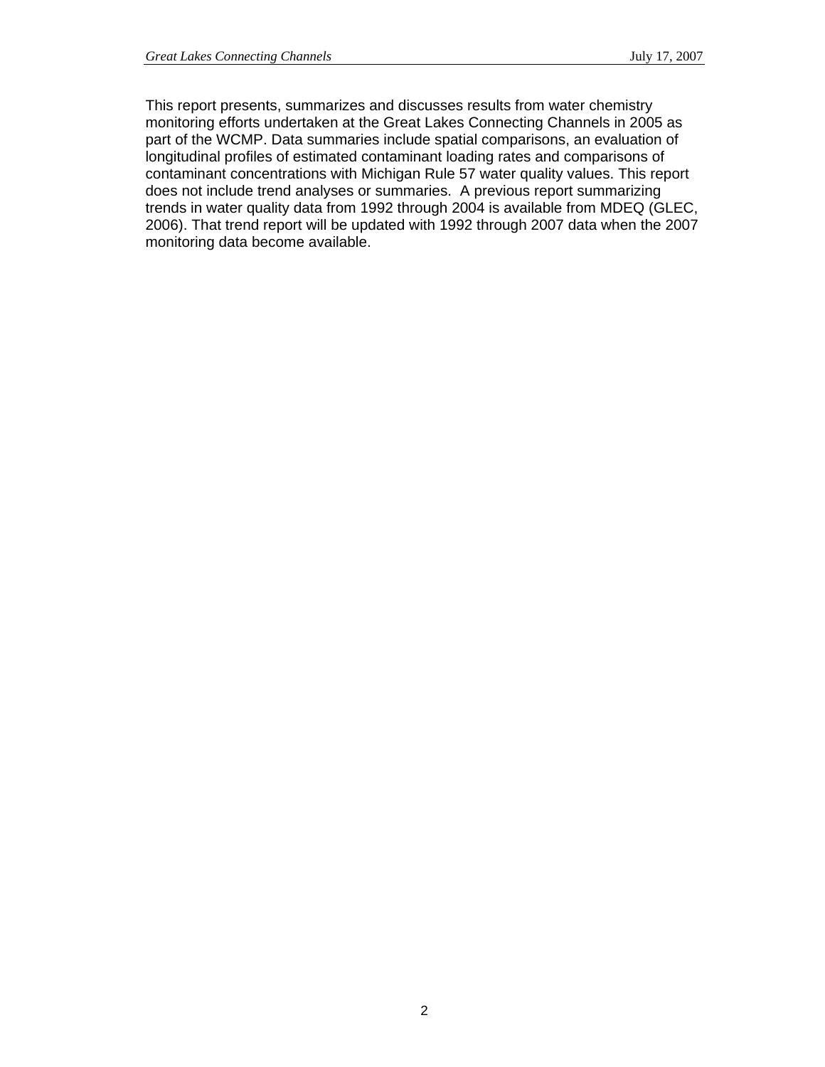This report presents, summarizes and discusses results from water chemistry monitoring efforts undertaken at the Great Lakes Connecting Channels in 2005 as part of the WCMP. Data summaries include spatial comparisons, an evaluation of longitudinal profiles of estimated contaminant loading rates and comparisons of contaminant concentrations with Michigan Rule 57 water quality values. This report does not include trend analyses or summaries. A previous report summarizing trends in water quality data from 1992 through 2004 is available from MDEQ (GLEC, 2006). That trend report will be updated with 1992 through 2007 data when the 2007 monitoring data become available.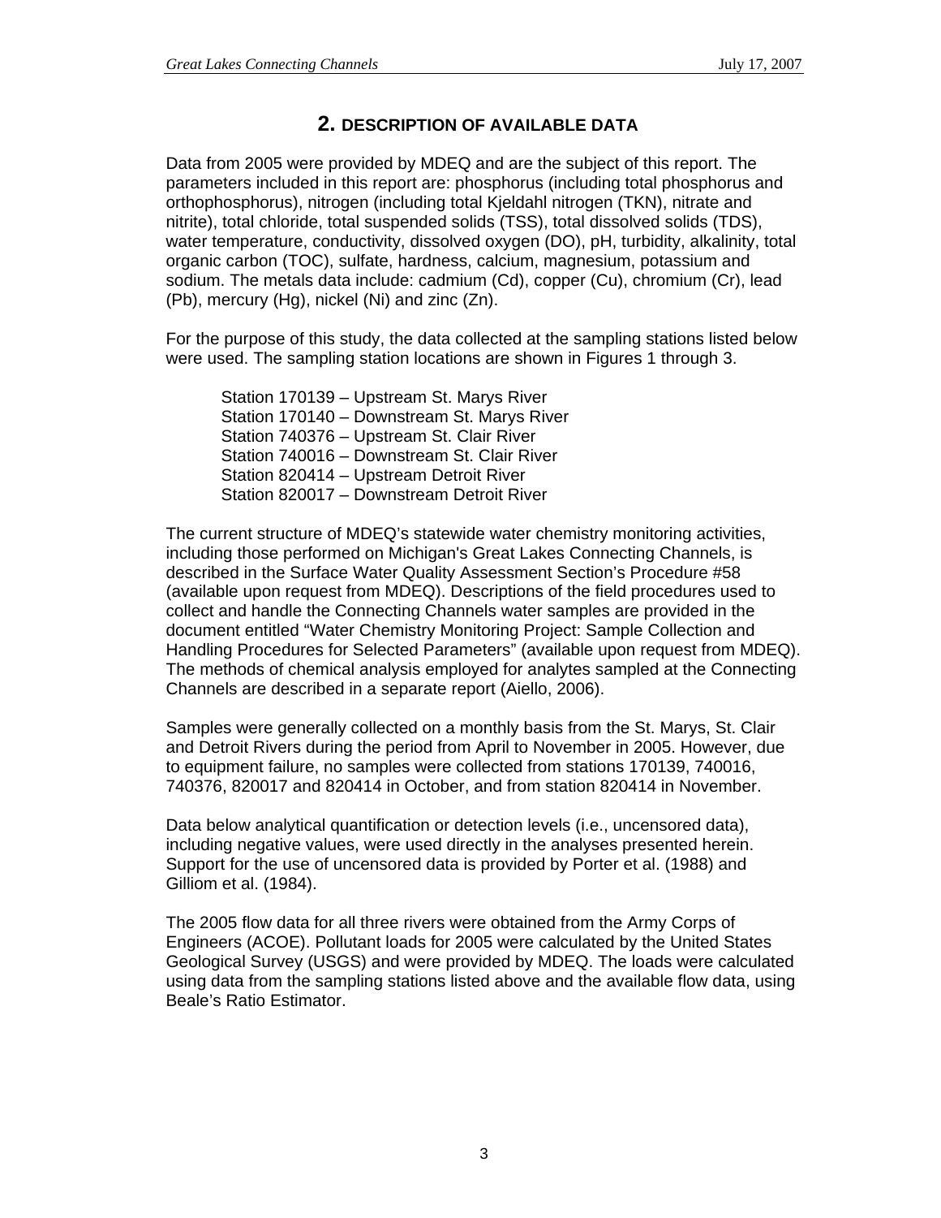## 2. DESCRIPTION OF AVAILABLE DATA

Data from 2005 were provided by MDEQ and are the subject of this report. The parameters included in this report are: phosphorus (including total phosphorus and orthophosphorus), nitrogen (including total Kjeldahl nitrogen (TKN), nitrate and nitrite), total chloride, total suspended solids (TSS), total dissolved solids (TDS), water temperature, conductivity, dissolved oxygen (DO), pH, turbidity, alkalinity, total organic carbon (TOC), sulfate, hardness, calcium, magnesium, potassium and sodium. The metals data include: cadmium (Cd), copper (Cu), chromium (Cr), lead (Pb), mercury (Hg), nickel (Ni) and zinc (Zn).

For the purpose of this study, the data collected at the sampling stations listed below were used. The sampling station locations are shown in Figures 1 through 3.

Station 170139 – Upstream St. Marys River
Station 170140 – Downstream St. Marys River
Station 740376 – Upstream St. Clair River
Station 740016 – Downstream St. Clair River
Station 820414 – Upstream Detroit River
Station 820017 – Downstream Detroit River

The current structure of MDEQ's statewide water chemistry monitoring activities, including those performed on Michigan's Great Lakes Connecting Channels, is described in the Surface Water Quality Assessment Section's Procedure #58 (available upon request from MDEQ). Descriptions of the field procedures used to collect and handle the Connecting Channels water samples are provided in the document entitled "Water Chemistry Monitoring Project: Sample Collection and Handling Procedures for Selected Parameters" (available upon request from MDEQ). The methods of chemical analysis employed for analytes sampled at the Connecting Channels are described in a separate report (Aiello, 2006).

Samples were generally collected on a monthly basis from the St. Marys, St. Clair and Detroit Rivers during the period from April to November in 2005. However, due to equipment failure, no samples were collected from stations 170139, 740016, 740376, 820017 and 820414 in October, and from station 820414 in November.

Data below analytical quantification or detection levels (i.e., uncensored data), including negative values, were used directly in the analyses presented herein. Support for the use of uncensored data is provided by Porter et al. (1988) and Gilliom et al. (1984).

The 2005 flow data for all three rivers were obtained from the Army Corps of Engineers (ACOE). Pollutant loads for 2005 were calculated by the United States Geological Survey (USGS) and were provided by MDEQ. The loads were calculated using data from the sampling stations listed above and the available flow data, using Beale's Ratio Estimator.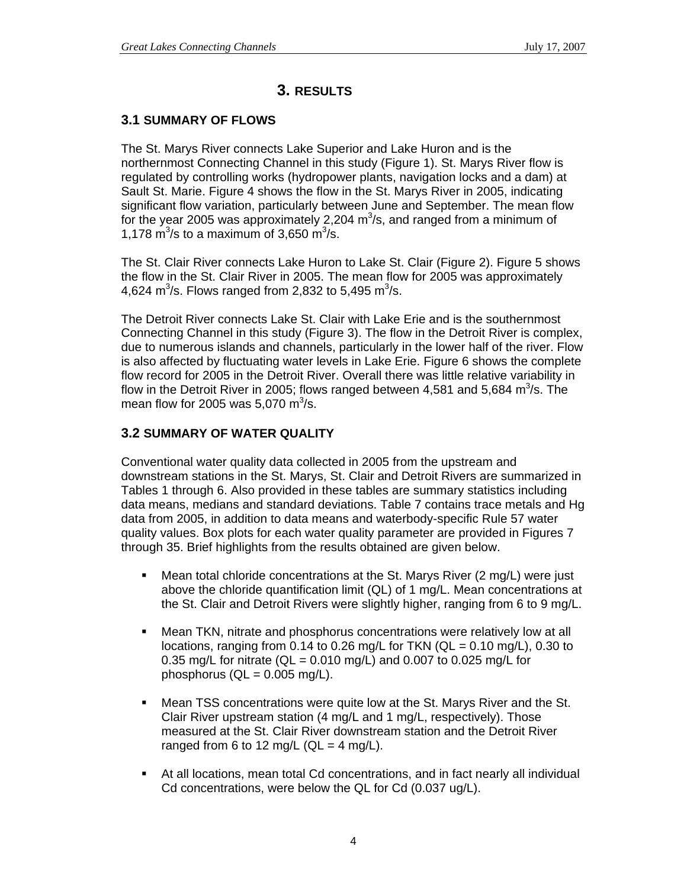# 3. RESULTS

## 3.1 SUMMARY OF FLOWS

The St. Marys River connects Lake Superior and Lake Huron and is the northernmost Connecting Channel in this study (Figure 1). St. Marys River flow is regulated by controlling works (hydropower plants, navigation locks and a dam) at Sault St. Marie. Figure 4 shows the flow in the St. Marys River in 2005, indicating significant flow variation, particularly between June and September. The mean flow for the year 2005 was approximately 2,204 $m^3$/s, and ranged from a minimum of 1,178 $m^3$/s to a maximum of 3,650 $m^3$/s.

The St. Clair River connects Lake Huron to Lake St. Clair (Figure 2). Figure 5 shows the flow in the St. Clair River in 2005. The mean flow for 2005 was approximately 4,624 $m^3$/s. Flows ranged from 2,832 to 5,495 $m^3$/s.

The Detroit River connects Lake St. Clair with Lake Erie and is the southernmost Connecting Channel in this study (Figure 3). The flow in the Detroit River is complex, due to numerous islands and channels, particularly in the lower half of the river. Flow is also affected by fluctuating water levels in Lake Erie. Figure 6 shows the complete flow record for 2005 in the Detroit River. Overall there was little relative variability in flow in the Detroit River in 2005; flows ranged between 4,581 and 5,684 $m^3$/s. The mean flow for 2005 was 5,070 $m^3$/s.

## 3.2 SUMMARY OF WATER QUALITY

Conventional water quality data collected in 2005 from the upstream and downstream stations in the St. Marys, St. Clair and Detroit Rivers are summarized in Tables 1 through 6. Also provided in these tables are summary statistics including data means, medians and standard deviations. Table 7 contains trace metals and Hg data from 2005, in addition to data means and waterbody-specific Rule 57 water quality values. Box plots for each water quality parameter are provided in Figures 7 through 35. Brief highlights from the results obtained are given below.

- Mean total chloride concentrations at the St. Marys River (2 mg/L) were just above the chloride quantification limit (QL) of 1 mg/L. Mean concentrations at the St. Clair and Detroit Rivers were slightly higher, ranging from 6 to 9 mg/L.
- Mean TKN, nitrate and phosphorus concentrations were relatively low at all locations, ranging from 0.14 to 0.26 mg/L for TKN (QL = 0.10 mg/L), 0.30 to 0.35 mg/L for nitrate (QL = 0.010 mg/L) and 0.007 to 0.025 mg/L for phosphorus (QL = 0.005 mg/L).
- Mean TSS concentrations were quite low at the St. Marys River and the St. Clair River upstream station (4 mg/L and 1 mg/L, respectively). Those measured at the St. Clair River downstream station and the Detroit River ranged from 6 to 12 mg/L (QL = 4 mg/L).
- At all locations, mean total Cd concentrations, and in fact nearly all individual Cd concentrations, were below the QL for Cd (0.037 ug/L).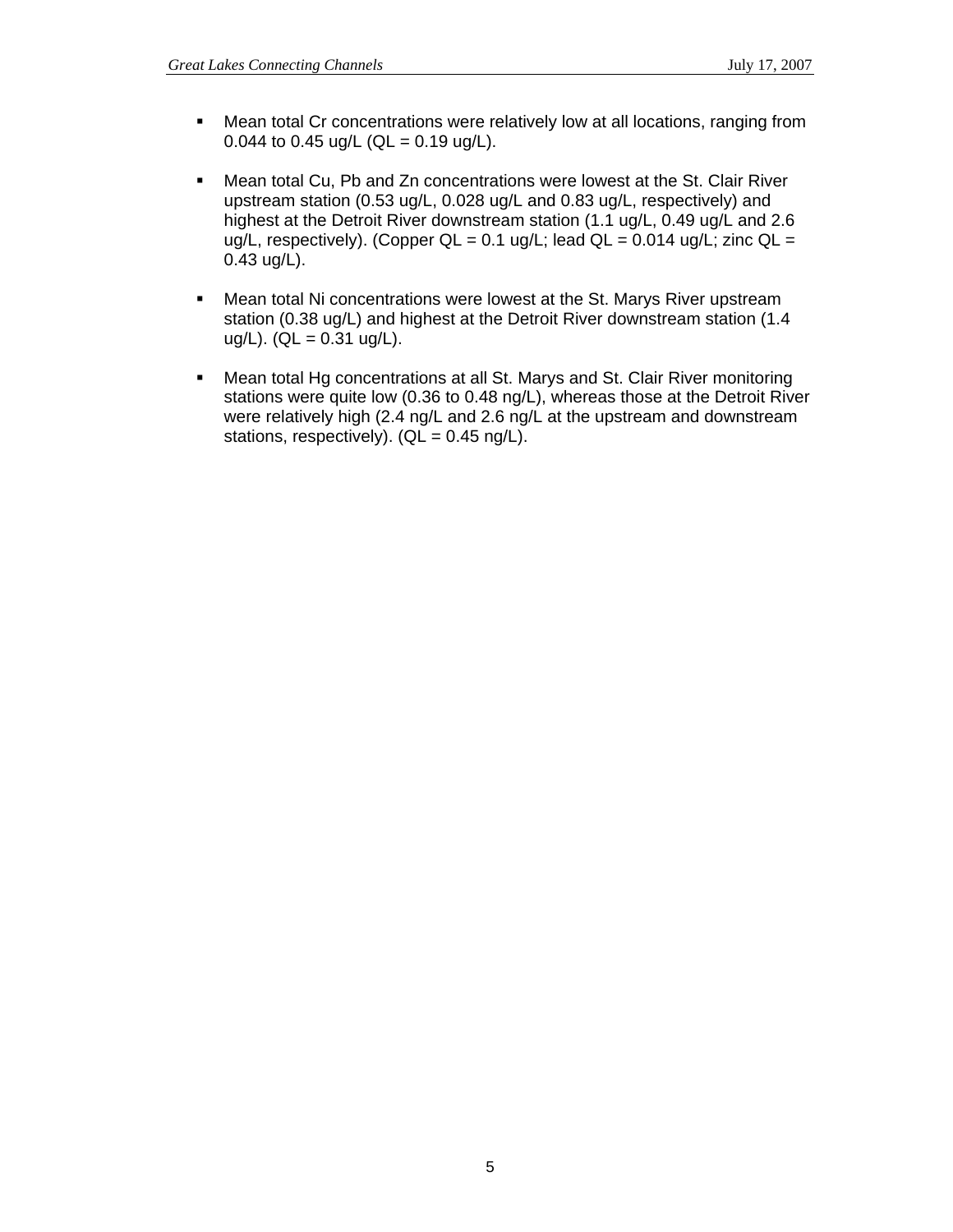- Mean total Cr concentrations were relatively low at all locations, ranging from 0.044 to 0.45 ug/L (QL = 0.19 ug/L).

- Mean total Cu, Pb and Zn concentrations were lowest at the St. Clair River upstream station (0.53 ug/L, 0.028 ug/L and 0.83 ug/L, respectively) and highest at the Detroit River downstream station (1.1 ug/L, 0.49 ug/L and 2.6 ug/L, respectively). (Copper QL = 0.1 ug/L; lead QL = 0.014 ug/L; zinc QL = 0.43 ug/L).

- Mean total Ni concentrations were lowest at the St. Marys River upstream station (0.38 ug/L) and highest at the Detroit River downstream station (1.4 ug/L). (QL = 0.31 ug/L).

- Mean total Hg concentrations at all St. Marys and St. Clair River monitoring stations were quite low (0.36 to 0.48 ng/L), whereas those at the Detroit River were relatively high (2.4 ng/L and 2.6 ng/L at the upstream and downstream stations, respectively). (QL = 0.45 ng/L).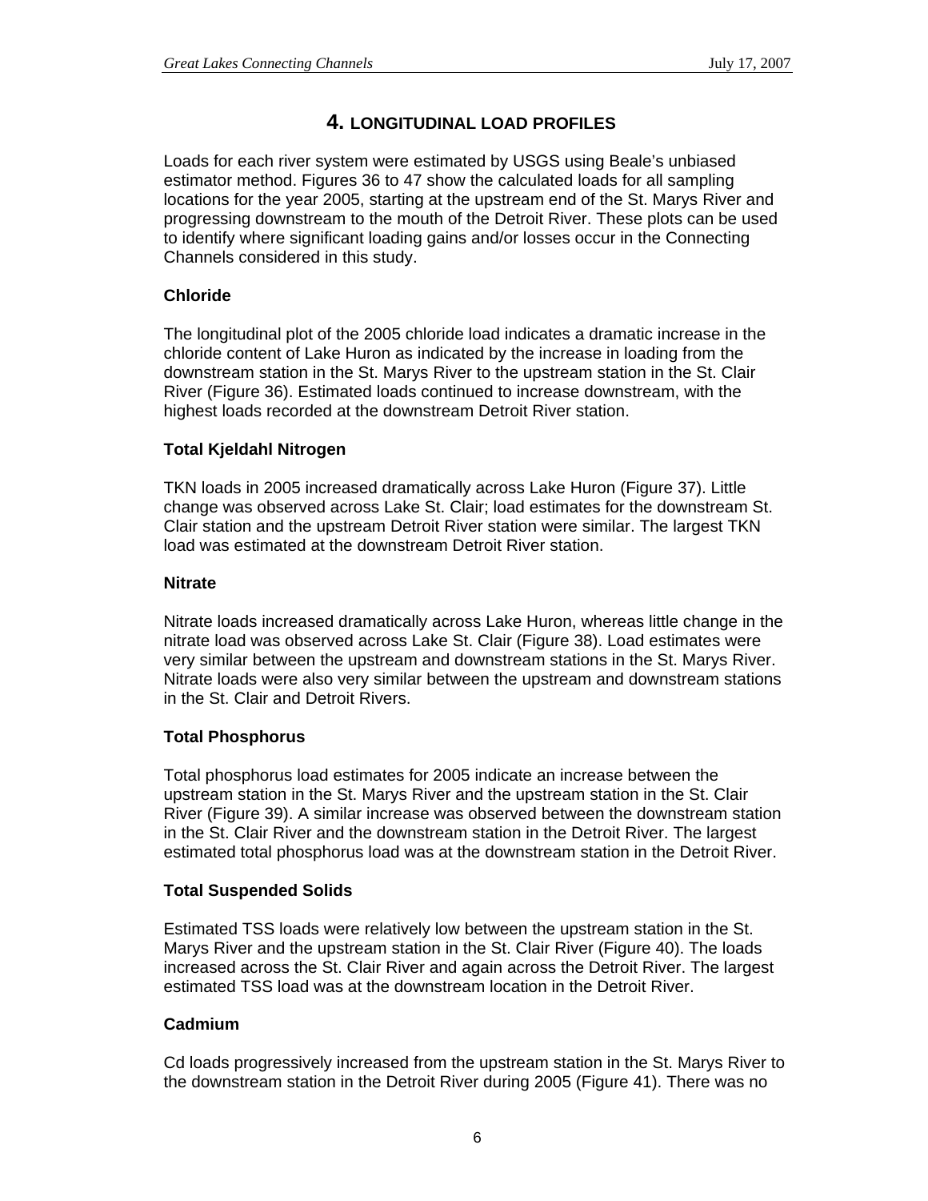## 4. LONGITUDINAL LOAD PROFILES

Loads for each river system were estimated by USGS using Beale's unbiased estimator method. Figures 36 to 47 show the calculated loads for all sampling locations for the year 2005, starting at the upstream end of the St. Marys River and progressing downstream to the mouth of the Detroit River. These plots can be used to identify where significant loading gains and/or losses occur in the Connecting Channels considered in this study.

### Chloride

The longitudinal plot of the 2005 chloride load indicates a dramatic increase in the chloride content of Lake Huron as indicated by the increase in loading from the downstream station in the St. Marys River to the upstream station in the St. Clair River (Figure 36). Estimated loads continued to increase downstream, with the highest loads recorded at the downstream Detroit River station.

### Total Kjeldahl Nitrogen

TKN loads in 2005 increased dramatically across Lake Huron (Figure 37). Little change was observed across Lake St. Clair; load estimates for the downstream St. Clair station and the upstream Detroit River station were similar. The largest TKN load was estimated at the downstream Detroit River station.

### Nitrate

Nitrate loads increased dramatically across Lake Huron, whereas little change in the nitrate load was observed across Lake St. Clair (Figure 38). Load estimates were very similar between the upstream and downstream stations in the St. Marys River. Nitrate loads were also very similar between the upstream and downstream stations in the St. Clair and Detroit Rivers.

### Total Phosphorus

Total phosphorus load estimates for 2005 indicate an increase between the upstream station in the St. Marys River and the upstream station in the St. Clair River (Figure 39). A similar increase was observed between the downstream station in the St. Clair River and the downstream station in the Detroit River. The largest estimated total phosphorus load was at the downstream station in the Detroit River.

### Total Suspended Solids

Estimated TSS loads were relatively low between the upstream station in the St. Marys River and the upstream station in the St. Clair River (Figure 40). The loads increased across the St. Clair River and again across the Detroit River. The largest estimated TSS load was at the downstream location in the Detroit River.

### Cadmium

Cd loads progressively increased from the upstream station in the St. Marys River to the downstream station in the Detroit River during 2005 (Figure 41). There was no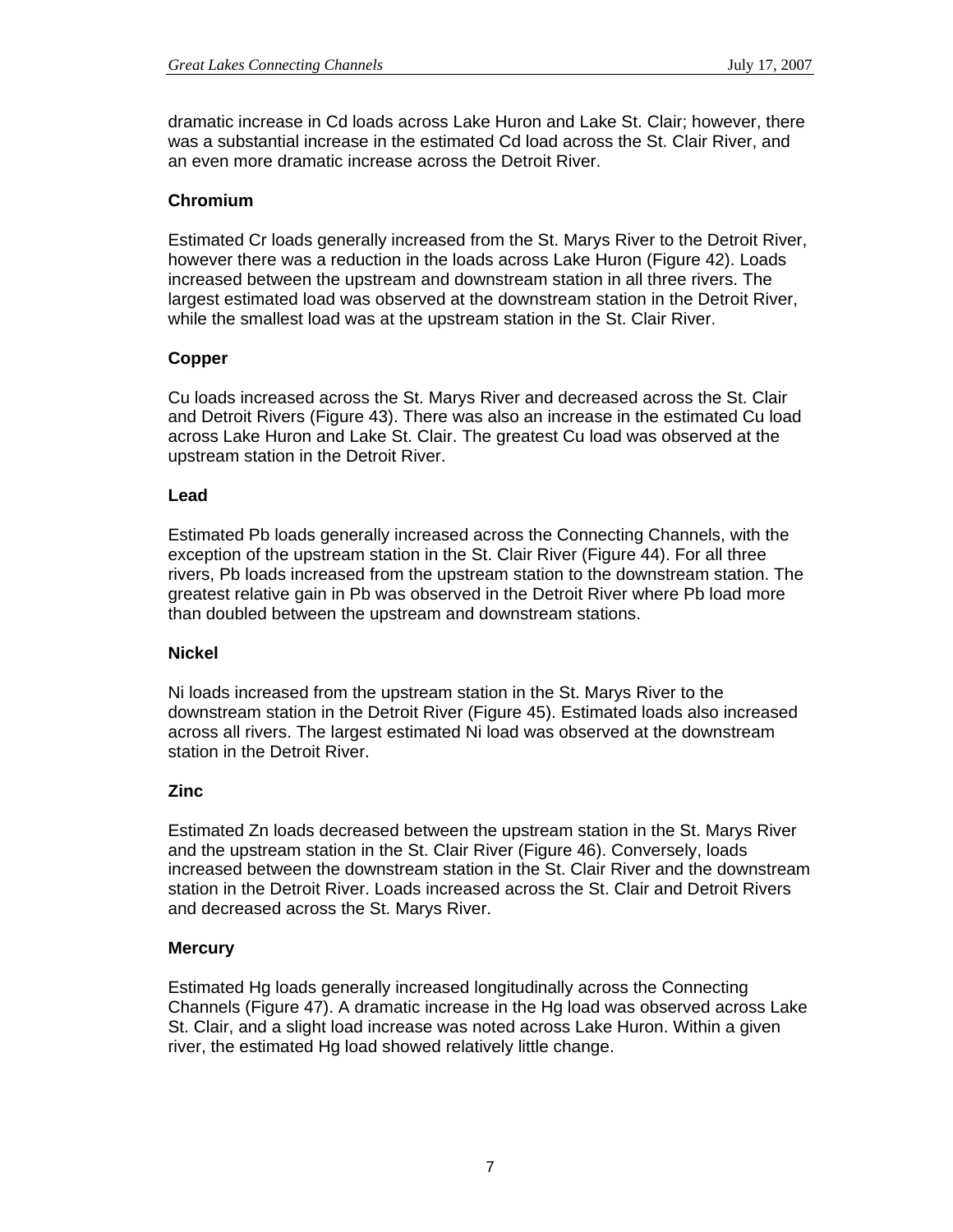dramatic increase in Cd loads across Lake Huron and Lake St. Clair; however, there was a substantial increase in the estimated Cd load across the St. Clair River, and an even more dramatic increase across the Detroit River.

### Chromium

Estimated Cr loads generally increased from the St. Marys River to the Detroit River, however there was a reduction in the loads across Lake Huron (Figure 42). Loads increased between the upstream and downstream station in all three rivers. The largest estimated load was observed at the downstream station in the Detroit River, while the smallest load was at the upstream station in the St. Clair River.

### Copper

Cu loads increased across the St. Marys River and decreased across the St. Clair and Detroit Rivers (Figure 43). There was also an increase in the estimated Cu load across Lake Huron and Lake St. Clair. The greatest Cu load was observed at the upstream station in the Detroit River.

### Lead

Estimated Pb loads generally increased across the Connecting Channels, with the exception of the upstream station in the St. Clair River (Figure 44). For all three rivers, Pb loads increased from the upstream station to the downstream station. The greatest relative gain in Pb was observed in the Detroit River where Pb load more than doubled between the upstream and downstream stations.

### Nickel

Ni loads increased from the upstream station in the St. Marys River to the downstream station in the Detroit River (Figure 45). Estimated loads also increased across all rivers. The largest estimated Ni load was observed at the downstream station in the Detroit River.

### Zinc

Estimated Zn loads decreased between the upstream station in the St. Marys River and the upstream station in the St. Clair River (Figure 46). Conversely, loads increased between the downstream station in the St. Clair River and the downstream station in the Detroit River. Loads increased across the St. Clair and Detroit Rivers and decreased across the St. Marys River.

### Mercury

Estimated Hg loads generally increased longitudinally across the Connecting Channels (Figure 47). A dramatic increase in the Hg load was observed across Lake St. Clair, and a slight load increase was noted across Lake Huron. Within a given river, the estimated Hg load showed relatively little change.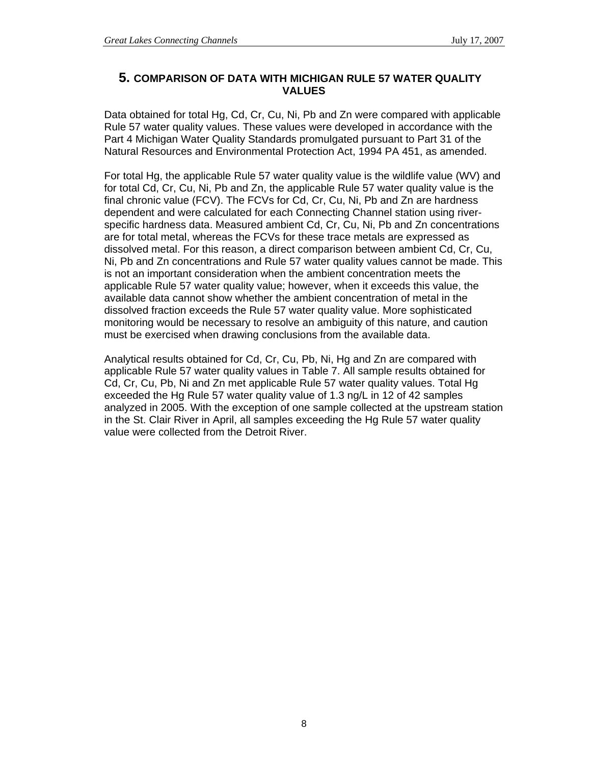# 5. COMPARISON OF DATA WITH MICHIGAN RULE 57 WATER QUALITY VALUES

Data obtained for total Hg, Cd, Cr, Cu, Ni, Pb and Zn were compared with applicable Rule 57 water quality values. These values were developed in accordance with the Part 4 Michigan Water Quality Standards promulgated pursuant to Part 31 of the Natural Resources and Environmental Protection Act, 1994 PA 451, as amended.

For total Hg, the applicable Rule 57 water quality value is the wildlife value (WV) and for total Cd, Cr, Cu, Ni, Pb and Zn, the applicable Rule 57 water quality value is the final chronic value (FCV). The FCVs for Cd, Cr, Cu, Ni, Pb and Zn are hardness dependent and were calculated for each Connecting Channel station using river-specific hardness data. Measured ambient Cd, Cr, Cu, Ni, Pb and Zn concentrations are for total metal, whereas the FCVs for these trace metals are expressed as dissolved metal. For this reason, a direct comparison between ambient Cd, Cr, Cu, Ni, Pb and Zn concentrations and Rule 57 water quality values cannot be made. This is not an important consideration when the ambient concentration meets the applicable Rule 57 water quality value; however, when it exceeds this value, the available data cannot show whether the ambient concentration of metal in the dissolved fraction exceeds the Rule 57 water quality value. More sophisticated monitoring would be necessary to resolve an ambiguity of this nature, and caution must be exercised when drawing conclusions from the available data.

Analytical results obtained for Cd, Cr, Cu, Pb, Ni, Hg and Zn are compared with applicable Rule 57 water quality values in Table 7. All sample results obtained for Cd, Cr, Cu, Pb, Ni and Zn met applicable Rule 57 water quality values. Total Hg exceeded the Hg Rule 57 water quality value of 1.3 ng/L in 12 of 42 samples analyzed in 2005. With the exception of one sample collected at the upstream station in the St. Clair River in April, all samples exceeding the Hg Rule 57 water quality value were collected from the Detroit River.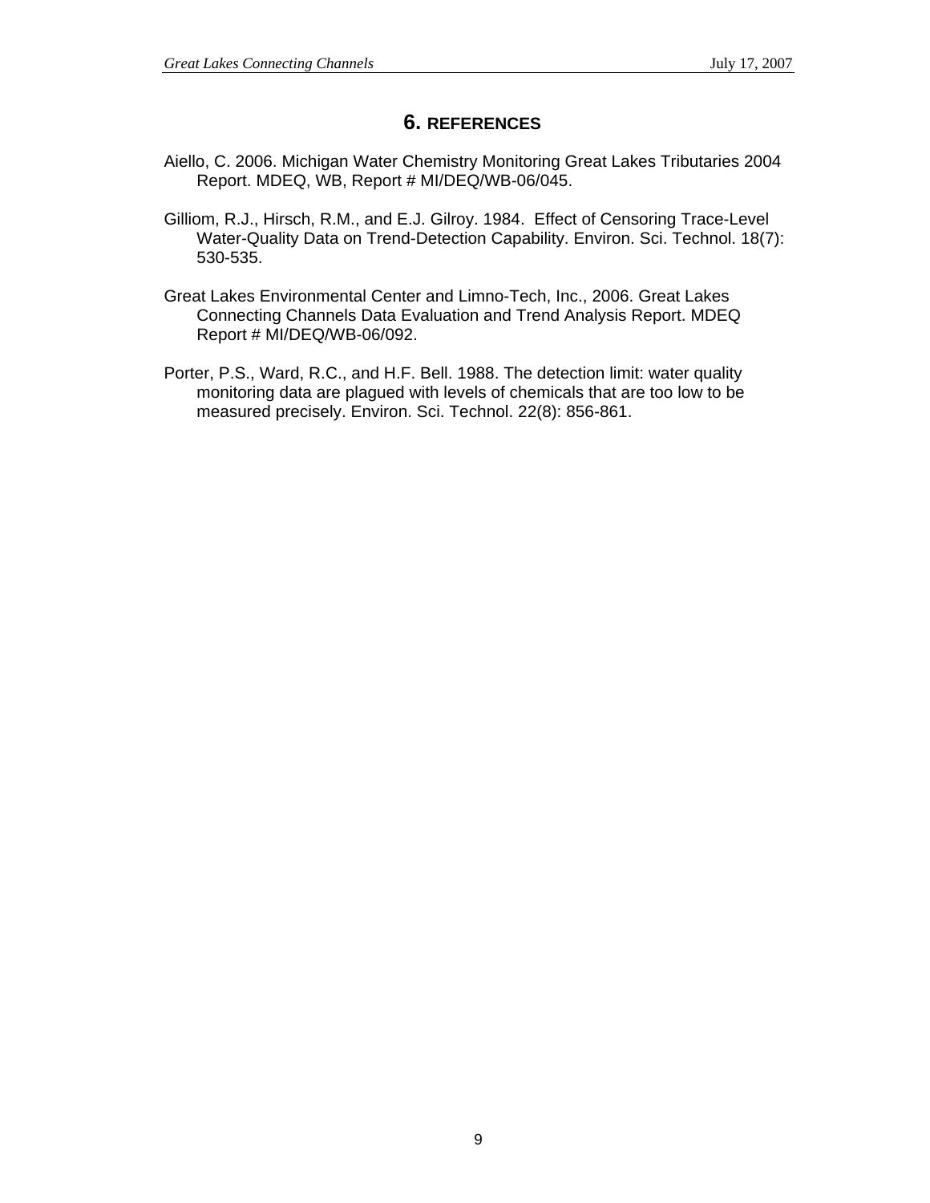# 6. REFERENCES

Aiello, C. 2006. Michigan Water Chemistry Monitoring Great Lakes Tributaries 2004 Report. MDEQ, WB, Report # MI/DEQ/WB-06/045.

Gilliom, R.J., Hirsch, R.M., and E.J. Gilroy. 1984. Effect of Censoring Trace-Level Water-Quality Data on Trend-Detection Capability. Environ. Sci. Technol. 18(7): 530-535.

Great Lakes Environmental Center and Limno-Tech, Inc., 2006. Great Lakes Connecting Channels Data Evaluation and Trend Analysis Report. MDEQ Report # MI/DEQ/WB-06/092.

Porter, P.S., Ward, R.C., and H.F. Bell. 1988. The detection limit: water quality monitoring data are plagued with levels of chemicals that are too low to be measured precisely. Environ. Sci. Technol. 22(8): 856-861.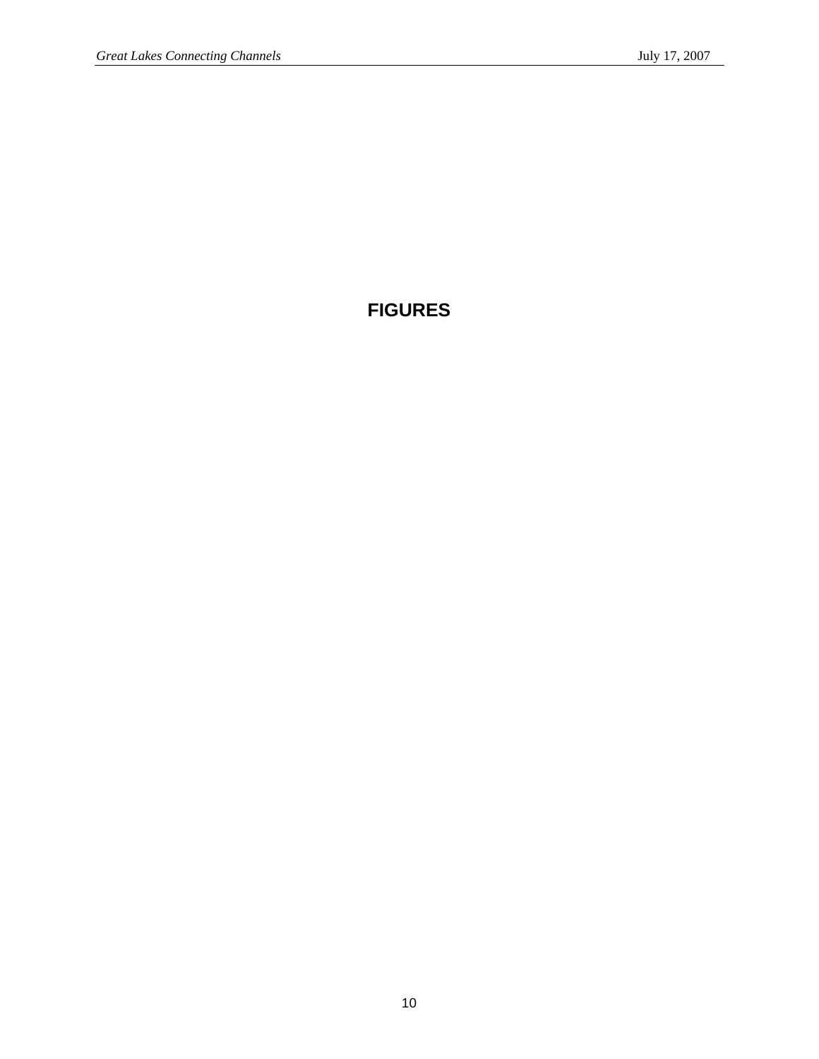# FIGURES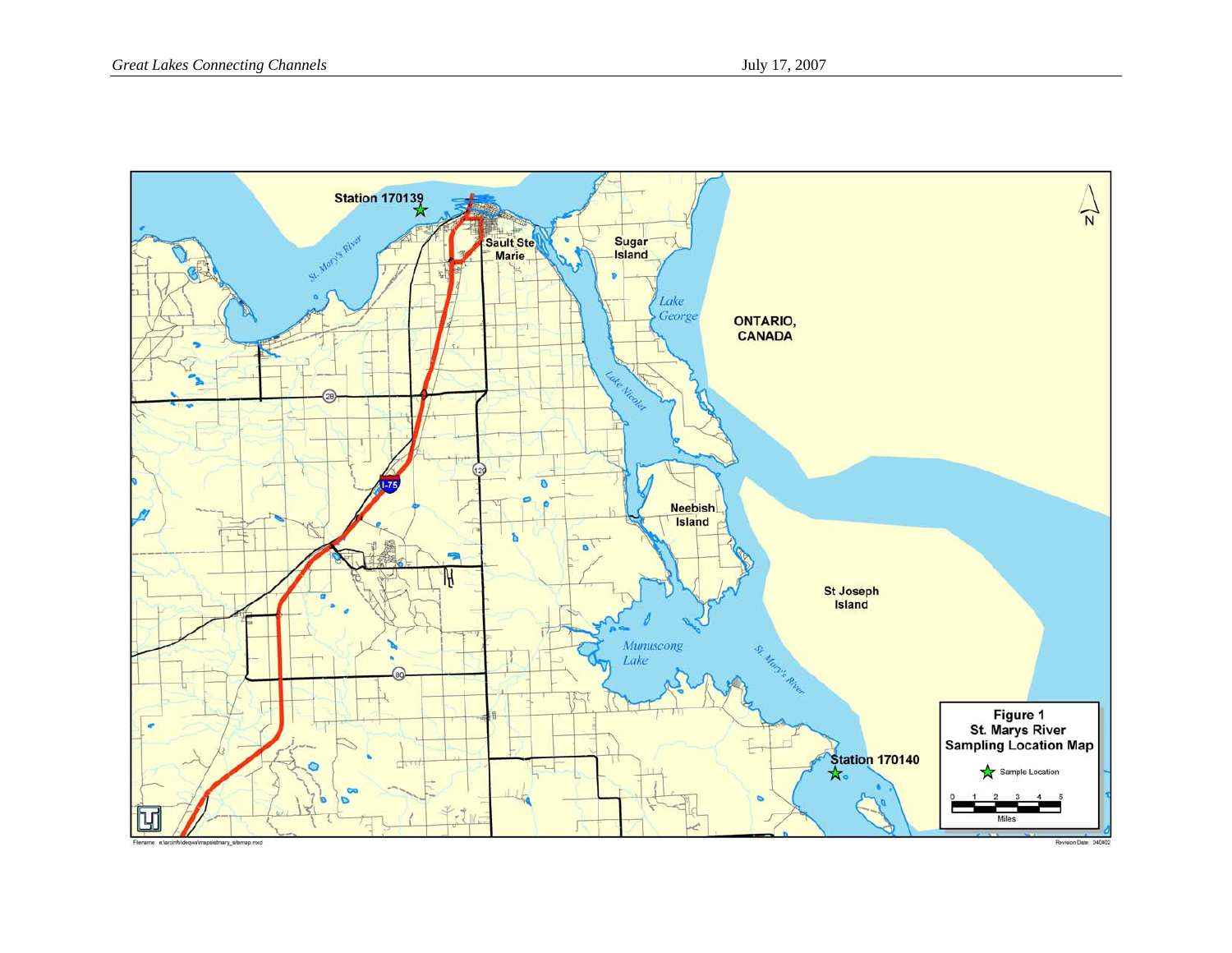Station 170139

Sault Ste Marie

Sugar Island

Lake George

ONTARIO, CANADA

St. Mary's River

Lake Nicolet

Neebish Island

St Joseph Island

Munuscong Lake

St. Mary's River

Station 170140

28

129

I-75

80

**Figure 1**
**St. Marys River**
**Sampling Location Map**

Sample Location

0 1 2 3 4 5
Miles

Filename: e:\arcinfo\deqwi\maps\stmary_sitemap.mxd

Revision Date: 040402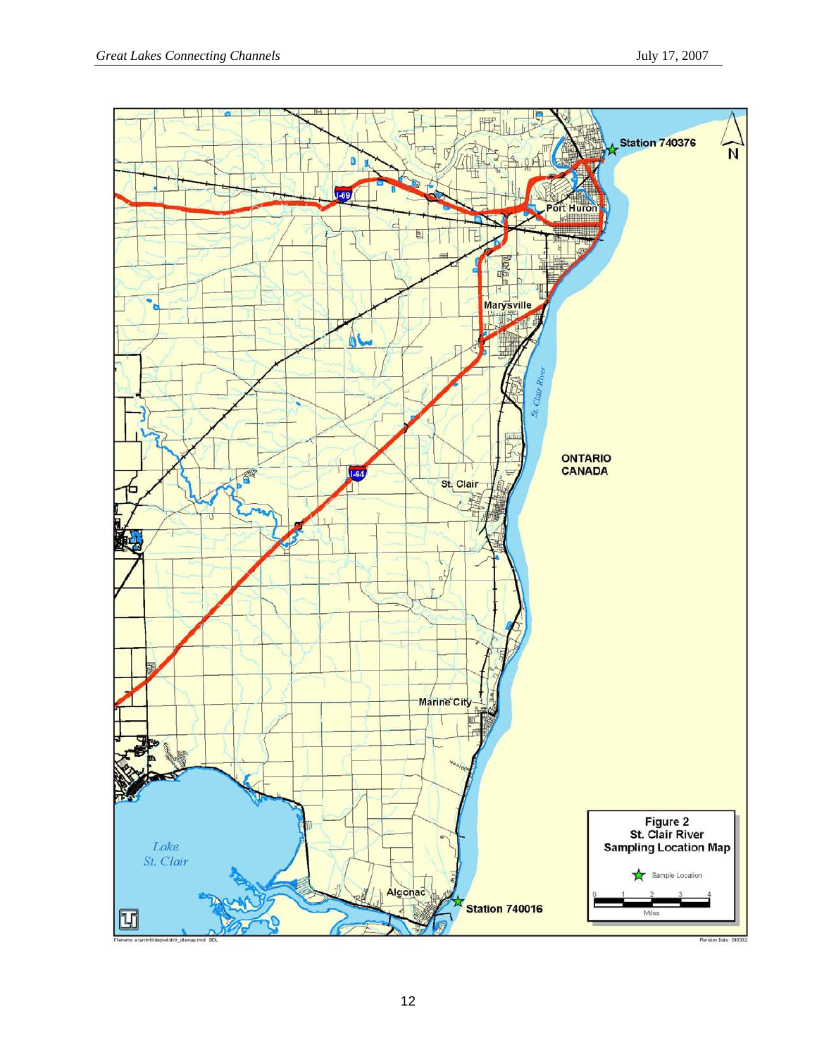Figure 2
St. Clair River
Sampling Location Map

Sample Location

Station 740376

Station 740016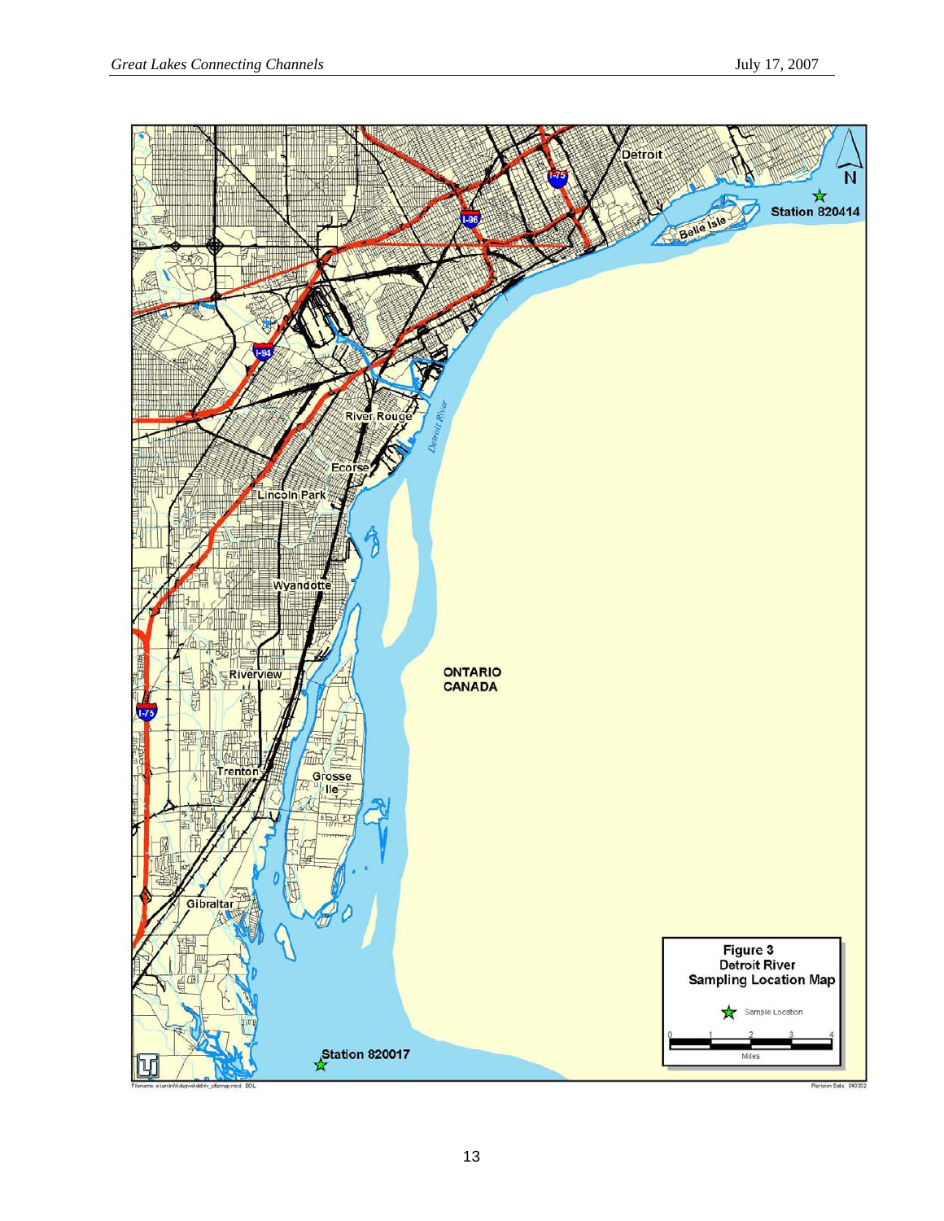Figure 3
Detroit River
Sampling Location Map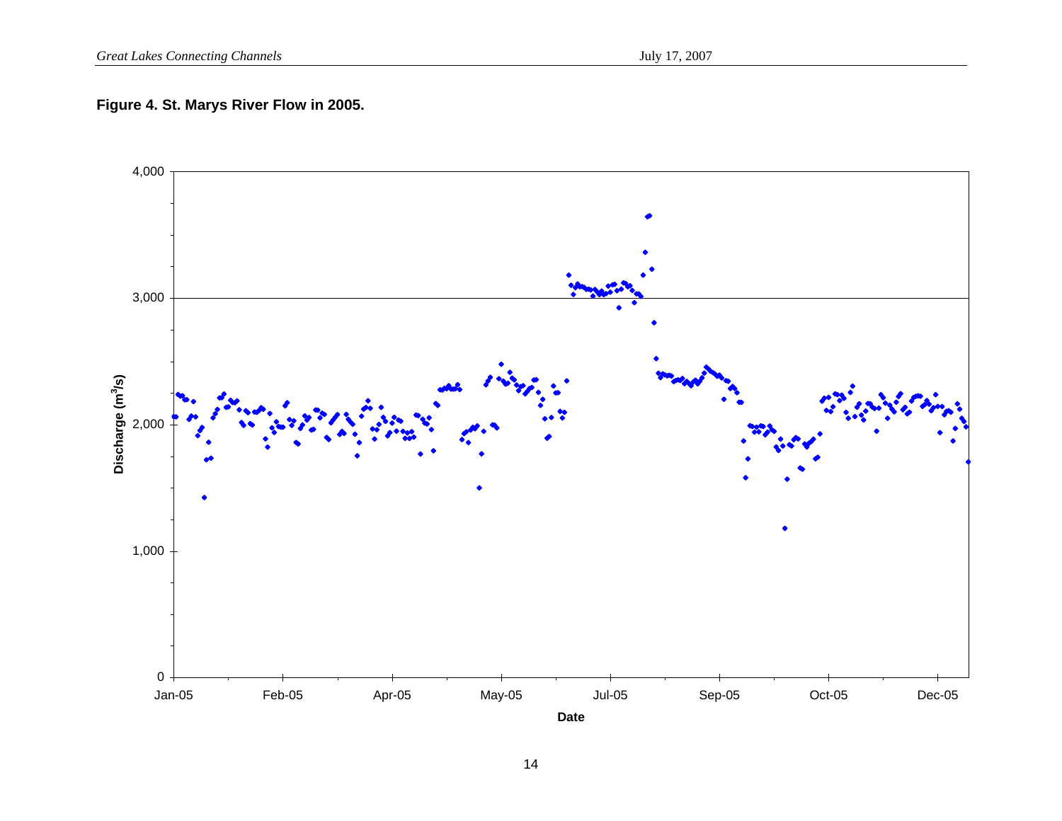**Figure 4. St. Marys River Flow in 2005.**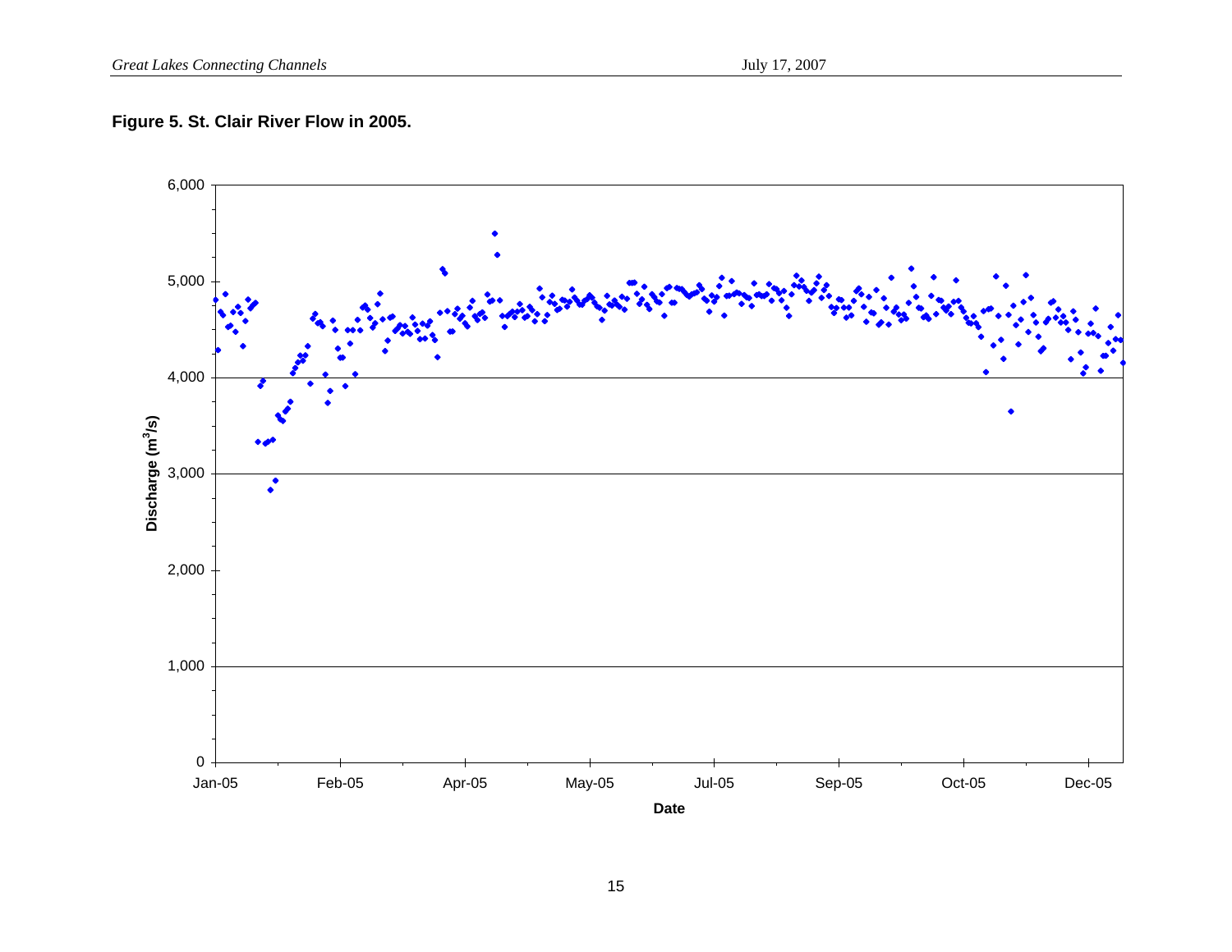**Figure 5. St. Clair River Flow in 2005.**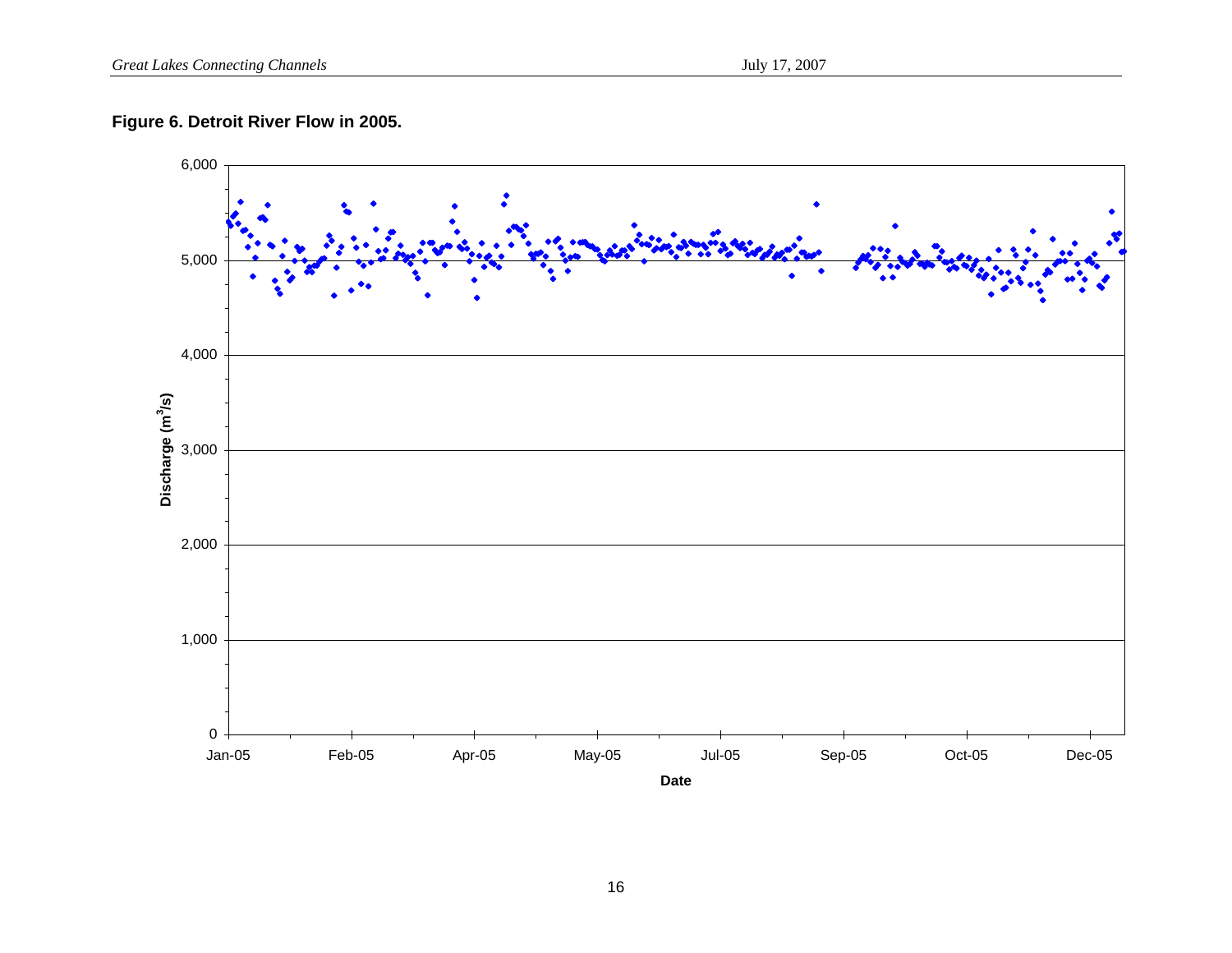**Figure 6. Detroit River Flow in 2005.**

Discharge ($m^3/s$)

6,000
5,000
4,000
3,000
2,000
1,000
0

Jan-05 Feb-05 Apr-05 May-05 Jul-05 Sep-05 Oct-05 Dec-05

Date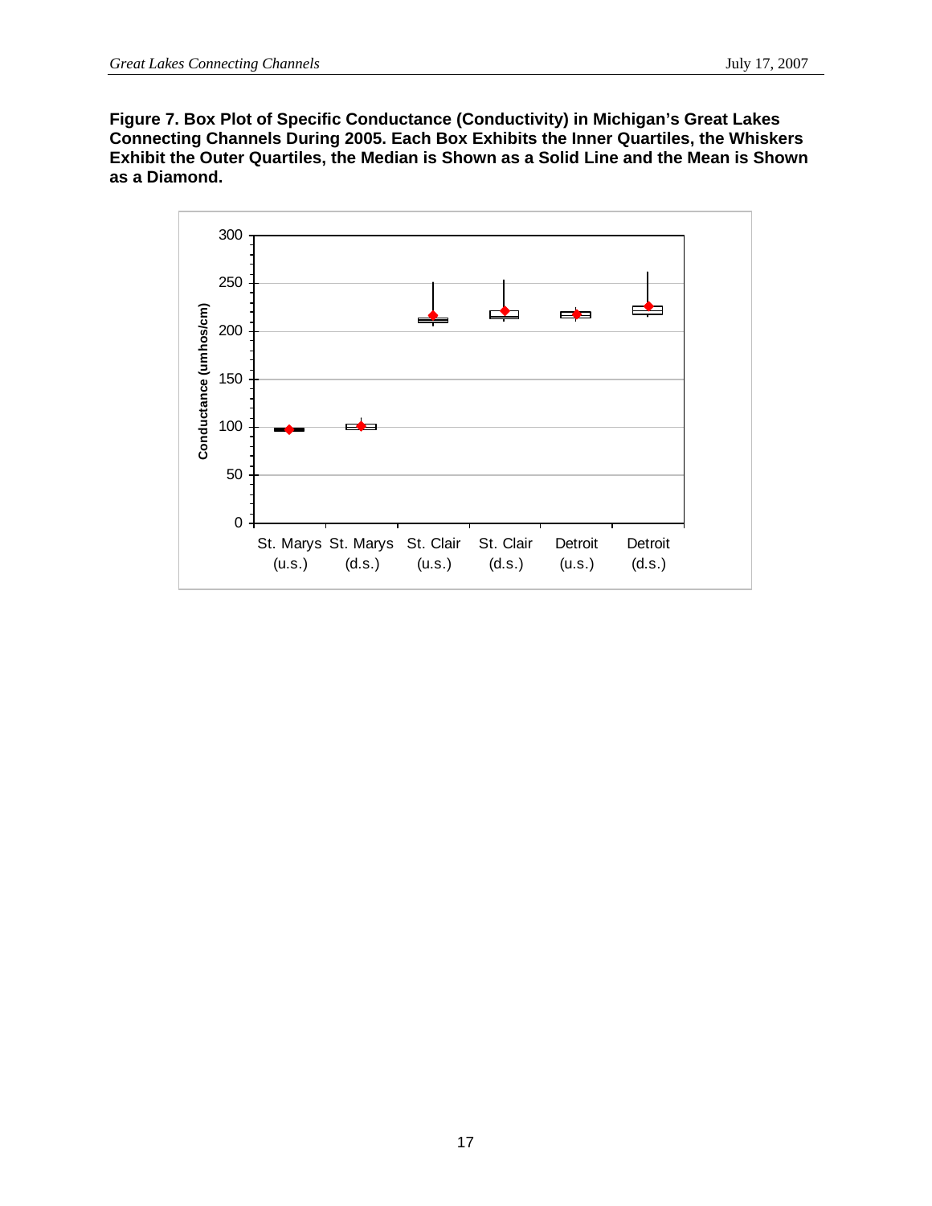**Figure 7. Box Plot of Specific Conductance (Conductivity) in Michigan's Great Lakes Connecting Channels During 2005. Each Box Exhibits the Inner Quartiles, the Whiskers Exhibit the Outer Quartiles, the Median is Shown as a Solid Line and the Mean is Shown as a Diamond.**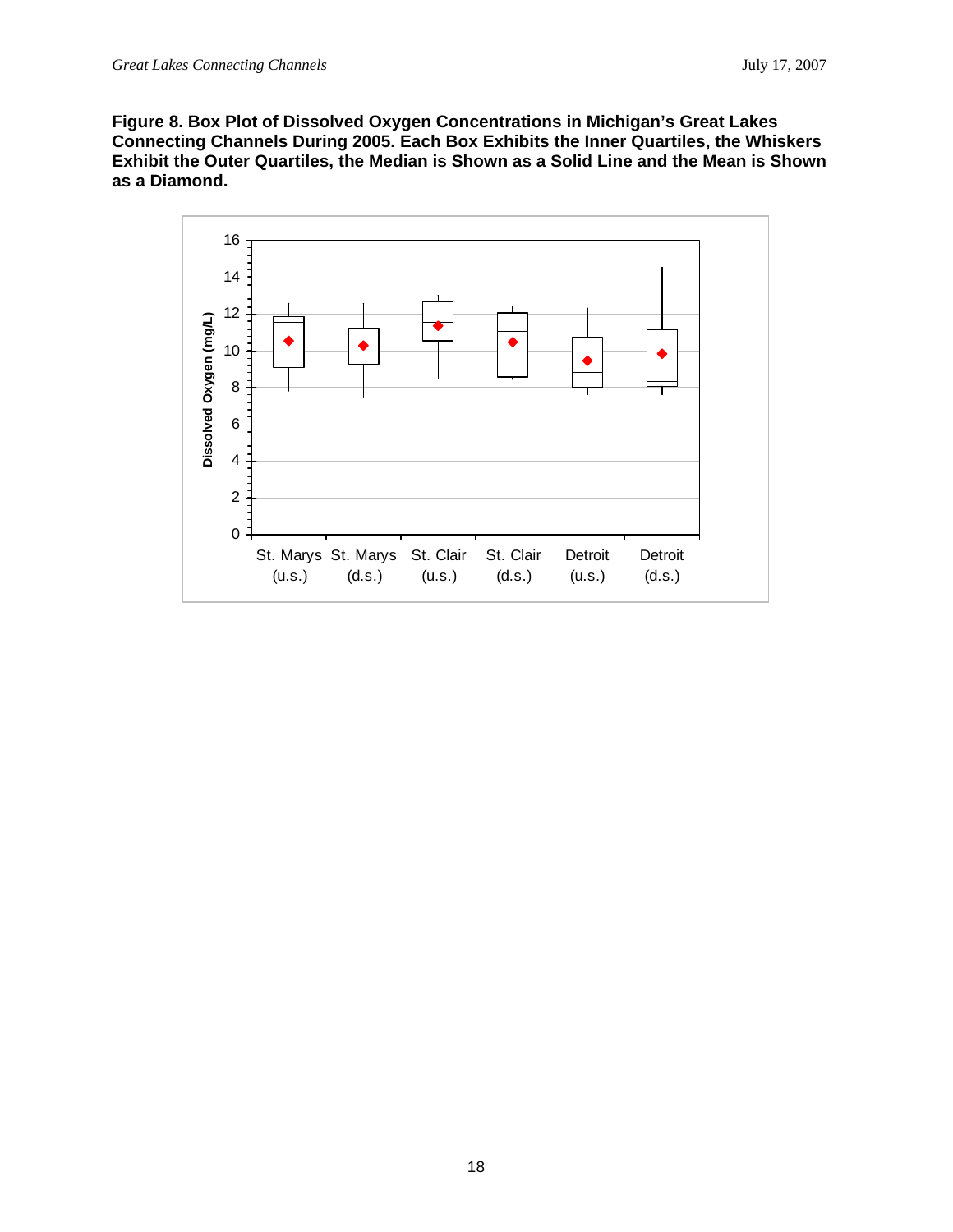**Figure 8. Box Plot of Dissolved Oxygen Concentrations in Michigan's Great Lakes Connecting Channels During 2005. Each Box Exhibits the Inner Quartiles, the Whiskers Exhibit the Outer Quartiles, the Median is Shown as a Solid Line and the Mean is Shown as a Diamond.**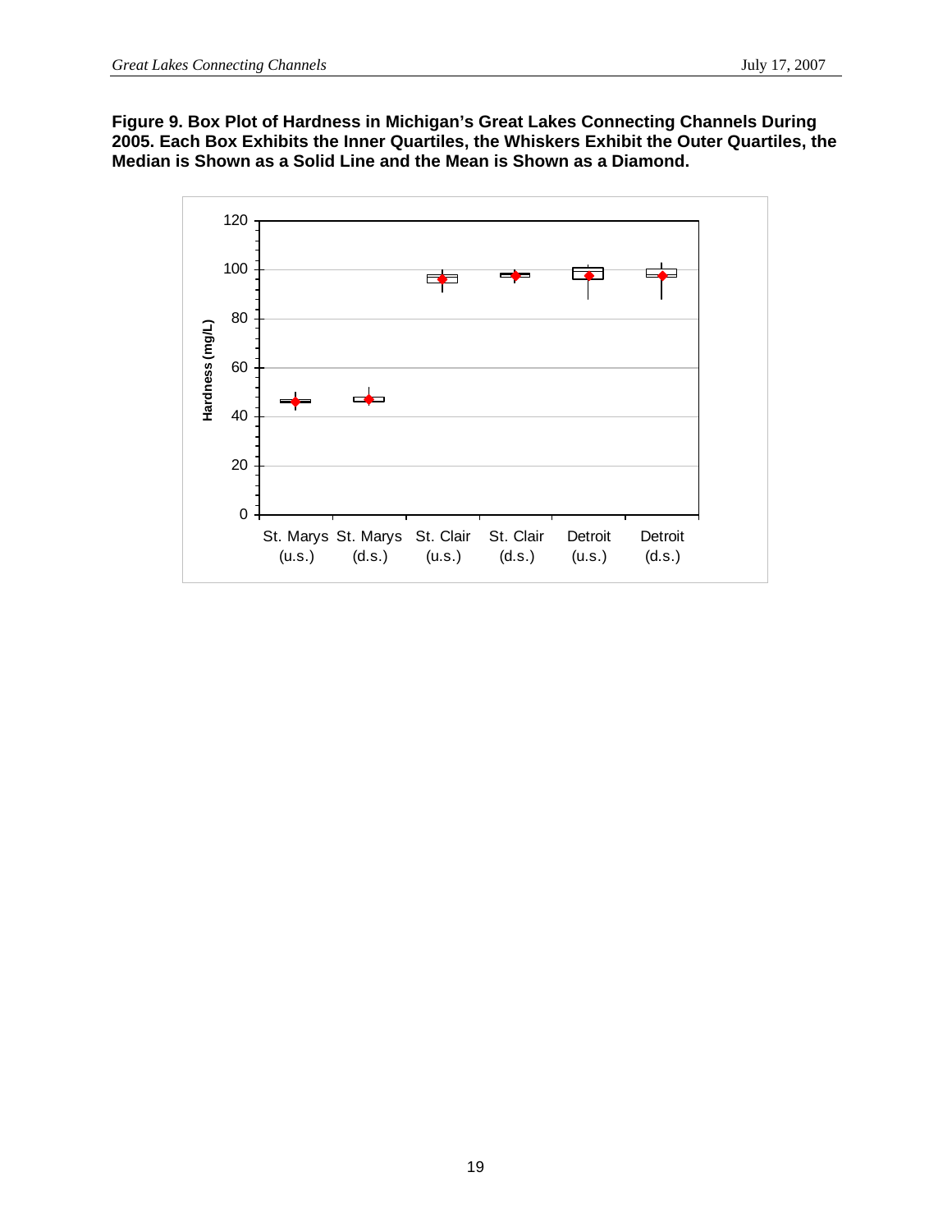**Figure 9. Box Plot of Hardness in Michigan's Great Lakes Connecting Channels During 2005. Each Box Exhibits the Inner Quartiles, the Whiskers Exhibit the Outer Quartiles, the Median is Shown as a Solid Line and the Mean is Shown as a Diamond.**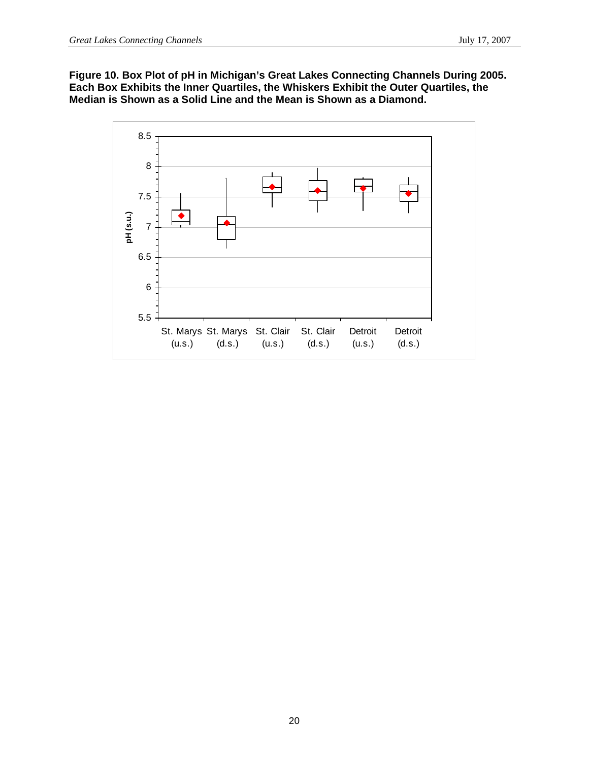**Figure 10. Box Plot of pH in Michigan's Great Lakes Connecting Channels During 2005. Each Box Exhibits the Inner Quartiles, the Whiskers Exhibit the Outer Quartiles, the Median is Shown as a Solid Line and the Mean is Shown as a Diamond.**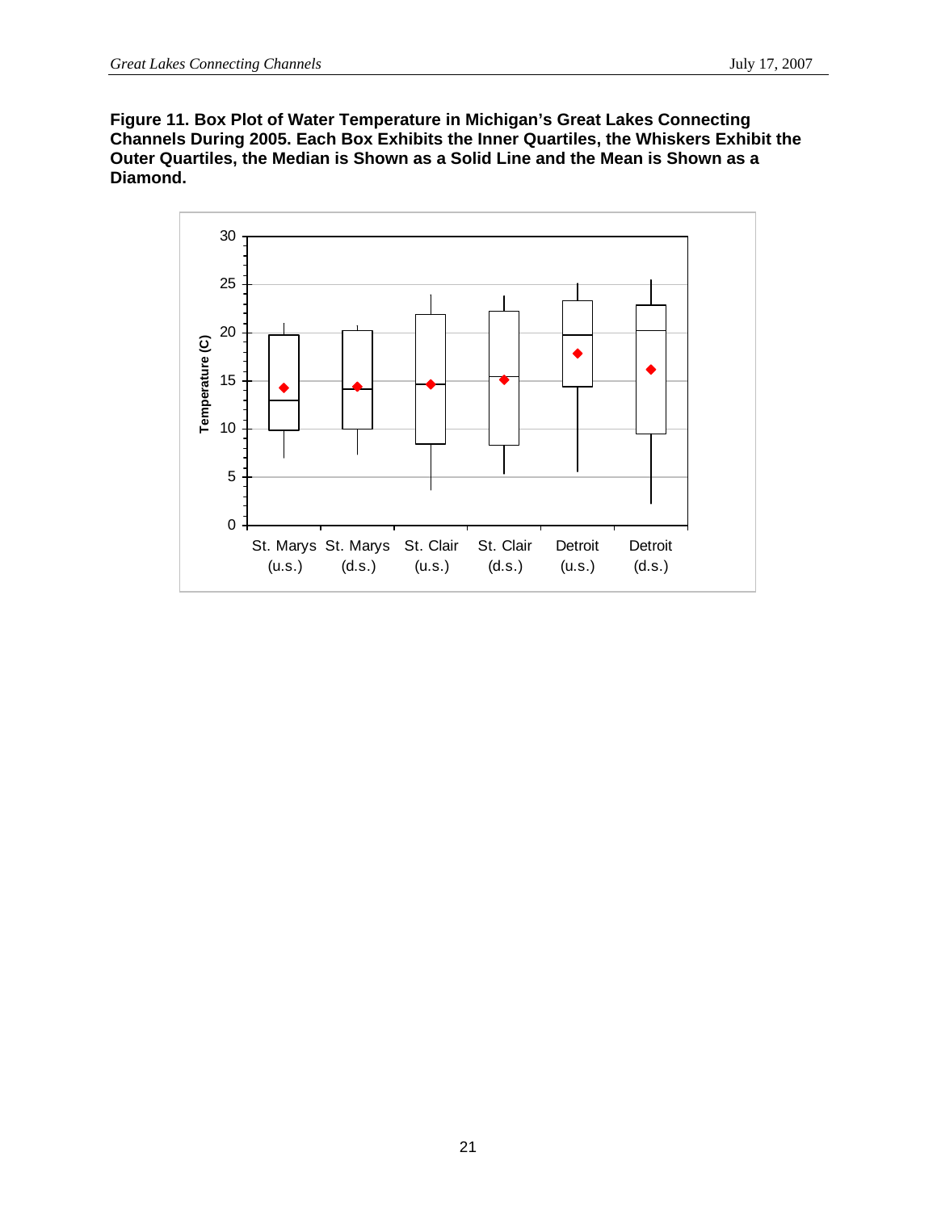**Figure 11. Box Plot of Water Temperature in Michigan's Great Lakes Connecting Channels During 2005. Each Box Exhibits the Inner Quartiles, the Whiskers Exhibit the Outer Quartiles, the Median is Shown as a Solid Line and the Mean is Shown as a Diamond.**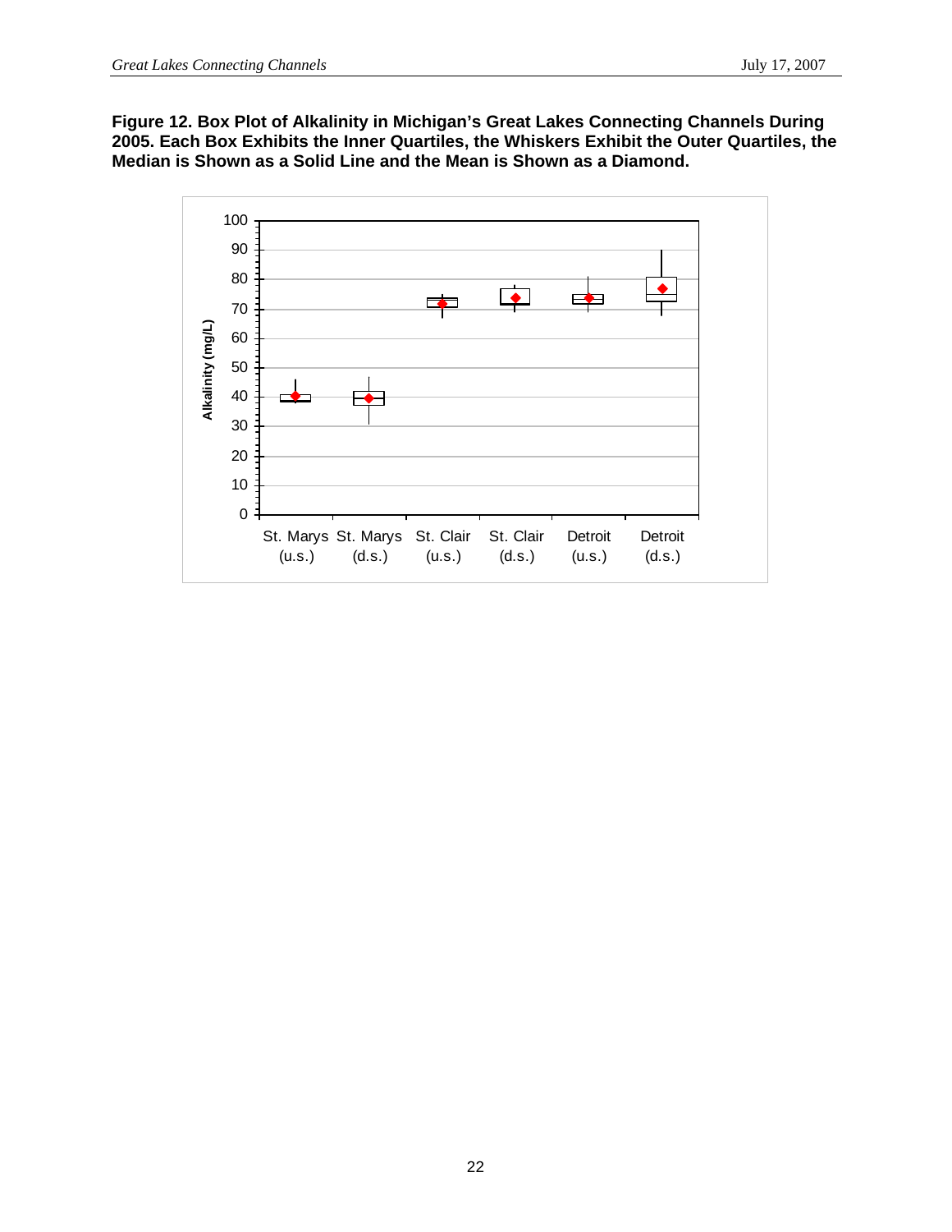**Figure 12. Box Plot of Alkalinity in Michigan's Great Lakes Connecting Channels During 2005. Each Box Exhibits the Inner Quartiles, the Whiskers Exhibit the Outer Quartiles, the Median is Shown as a Solid Line and the Mean is Shown as a Diamond.**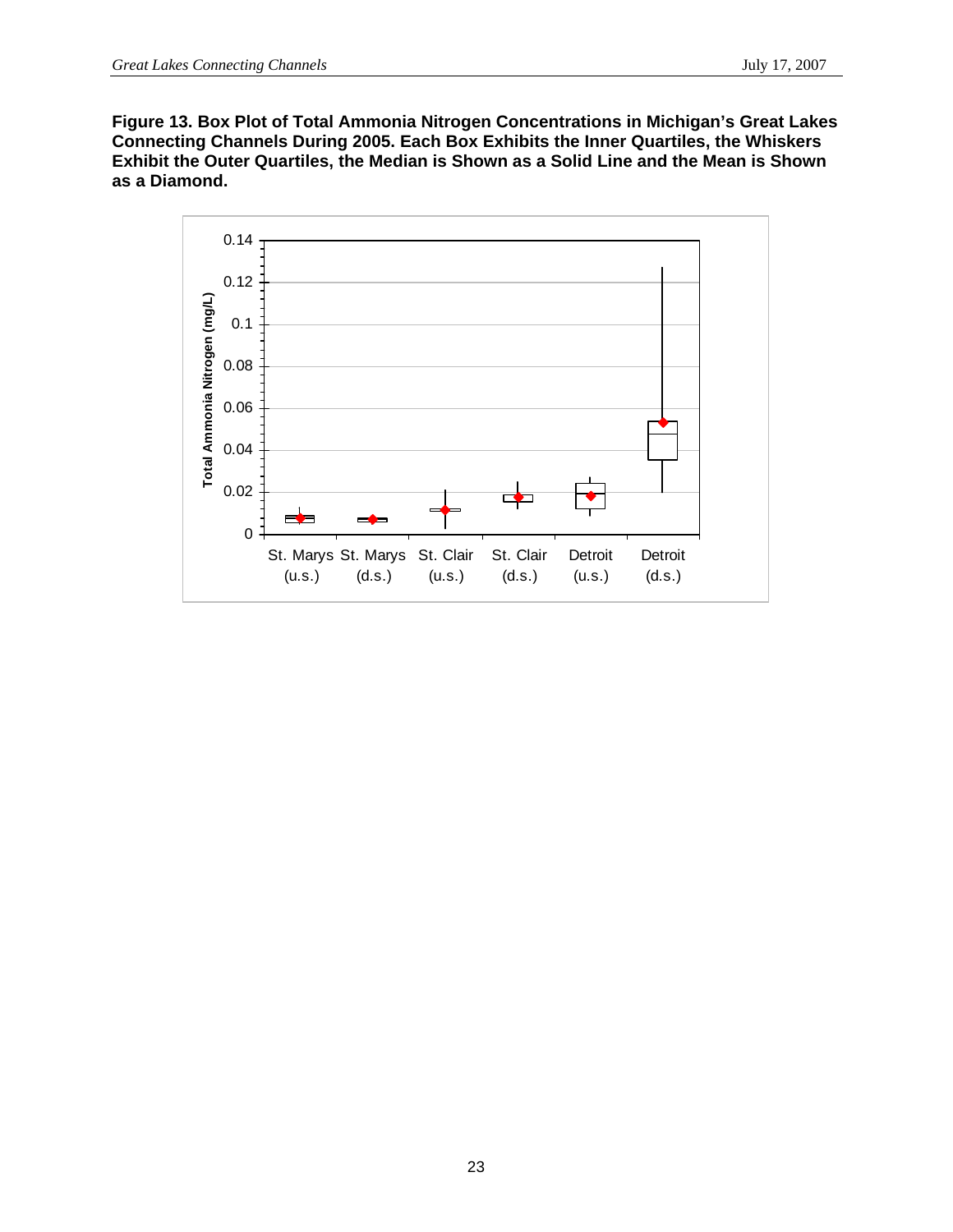**Figure 13. Box Plot of Total Ammonia Nitrogen Concentrations in Michigan's Great Lakes Connecting Channels During 2005. Each Box Exhibits the Inner Quartiles, the Whiskers Exhibit the Outer Quartiles, the Median is Shown as a Solid Line and the Mean is Shown as a Diamond.**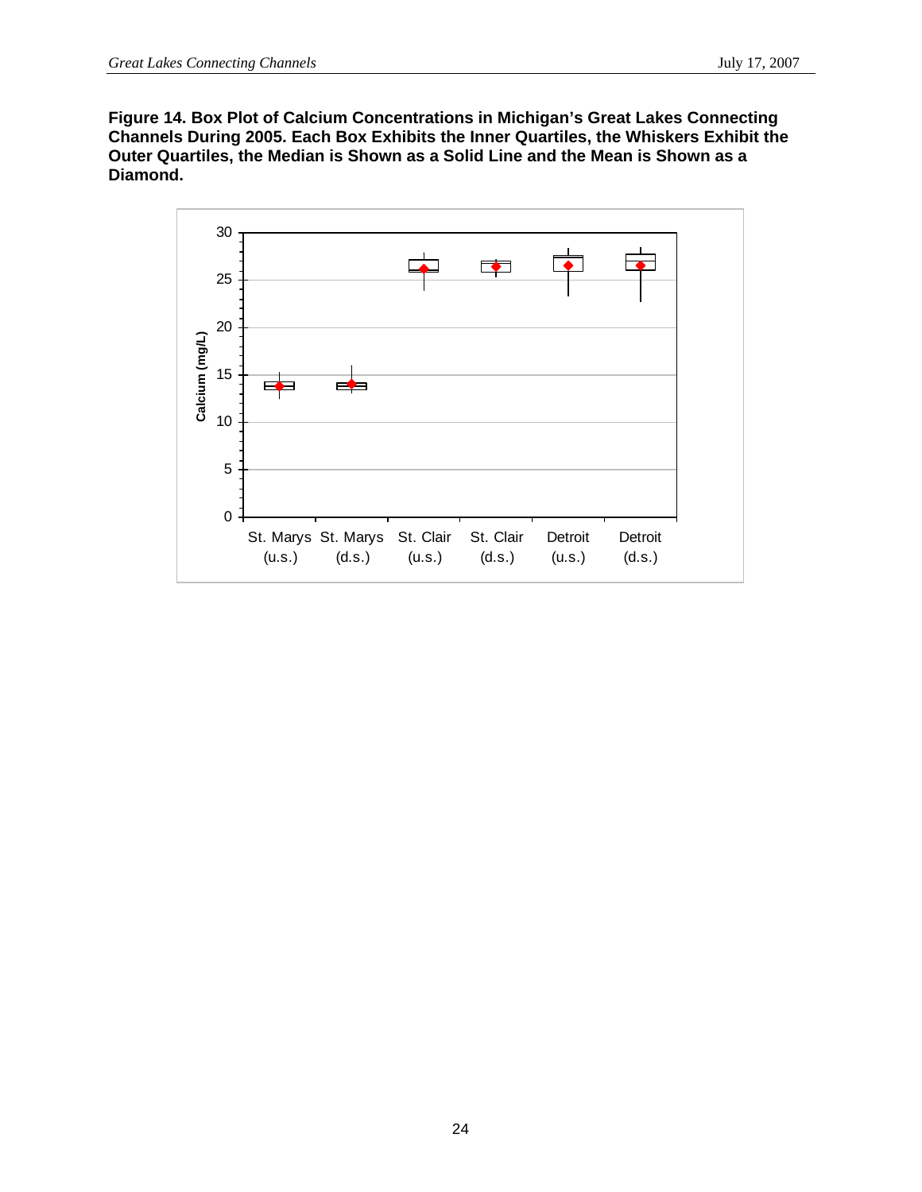**Figure 14. Box Plot of Calcium Concentrations in Michigan's Great Lakes Connecting Channels During 2005. Each Box Exhibits the Inner Quartiles, the Whiskers Exhibit the Outer Quartiles, the Median is Shown as a Solid Line and the Mean is Shown as a Diamond.**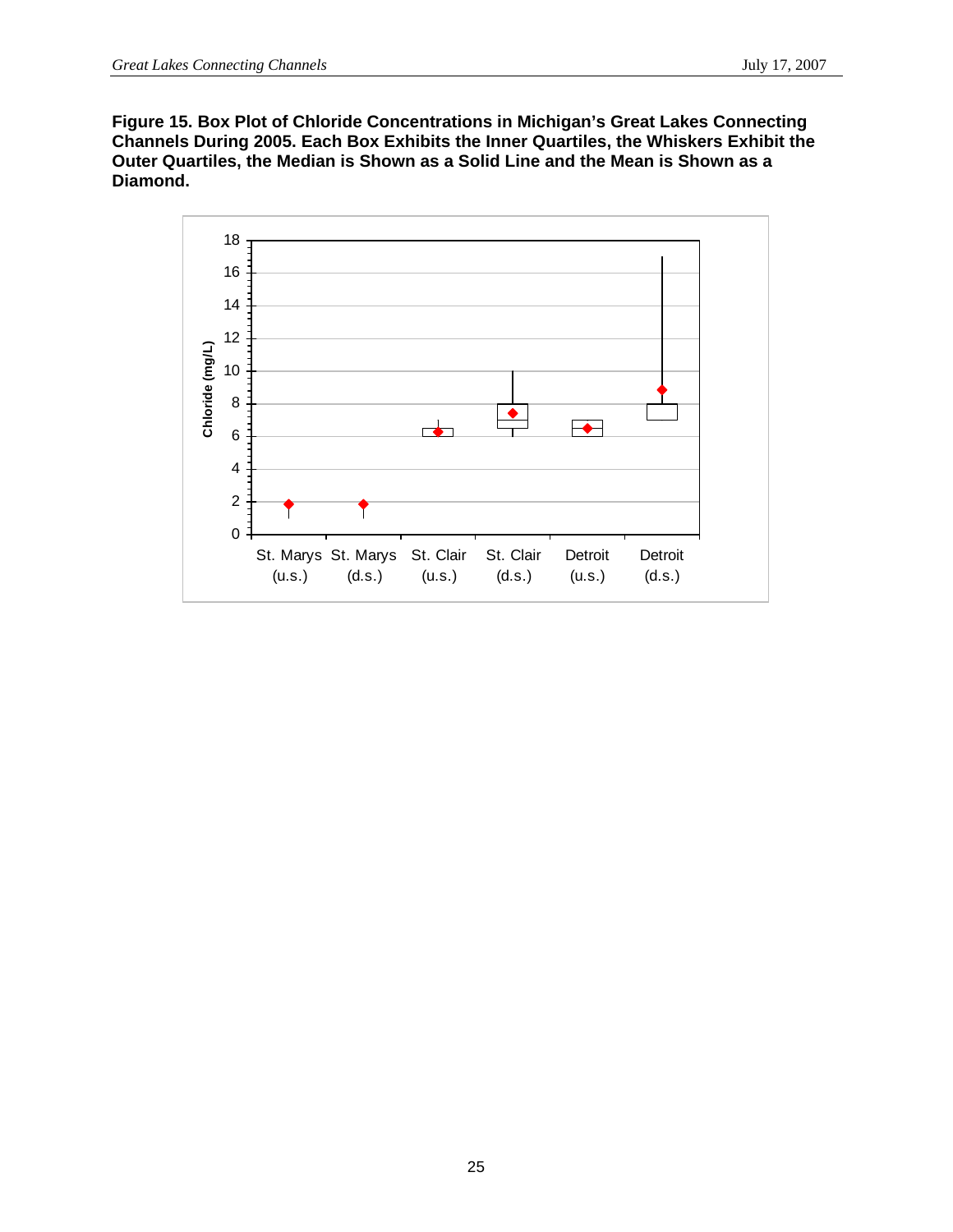**Figure 15. Box Plot of Chloride Concentrations in Michigan's Great Lakes Connecting Channels During 2005. Each Box Exhibits the Inner Quartiles, the Whiskers Exhibit the Outer Quartiles, the Median is Shown as a Solid Line and the Mean is Shown as a Diamond.**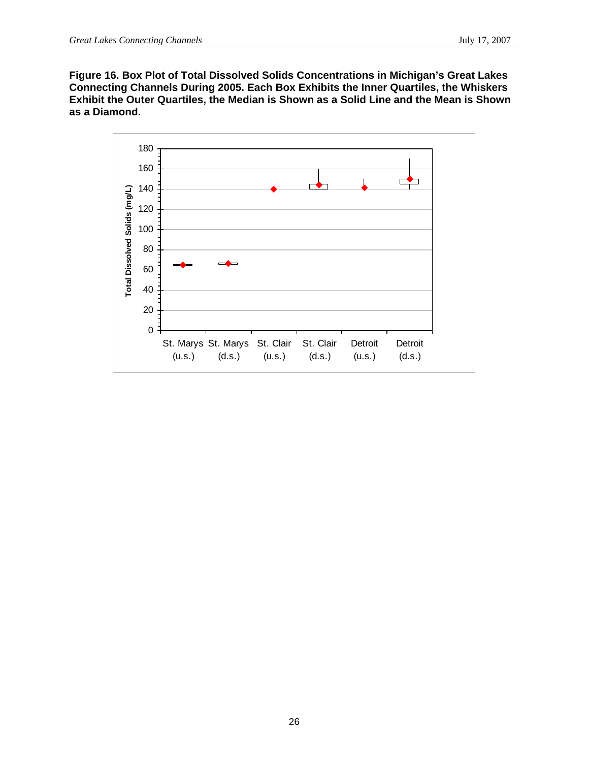**Figure 16. Box Plot of Total Dissolved Solids Concentrations in Michigan's Great Lakes Connecting Channels During 2005. Each Box Exhibits the Inner Quartiles, the Whiskers Exhibit the Outer Quartiles, the Median is Shown as a Solid Line and the Mean is Shown as a Diamond.**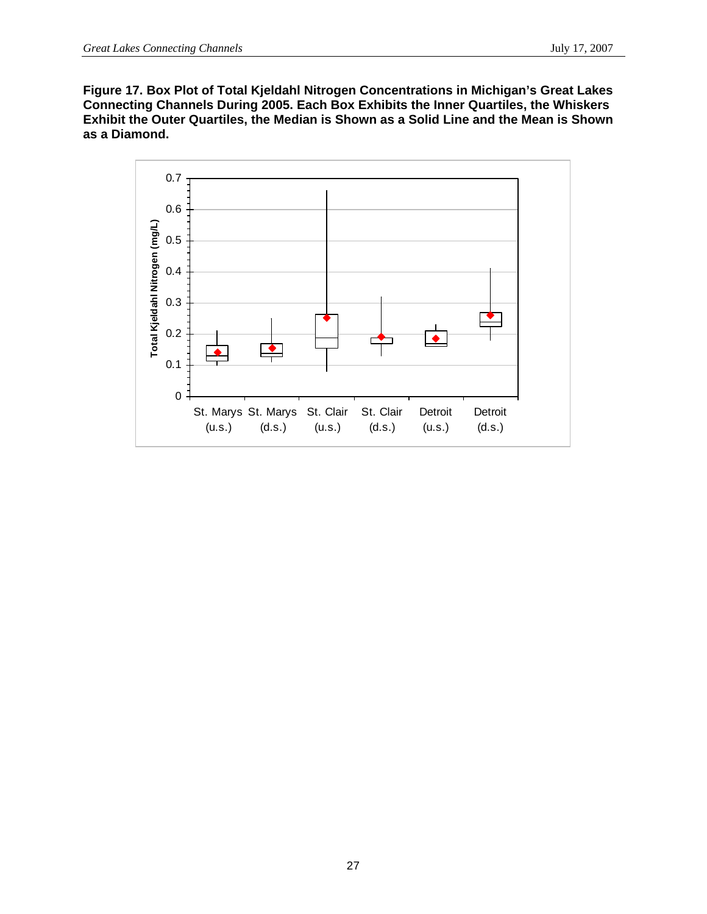**Figure 17. Box Plot of Total Kjeldahl Nitrogen Concentrations in Michigan's Great Lakes Connecting Channels During 2005. Each Box Exhibits the Inner Quartiles, the Whiskers Exhibit the Outer Quartiles, the Median is Shown as a Solid Line and the Mean is Shown as a Diamond.**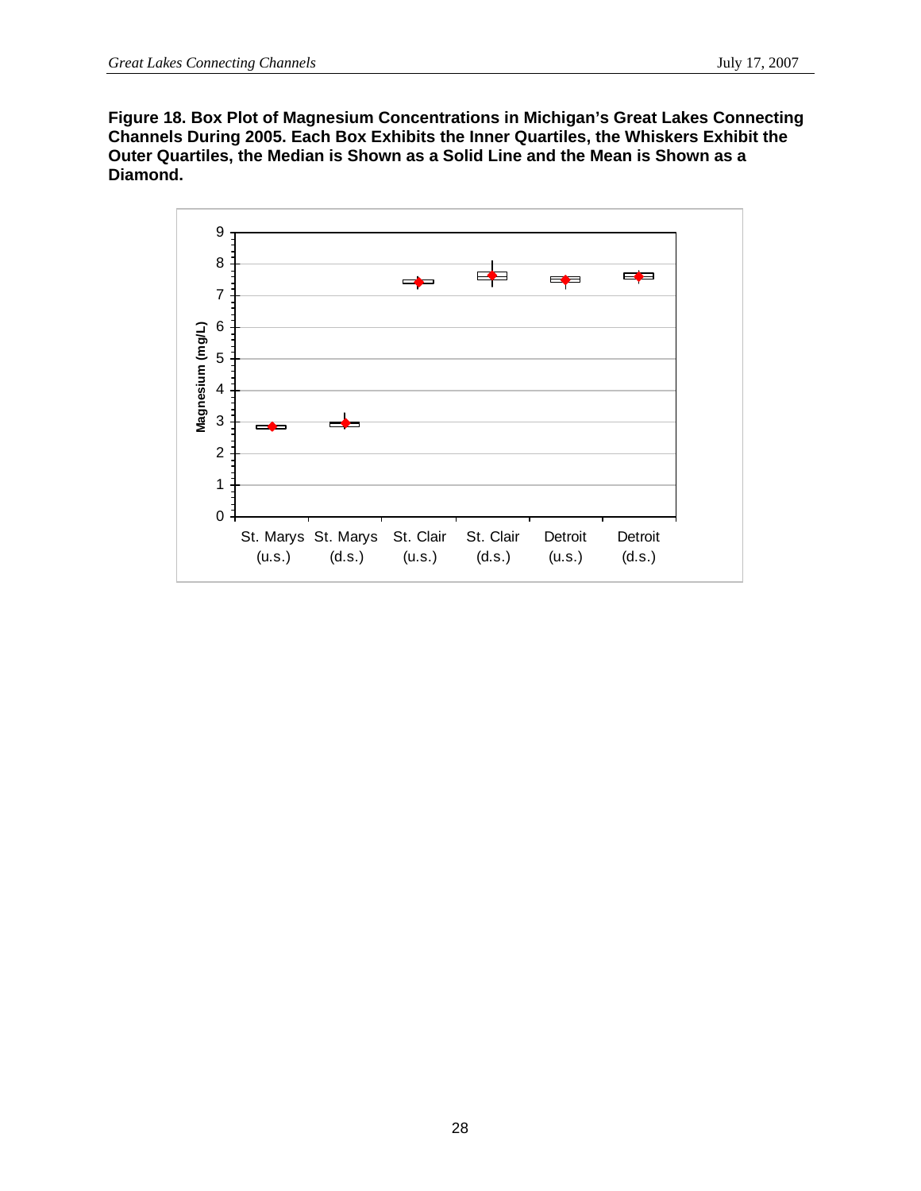**Figure 18. Box Plot of Magnesium Concentrations in Michigan's Great Lakes Connecting Channels During 2005. Each Box Exhibits the Inner Quartiles, the Whiskers Exhibit the Outer Quartiles, the Median is Shown as a Solid Line and the Mean is Shown as a Diamond.**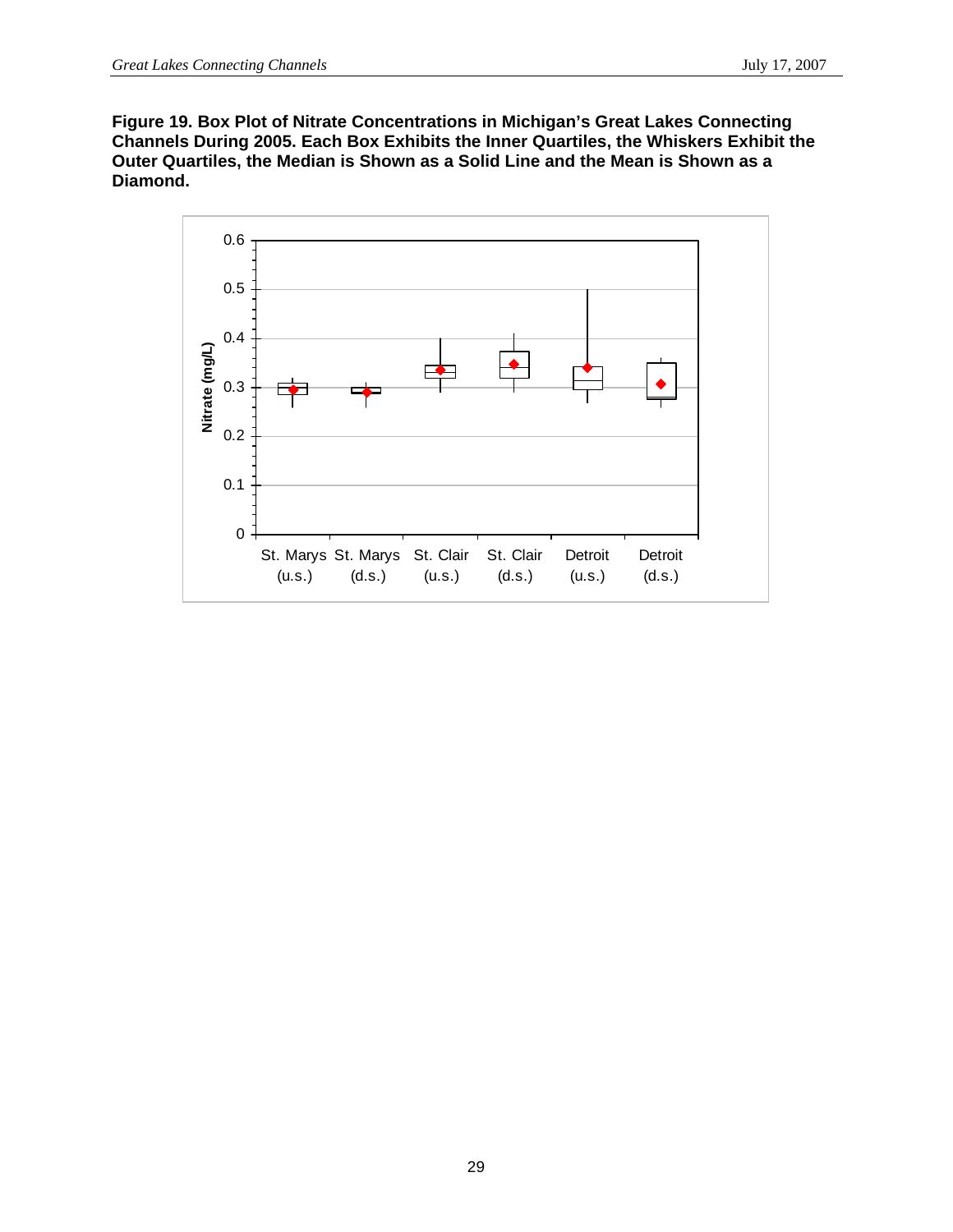**Figure 19. Box Plot of Nitrate Concentrations in Michigan's Great Lakes Connecting Channels During 2005. Each Box Exhibits the Inner Quartiles, the Whiskers Exhibit the Outer Quartiles, the Median is Shown as a Solid Line and the Mean is Shown as a Diamond.**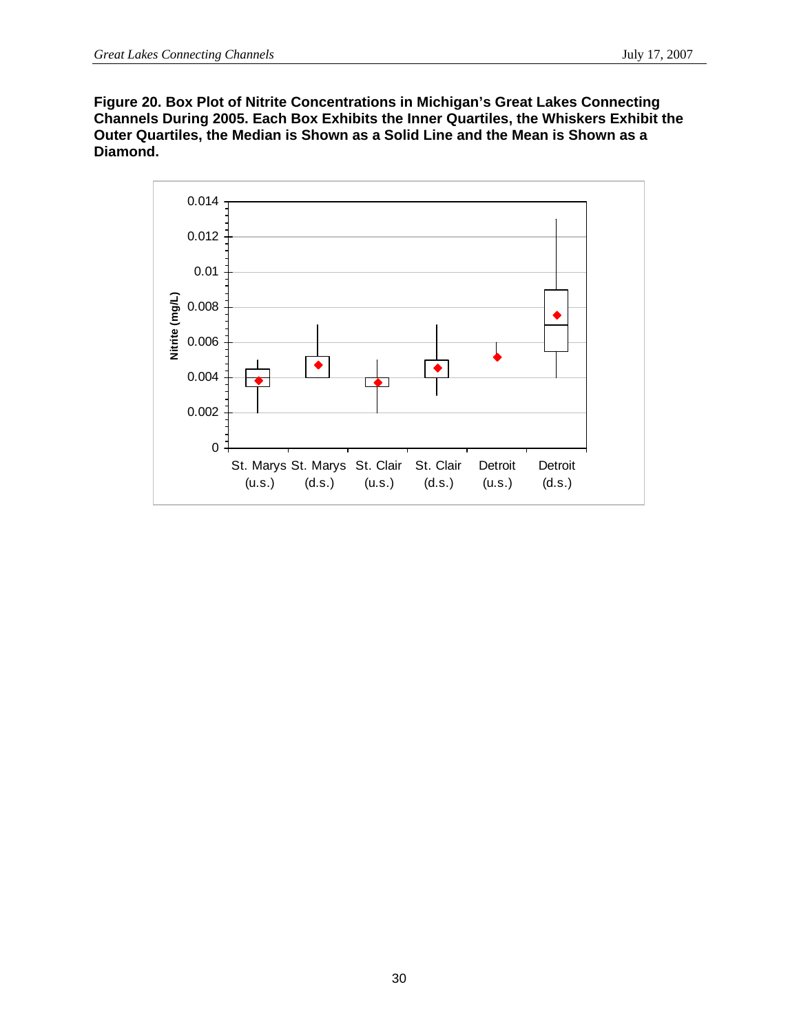**Figure 20. Box Plot of Nitrite Concentrations in Michigan's Great Lakes Connecting Channels During 2005. Each Box Exhibits the Inner Quartiles, the Whiskers Exhibit the Outer Quartiles, the Median is Shown as a Solid Line and the Mean is Shown as a Diamond.**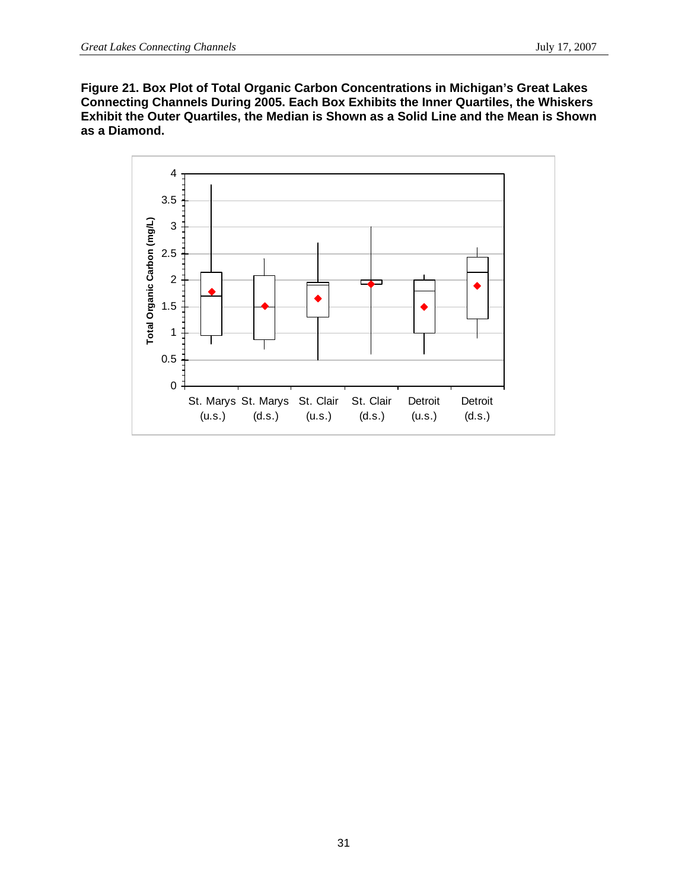**Figure 21. Box Plot of Total Organic Carbon Concentrations in Michigan's Great Lakes Connecting Channels During 2005. Each Box Exhibits the Inner Quartiles, the Whiskers Exhibit the Outer Quartiles, the Median is Shown as a Solid Line and the Mean is Shown as a Diamond.**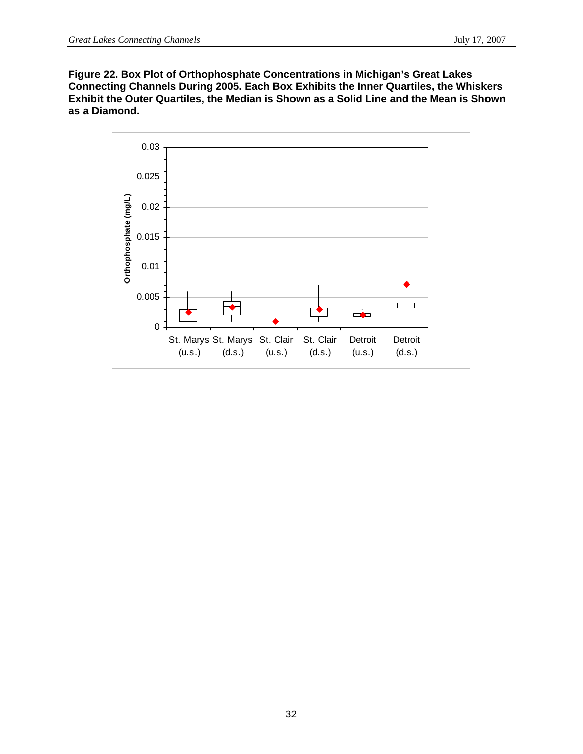**Figure 22. Box Plot of Orthophosphate Concentrations in Michigan's Great Lakes Connecting Channels During 2005. Each Box Exhibits the Inner Quartiles, the Whiskers Exhibit the Outer Quartiles, the Median is Shown as a Solid Line and the Mean is Shown as a Diamond.**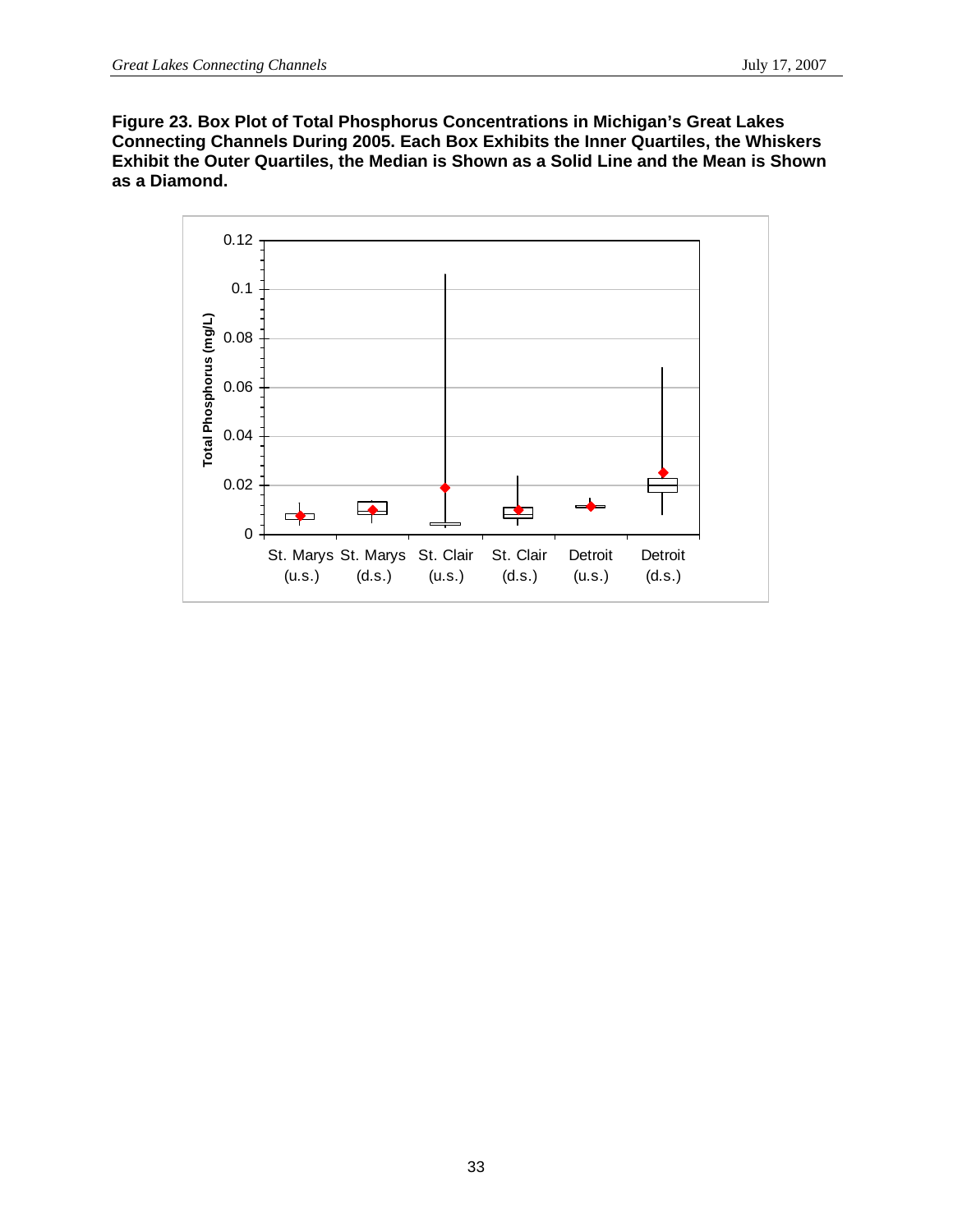**Figure 23. Box Plot of Total Phosphorus Concentrations in Michigan's Great Lakes Connecting Channels During 2005. Each Box Exhibits the Inner Quartiles, the Whiskers Exhibit the Outer Quartiles, the Median is Shown as a Solid Line and the Mean is Shown as a Diamond.**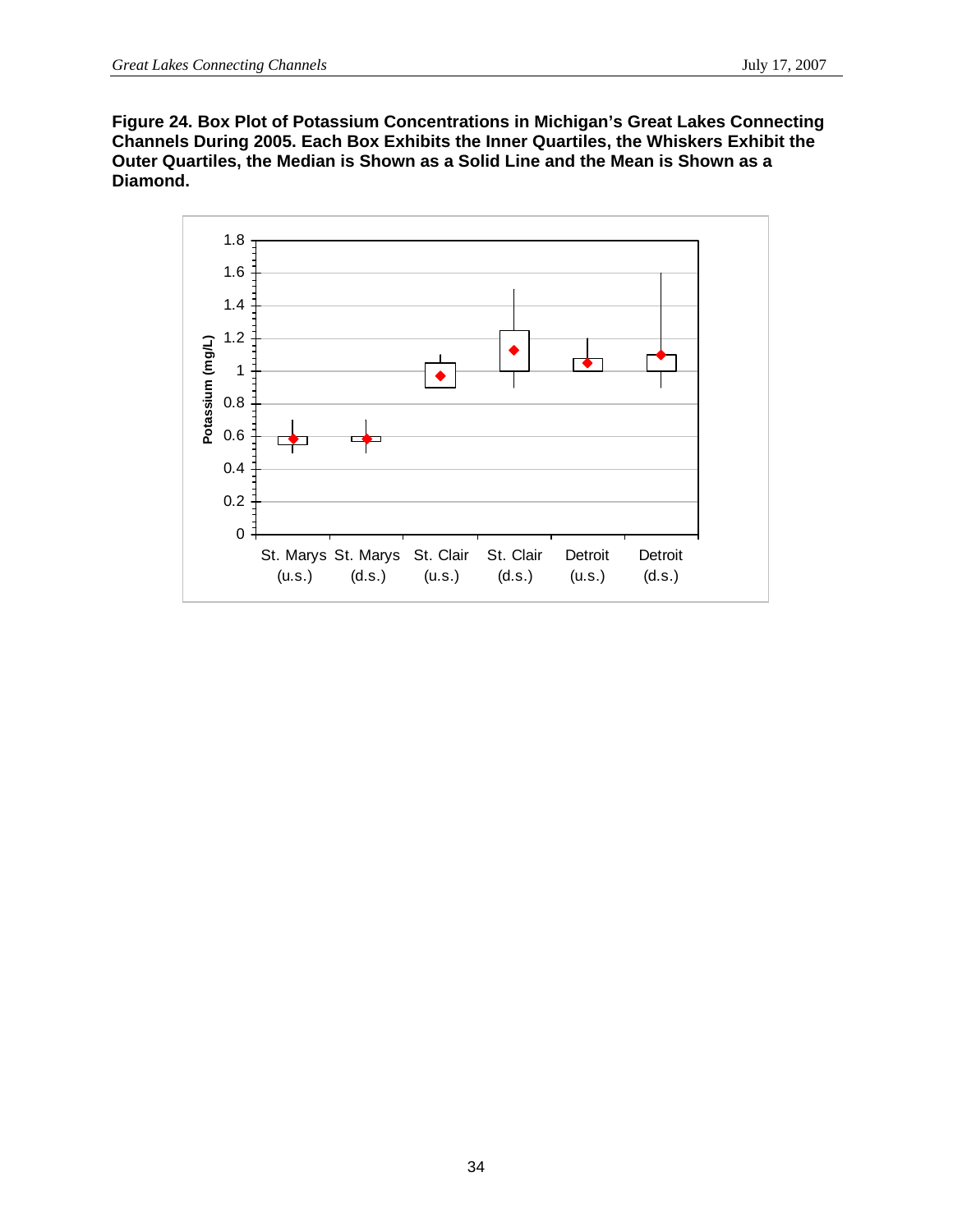**Figure 24. Box Plot of Potassium Concentrations in Michigan's Great Lakes Connecting Channels During 2005. Each Box Exhibits the Inner Quartiles, the Whiskers Exhibit the Outer Quartiles, the Median is Shown as a Solid Line and the Mean is Shown as a Diamond.**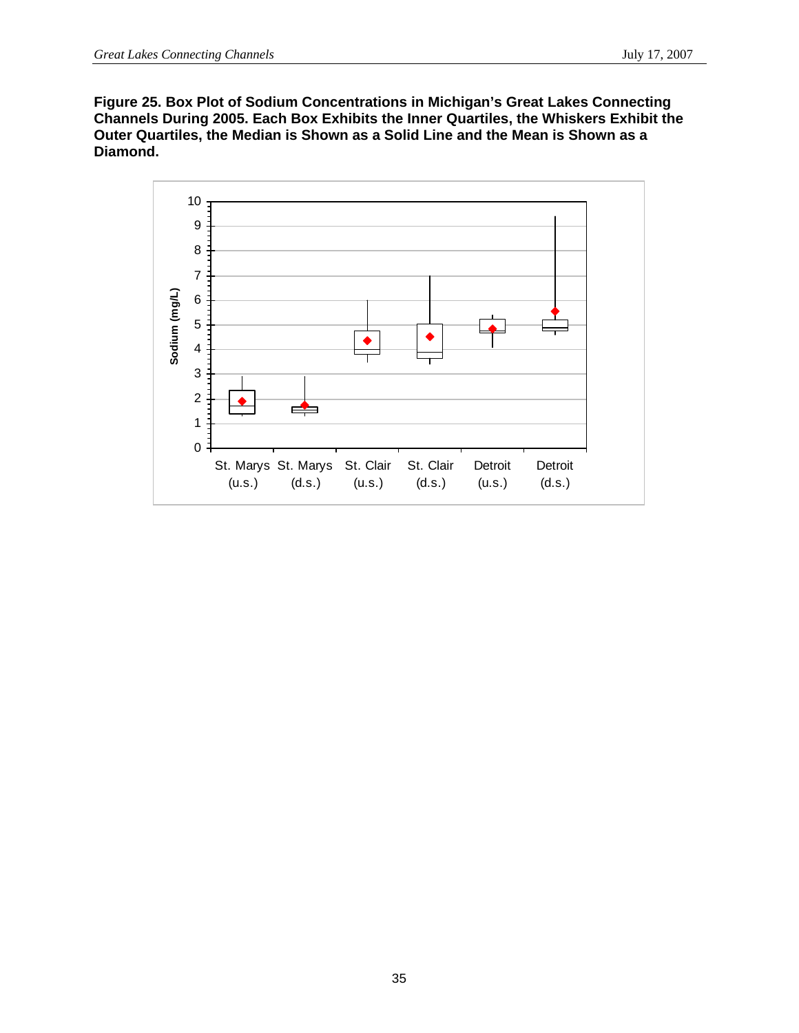**Figure 25. Box Plot of Sodium Concentrations in Michigan's Great Lakes Connecting Channels During 2005. Each Box Exhibits the Inner Quartiles, the Whiskers Exhibit the Outer Quartiles, the Median is Shown as a Solid Line and the Mean is Shown as a Diamond.**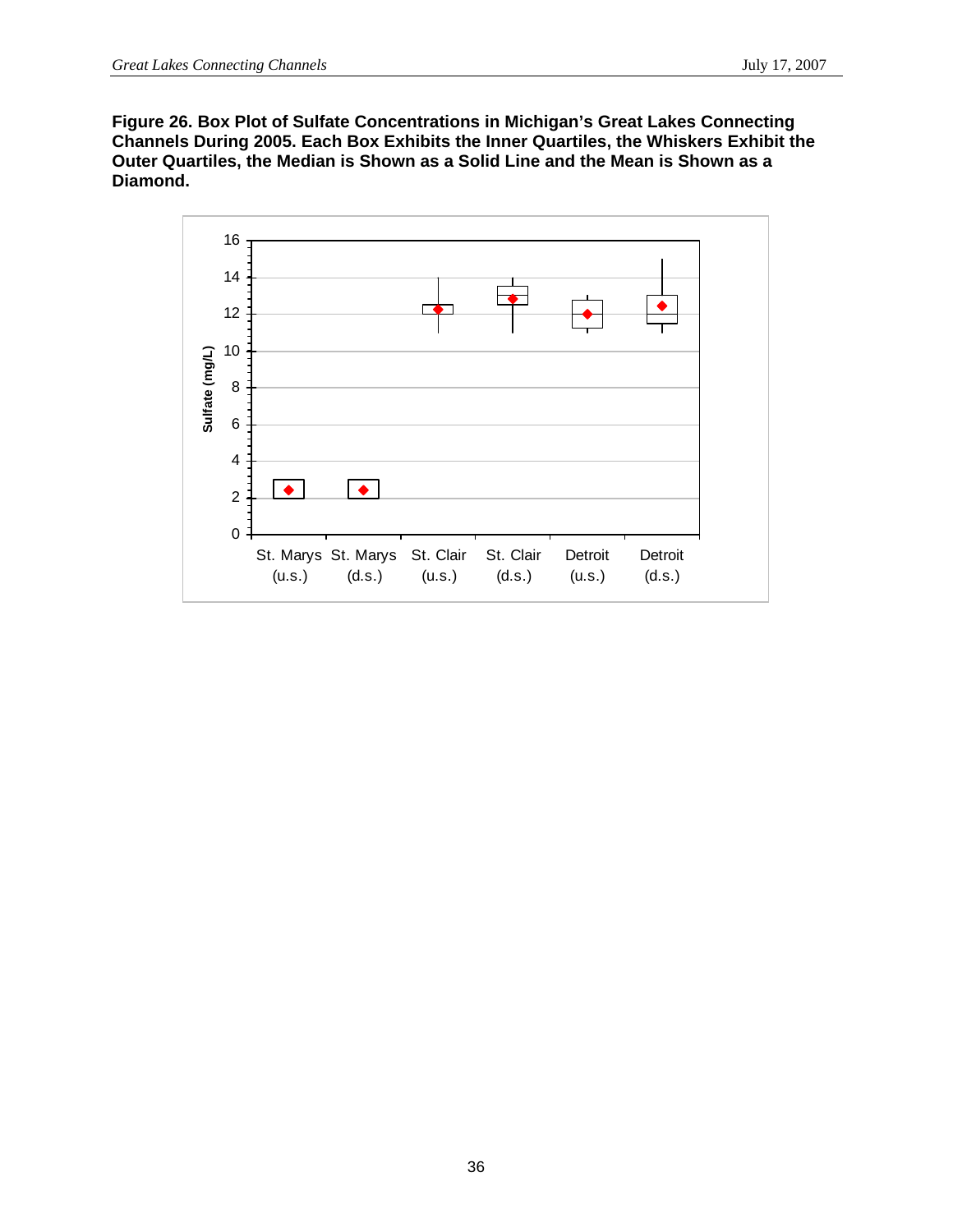**Figure 26. Box Plot of Sulfate Concentrations in Michigan's Great Lakes Connecting Channels During 2005. Each Box Exhibits the Inner Quartiles, the Whiskers Exhibit the Outer Quartiles, the Median is Shown as a Solid Line and the Mean is Shown as a Diamond.**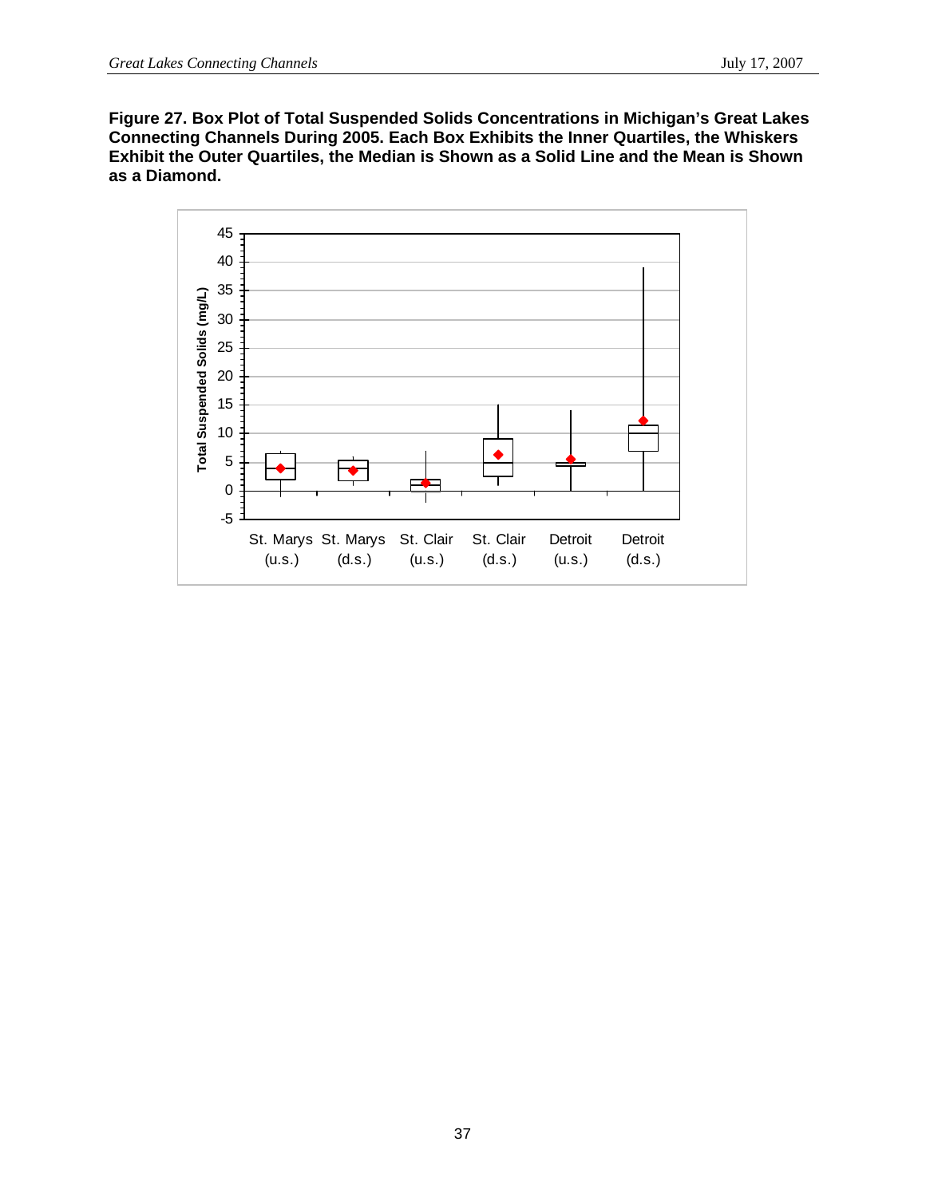**Figure 27. Box Plot of Total Suspended Solids Concentrations in Michigan's Great Lakes Connecting Channels During 2005. Each Box Exhibits the Inner Quartiles, the Whiskers Exhibit the Outer Quartiles, the Median is Shown as a Solid Line and the Mean is Shown as a Diamond.**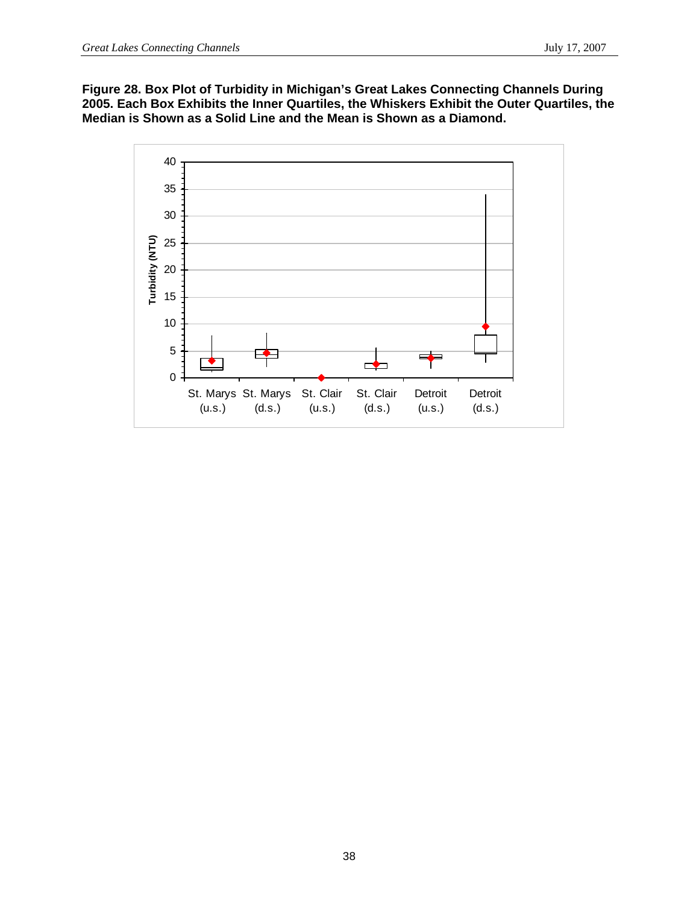**Figure 28. Box Plot of Turbidity in Michigan's Great Lakes Connecting Channels During 2005. Each Box Exhibits the Inner Quartiles, the Whiskers Exhibit the Outer Quartiles, the Median is Shown as a Solid Line and the Mean is Shown as a Diamond.**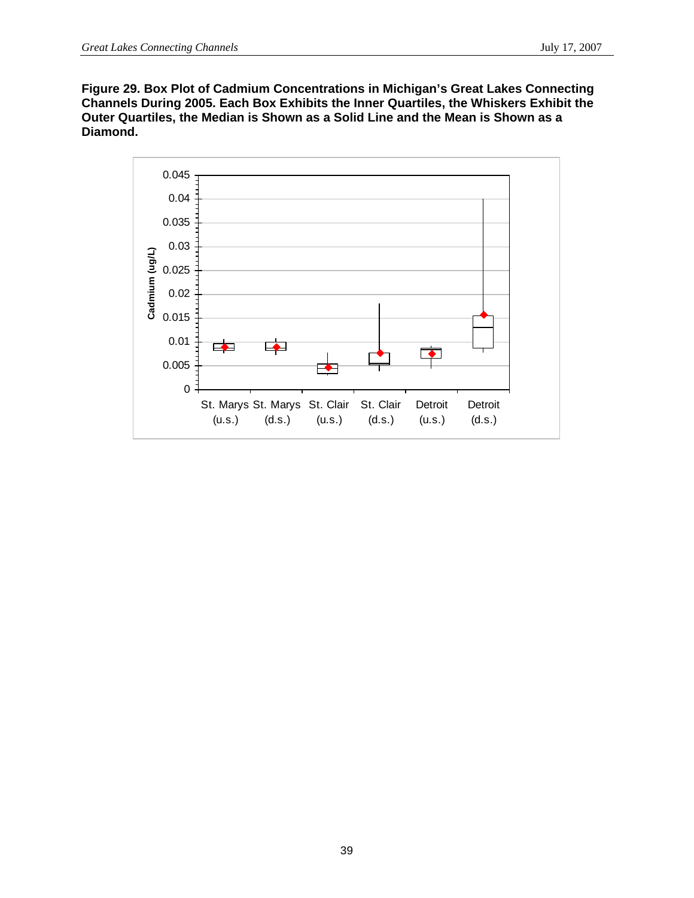**Figure 29. Box Plot of Cadmium Concentrations in Michigan's Great Lakes Connecting Channels During 2005. Each Box Exhibits the Inner Quartiles, the Whiskers Exhibit the Outer Quartiles, the Median is Shown as a Solid Line and the Mean is Shown as a Diamond.**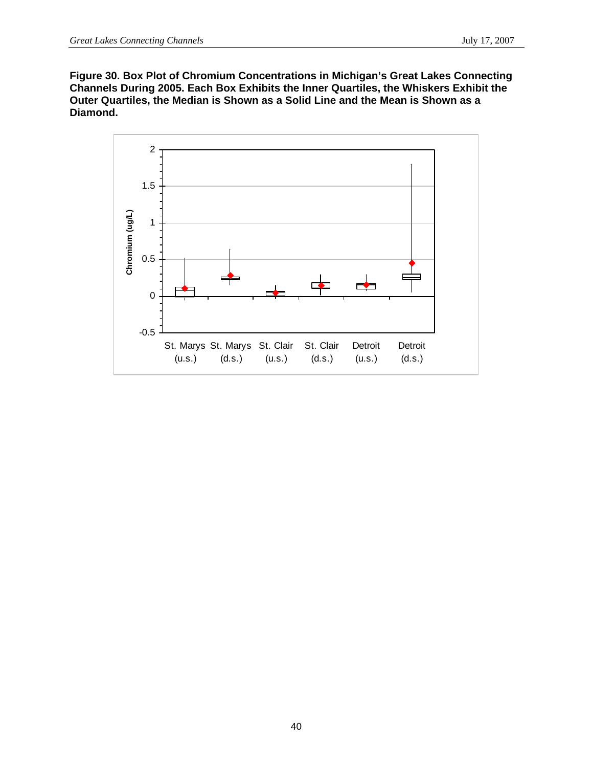**Figure 30. Box Plot of Chromium Concentrations in Michigan's Great Lakes Connecting Channels During 2005. Each Box Exhibits the Inner Quartiles, the Whiskers Exhibit the Outer Quartiles, the Median is Shown as a Solid Line and the Mean is Shown as a Diamond.**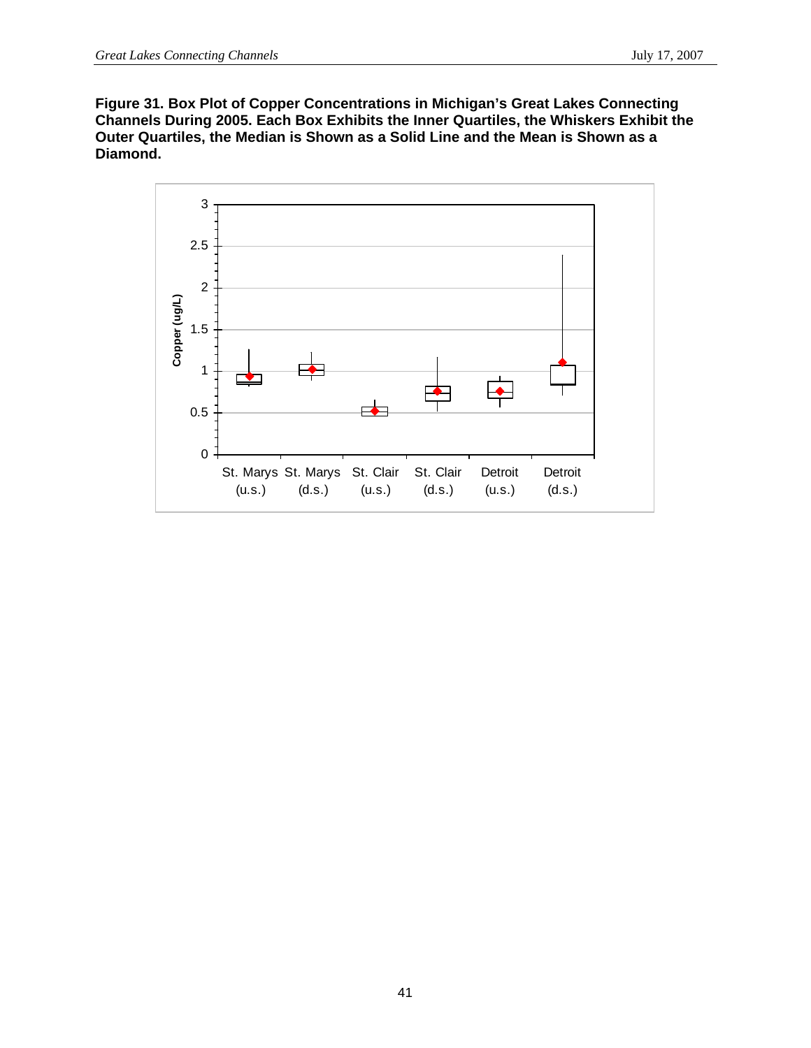**Figure 31. Box Plot of Copper Concentrations in Michigan's Great Lakes Connecting Channels During 2005. Each Box Exhibits the Inner Quartiles, the Whiskers Exhibit the Outer Quartiles, the Median is Shown as a Solid Line and the Mean is Shown as a Diamond.**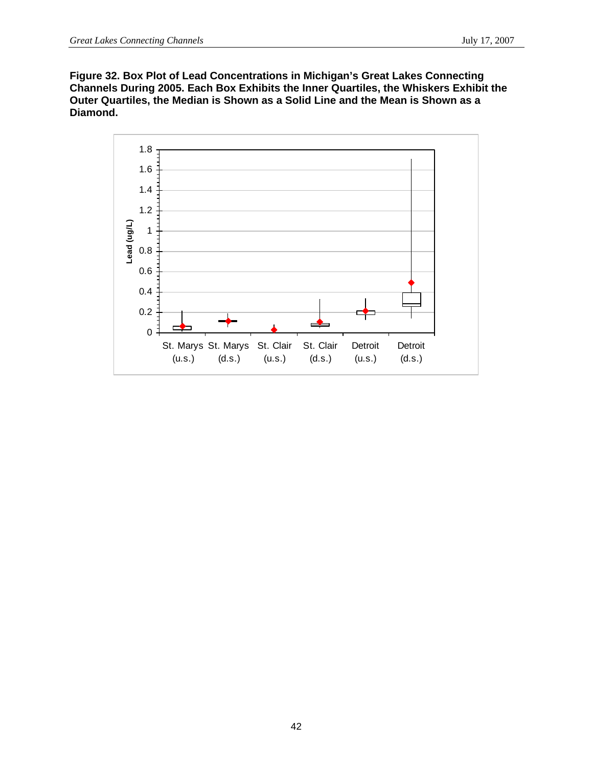**Figure 32. Box Plot of Lead Concentrations in Michigan's Great Lakes Connecting Channels During 2005. Each Box Exhibits the Inner Quartiles, the Whiskers Exhibit the Outer Quartiles, the Median is Shown as a Solid Line and the Mean is Shown as a Diamond.**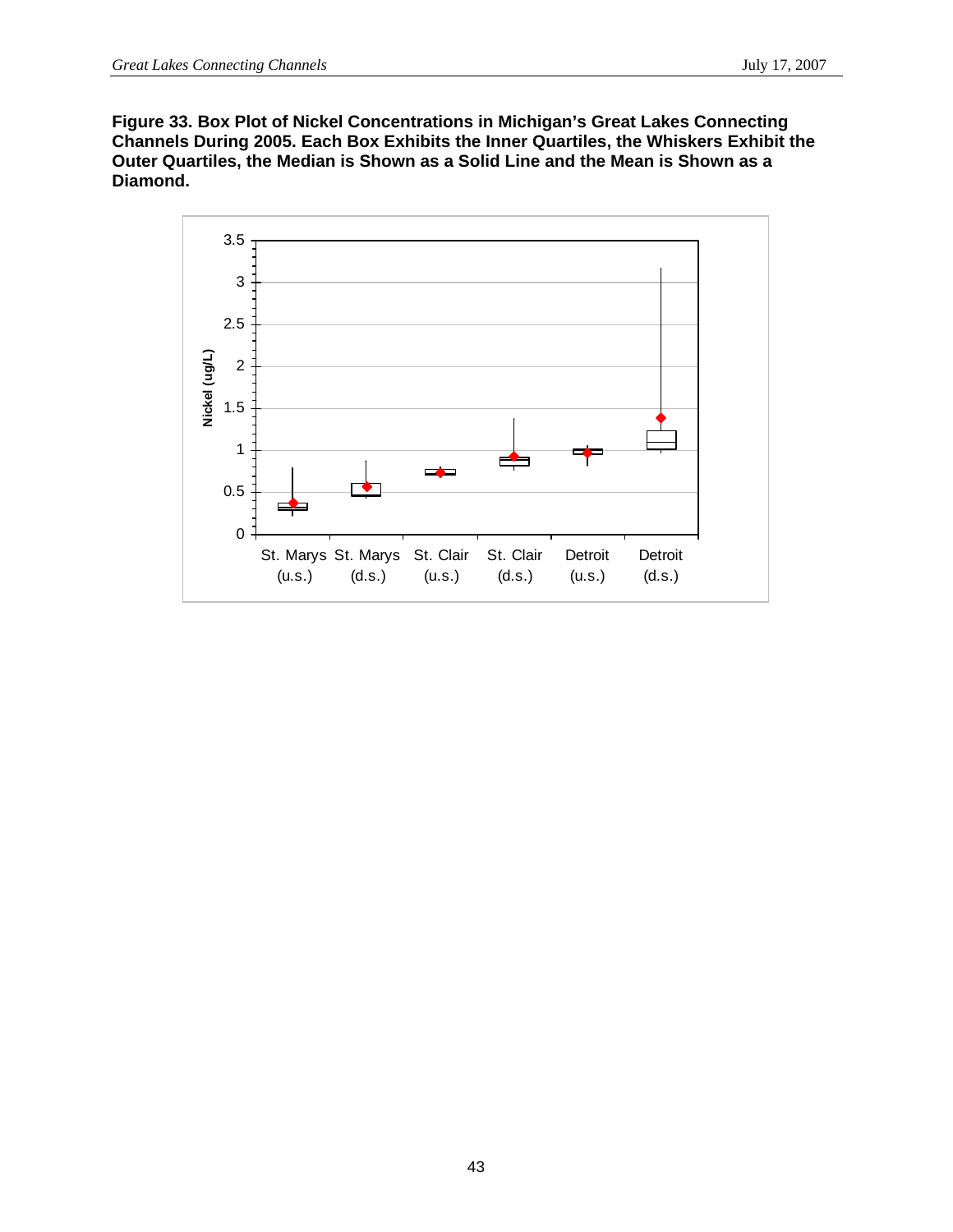**Figure 33. Box Plot of Nickel Concentrations in Michigan's Great Lakes Connecting Channels During 2005. Each Box Exhibits the Inner Quartiles, the Whiskers Exhibit the Outer Quartiles, the Median is Shown as a Solid Line and the Mean is Shown as a Diamond.**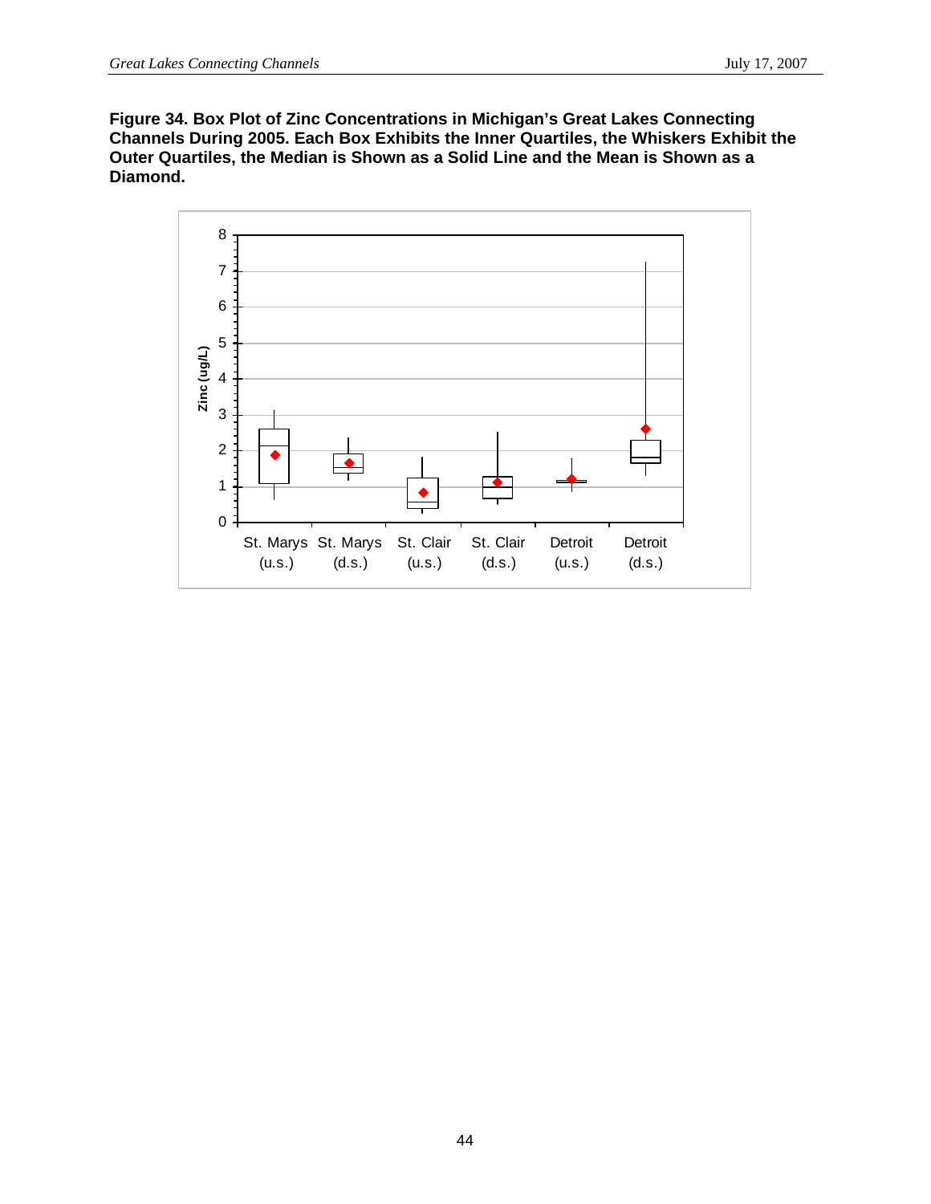**Figure 34. Box Plot of Zinc Concentrations in Michigan's Great Lakes Connecting Channels During 2005. Each Box Exhibits the Inner Quartiles, the Whiskers Exhibit the Outer Quartiles, the Median is Shown as a Solid Line and the Mean is Shown as a Diamond.**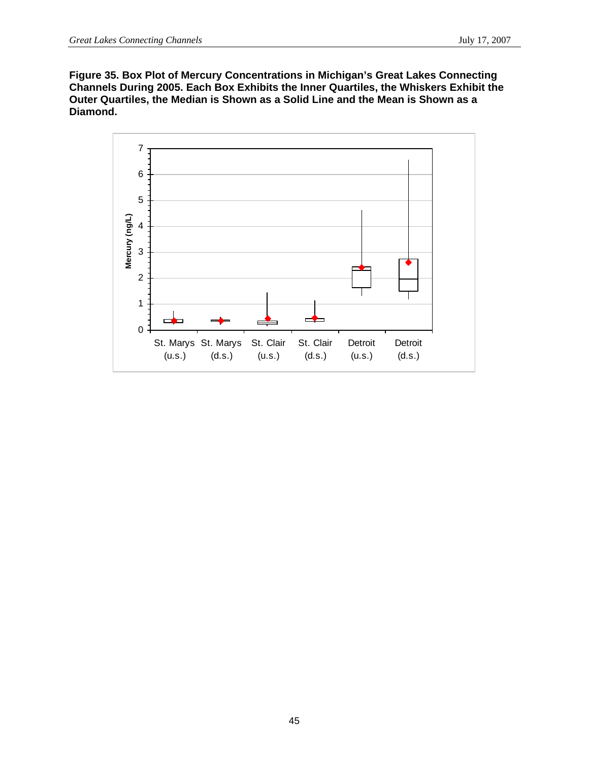**Figure 35. Box Plot of Mercury Concentrations in Michigan's Great Lakes Connecting Channels During 2005. Each Box Exhibits the Inner Quartiles, the Whiskers Exhibit the Outer Quartiles, the Median is Shown as a Solid Line and the Mean is Shown as a Diamond.**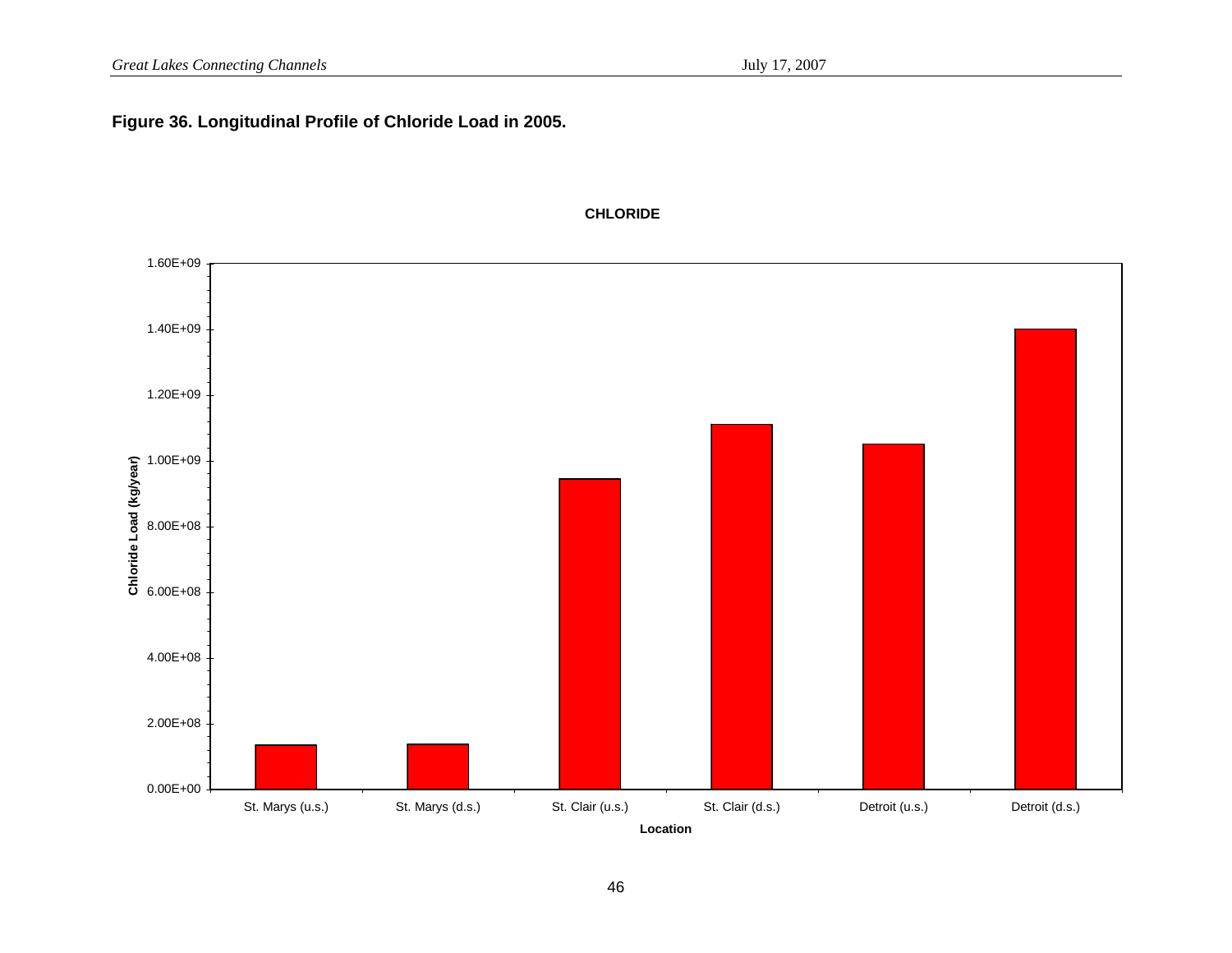**Figure 36. Longitudinal Profile of Chloride Load in 2005.**

CHLORIDE

Chloride Load (kg/year)

1.60E+09
1.40E+09
1.20E+09
1.00E+09
8.00E+08
6.00E+08
4.00E+08
2.00E+08
0.00E+00

St. Marys (u.s.) | St. Marys (d.s.) | St. Clair (u.s.) | St. Clair (d.s.) | Detroit (u.s.) | Detroit (d.s.)

Location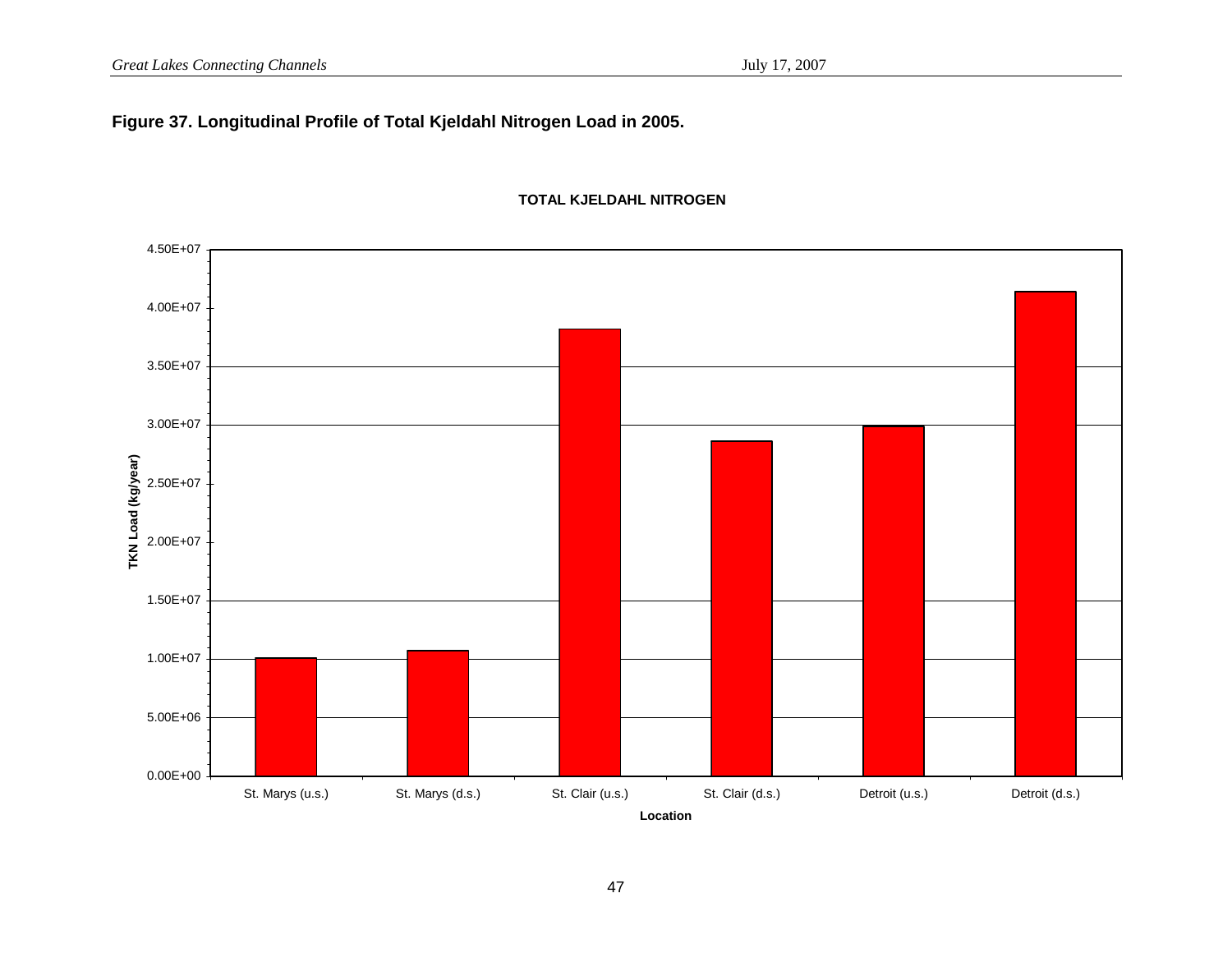**Figure 37. Longitudinal Profile of Total Kjeldahl Nitrogen Load in 2005.**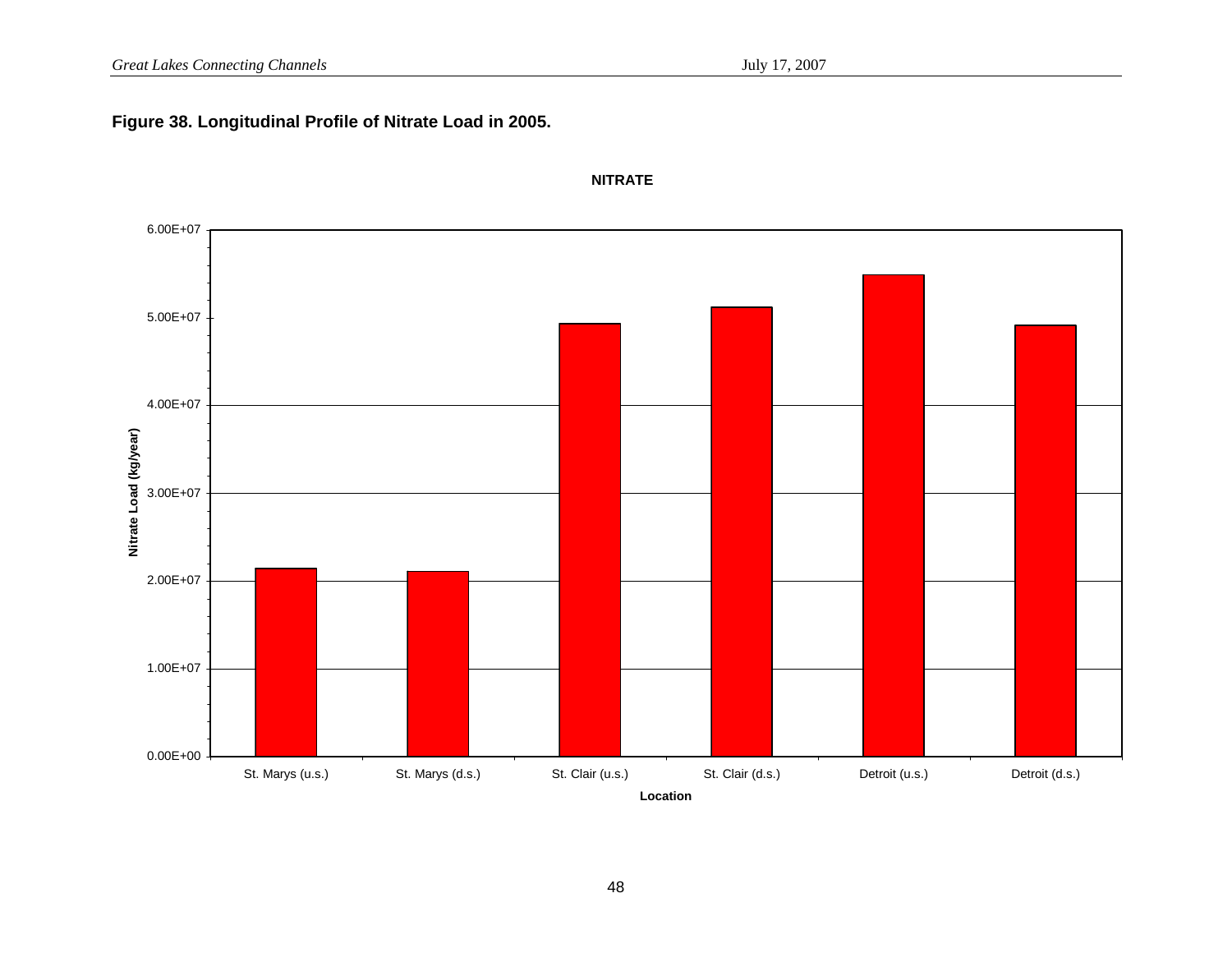**Figure 38. Longitudinal Profile of Nitrate Load in 2005.**

**NITRATE**

Nitrate Load (kg/year)

6.00E+07
5.00E+07
4.00E+07
3.00E+07
2.00E+07
1.00E+07
0.00E+00

St. Marys (u.s.) | St. Marys (d.s.) | St. Clair (u.s.) | St. Clair (d.s.) | Detroit (u.s.) | Detroit (d.s.)

**Location**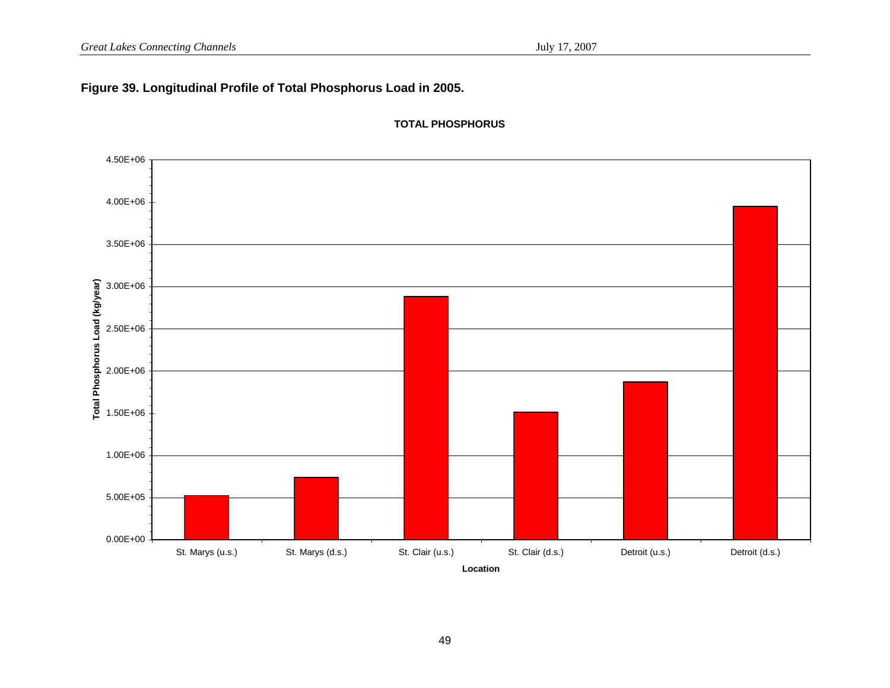**Figure 39. Longitudinal Profile of Total Phosphorus Load in 2005.**

**TOTAL PHOSPHORUS**

| Location | Total Phosphorus Load (kg/year) (approximate, read from chart) |
|---|---|
| St. Marys (u.s.) | ~5.3E+05 |
| St. Marys (d.s.) | ~7.4E+05 |
| St. Clair (u.s.) | ~2.88E+06 |
| St. Clair (d.s.) | ~1.51E+06 |
| Detroit (u.s.) | ~1.87E+06 |
| Detroit (d.s.) | ~3.95E+06 |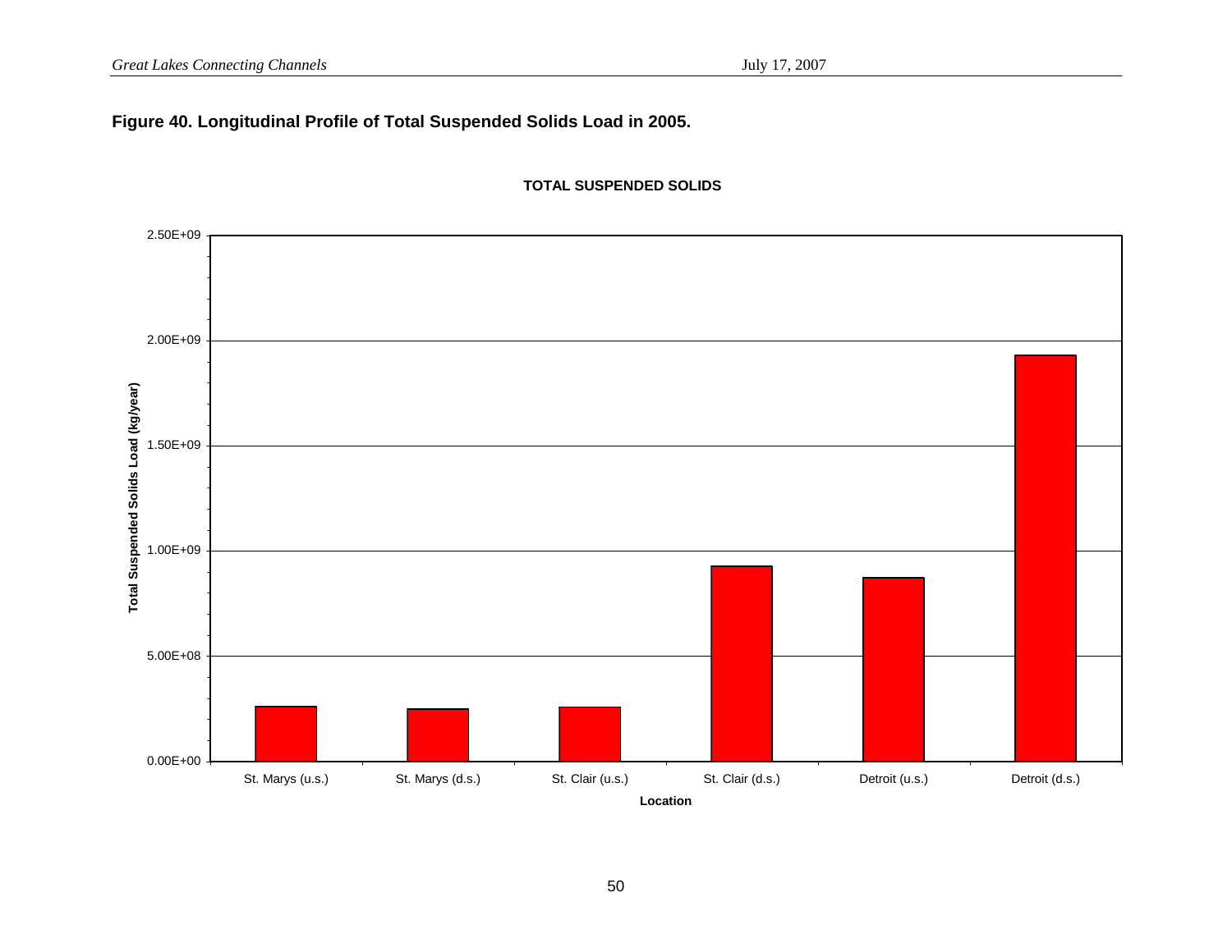**Figure 40. Longitudinal Profile of Total Suspended Solids Load in 2005.**

TOTAL SUSPENDED SOLIDS

Total Suspended Solids Load (kg/year)

2.50E+09
2.00E+09
1.50E+09
1.00E+09
5.00E+08
0.00E+00

St. Marys (u.s.) | St. Marys (d.s.) | St. Clair (u.s.) | St. Clair (d.s.) | Detroit (u.s.) | Detroit (d.s.)

Location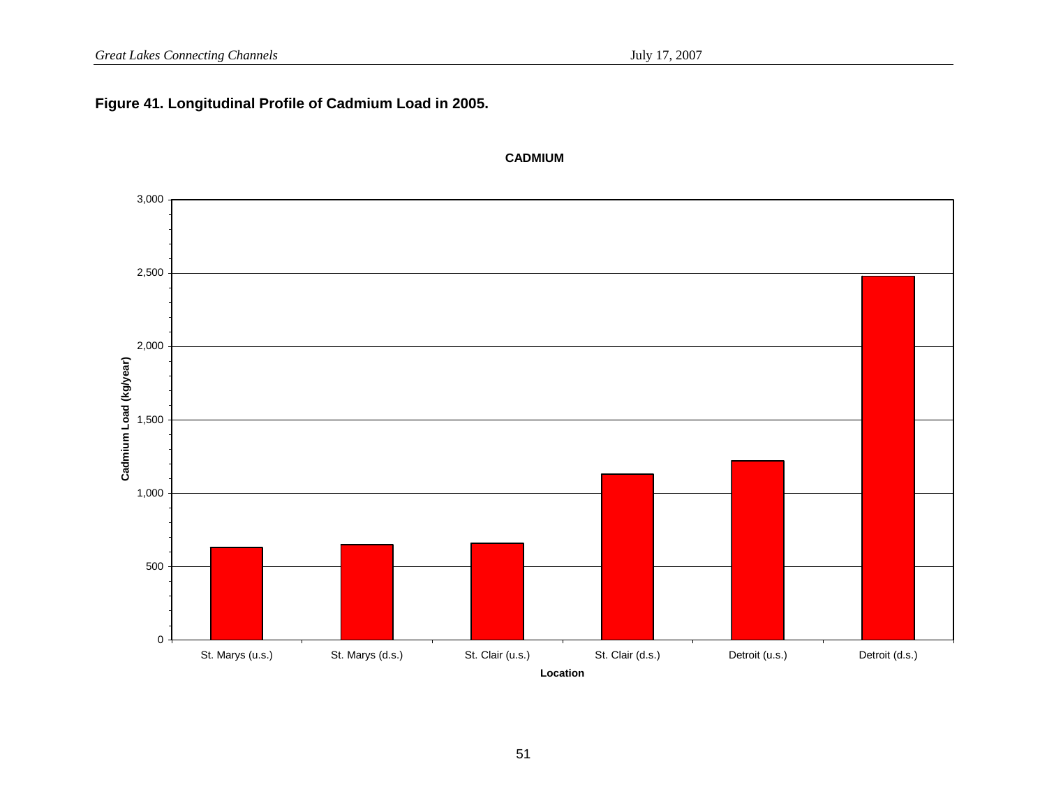**Figure 41. Longitudinal Profile of Cadmium Load in 2005.**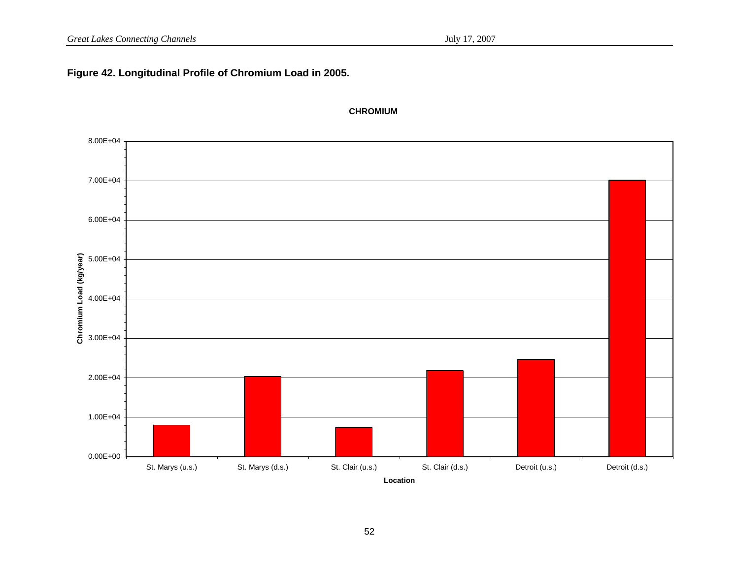**Figure 42. Longitudinal Profile of Chromium Load in 2005.**

CHROMIUM

Chromium Load (kg/year)

8.00E+04
7.00E+04
6.00E+04
5.00E+04
4.00E+04
3.00E+04
2.00E+04
1.00E+04
0.00E+00

St. Marys (u.s.) | St. Marys (d.s.) | St. Clair (u.s.) | St. Clair (d.s.) | Detroit (u.s.) | Detroit (d.s.)

Location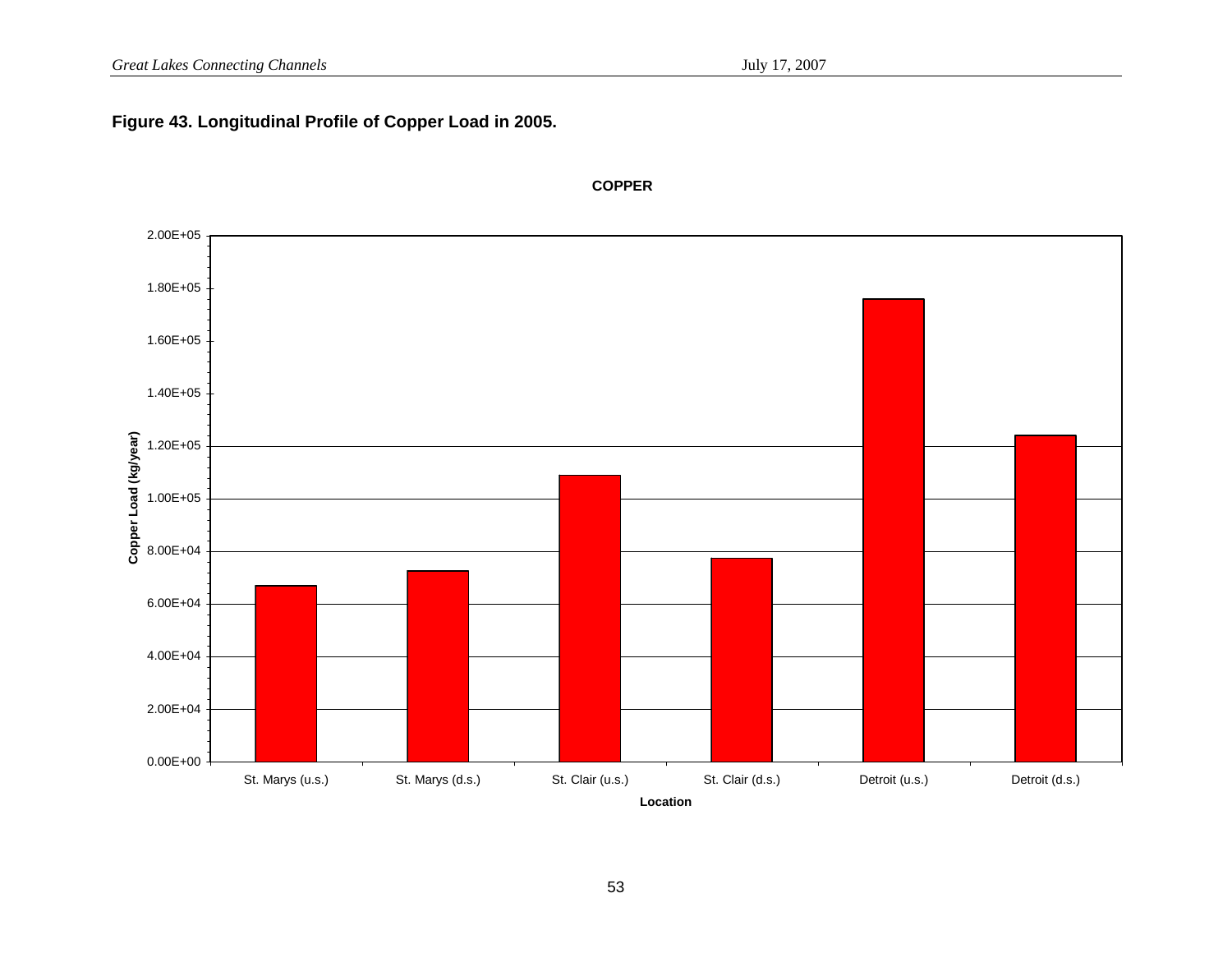**Figure 43. Longitudinal Profile of Copper Load in 2005.**

COPPER

Copper Load (kg/year)

2.00E+05
1.80E+05
1.60E+05
1.40E+05
1.20E+05
1.00E+05
8.00E+04
6.00E+04
4.00E+04
2.00E+04
0.00E+00

St. Marys (u.s.) | St. Marys (d.s.) | St. Clair (u.s.) | St. Clair (d.s.) | Detroit (u.s.) | Detroit (d.s.)

Location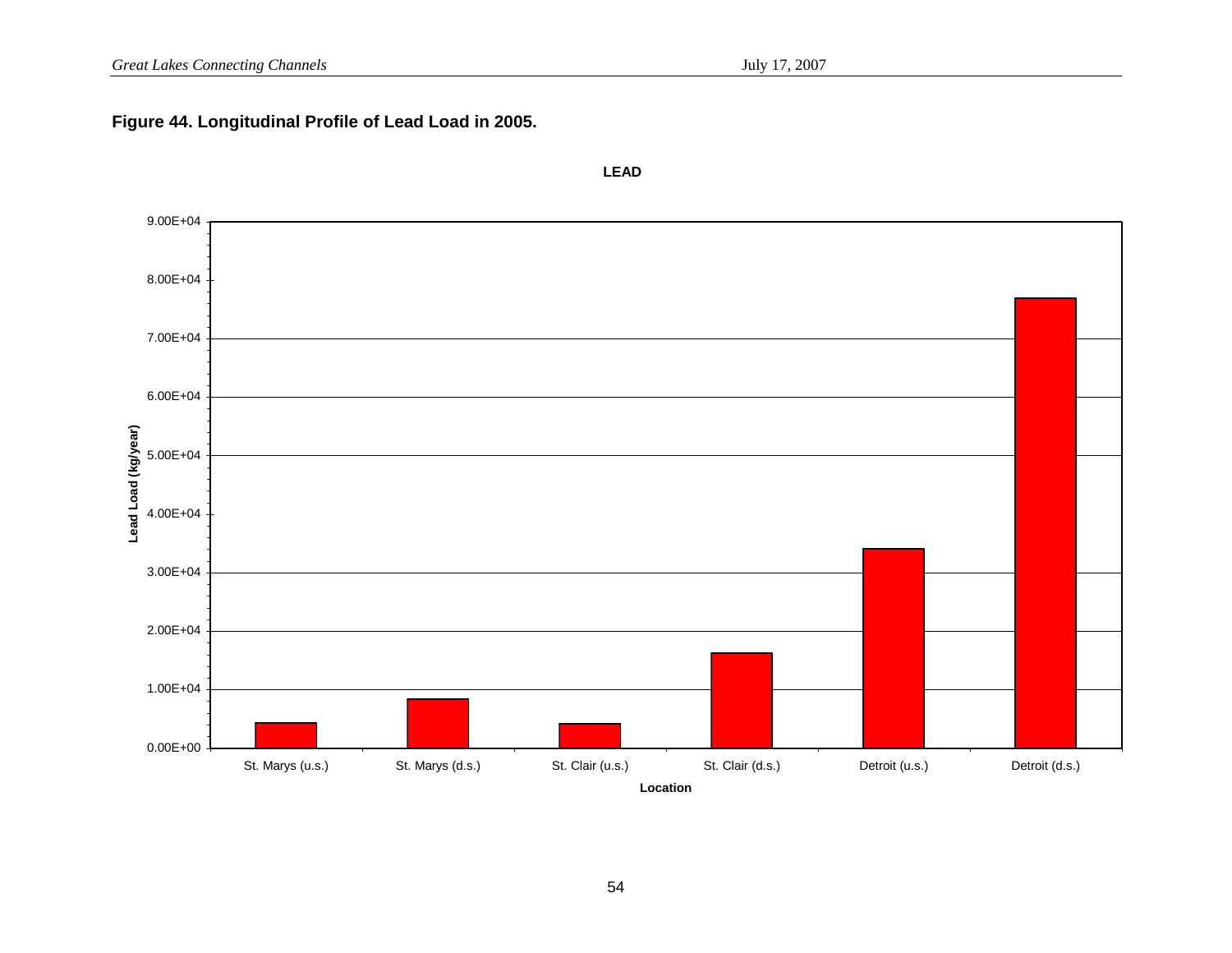**Figure 44. Longitudinal Profile of Lead Load in 2005.**

LEAD

Lead Load (kg/year)

9.00E+04
8.00E+04
7.00E+04
6.00E+04
5.00E+04
4.00E+04
3.00E+04
2.00E+04
1.00E+04
0.00E+00

St. Marys (u.s.) | St. Marys (d.s.) | St. Clair (u.s.) | St. Clair (d.s.) | Detroit (u.s.) | Detroit (d.s.)

Location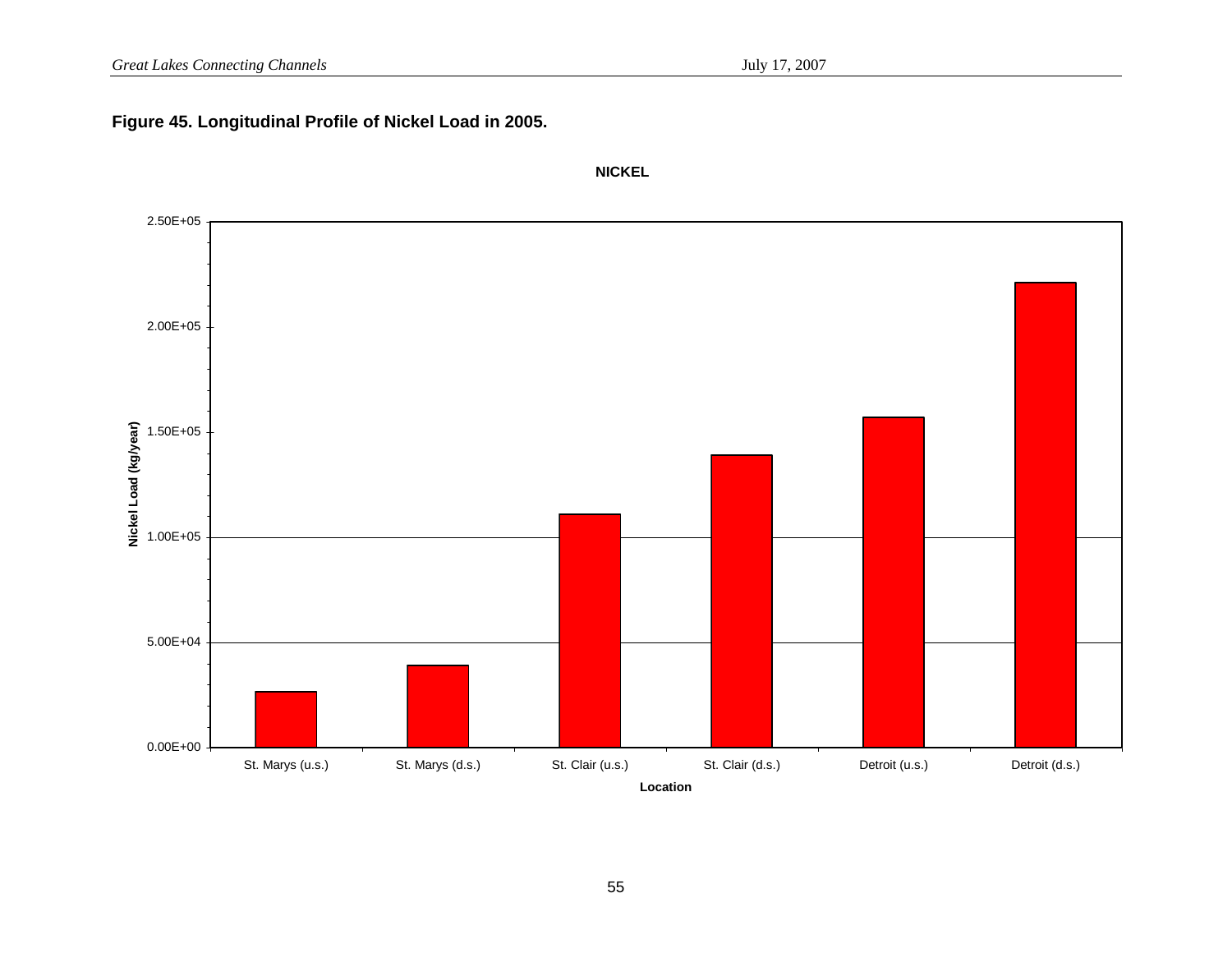**Figure 45. Longitudinal Profile of Nickel Load in 2005.**

NICKEL

| Location | Nickel Load (kg/year) |
|---|---|
| St. Marys (u.s.) | |
| St. Marys (d.s.) | |
| St. Clair (u.s.) | |
| St. Clair (d.s.) | |
| Detroit (u.s.) | |
| Detroit (d.s.) | |

Nickel Load (kg/year): 0.00E+00, 5.00E+04, 1.00E+05, 1.50E+05, 2.00E+05, 2.50E+05

Location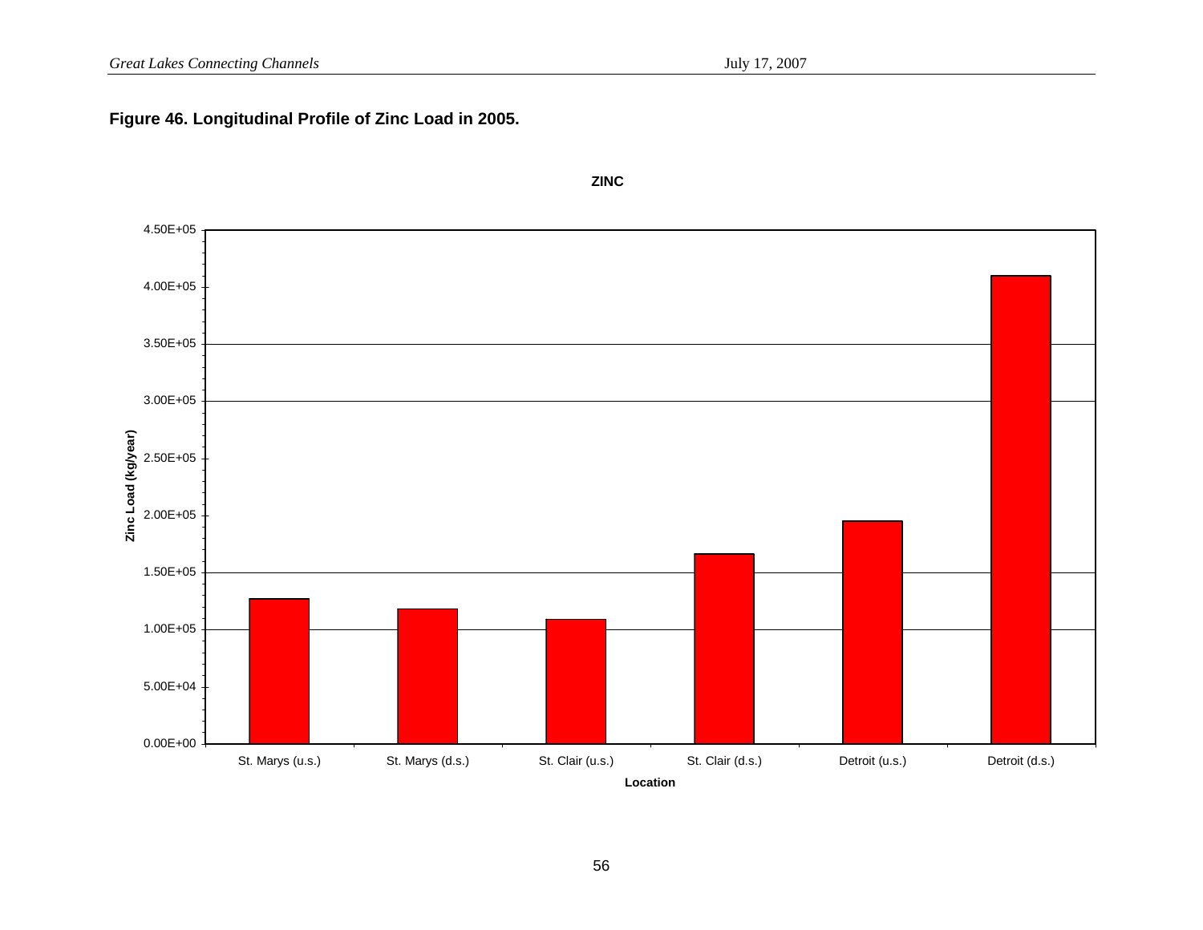**Figure 46. Longitudinal Profile of Zinc Load in 2005.**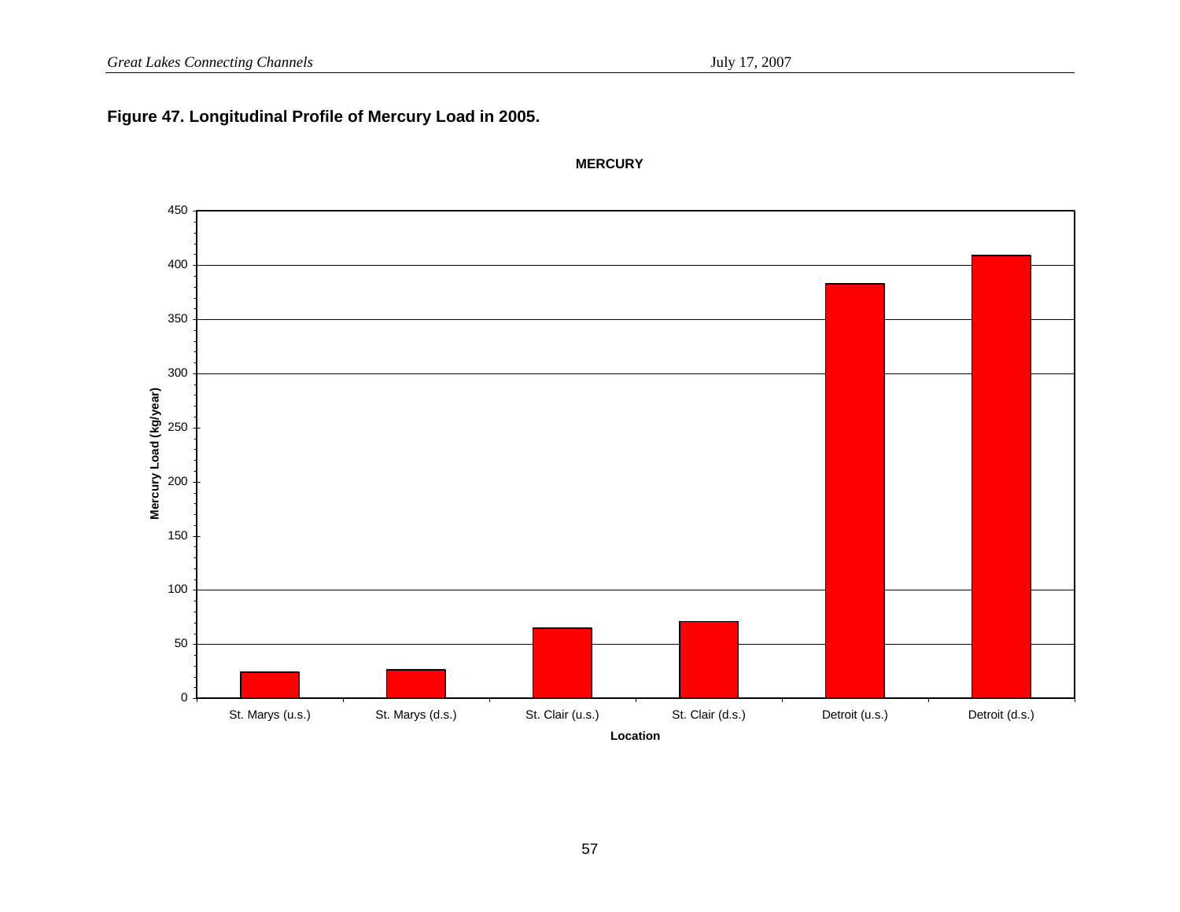**Figure 47. Longitudinal Profile of Mercury Load in 2005.**

MERCURY

Mercury Load (kg/year)

450
400
350
300
250
200
150
100
50
0

St. Marys (u.s.) | St. Marys (d.s.) | St. Clair (u.s.) | St. Clair (d.s.) | Detroit (u.s.) | Detroit (d.s.)

Location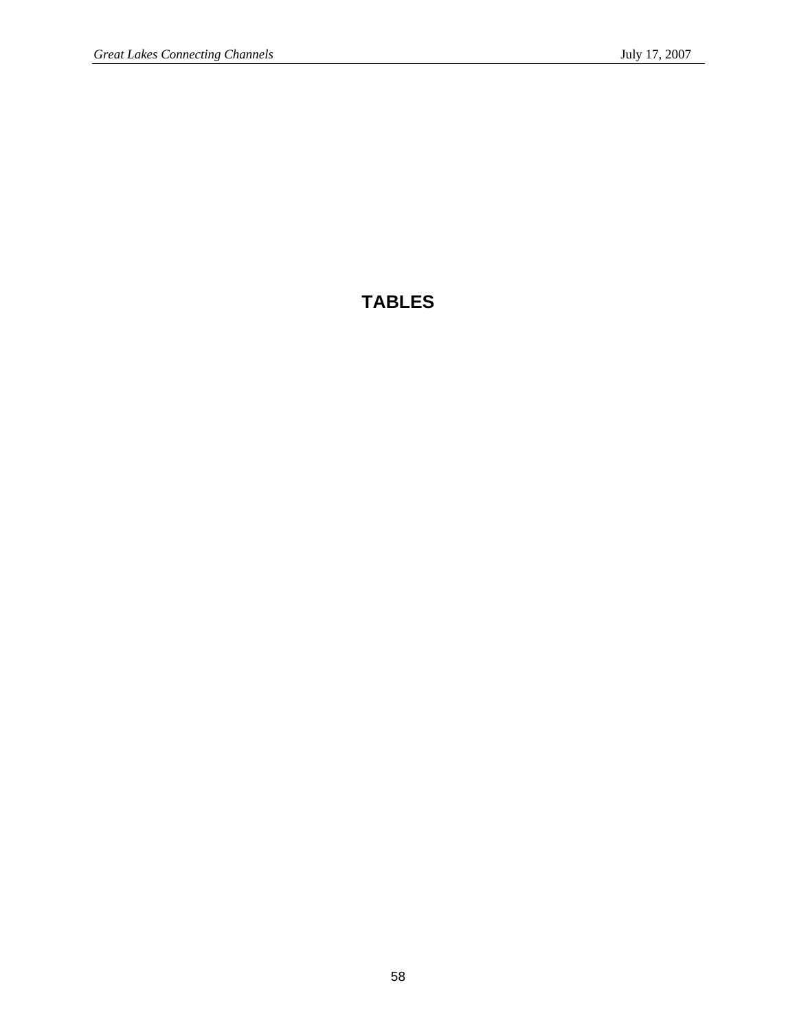# TABLES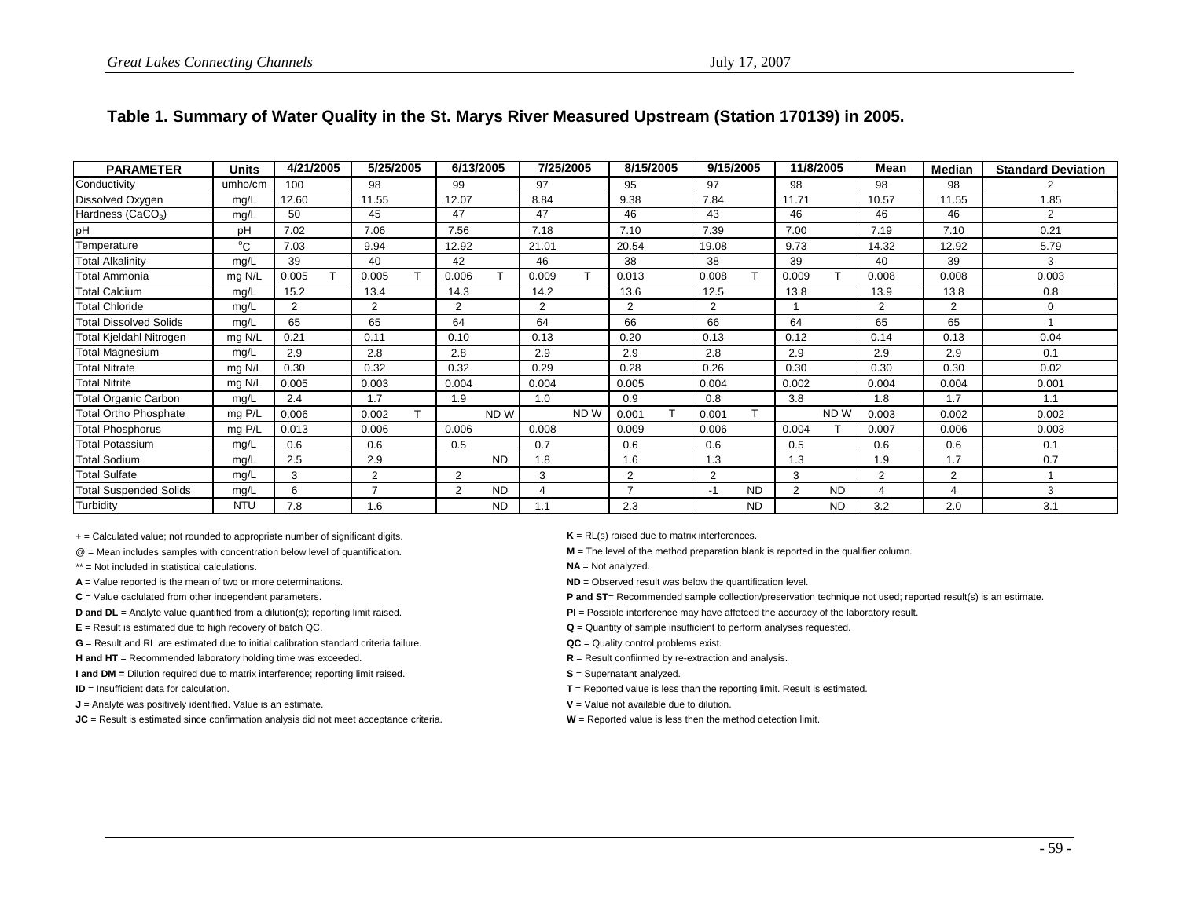**Table 1. Summary of Water Quality in the St. Marys River Measured Upstream (Station 170139) in 2005.**

| PARAMETER | Units | 4/21/2005 | 5/25/2005 | 6/13/2005 | 7/25/2005 | 8/15/2005 | 9/15/2005 | 11/8/2005 | Mean | Median | Standard Deviation |
|---|---|---|---|---|---|---|---|---|---|---|---|
| Conductivity | umho/cm | 100 | 98 | 99 | 97 | 95 | 97 | 98 | 98 | 98 | 2 |
| Dissolved Oxygen | mg/L | 12.60 | 11.55 | 12.07 | 8.84 | 9.38 | 7.84 | 11.71 | 10.57 | 11.55 | 1.85 |
| Hardness ($CaCO_3$) | mg/L | 50 | 45 | 47 | 47 | 46 | 43 | 46 | 46 | 46 | 2 |
| pH | pH | 7.02 | 7.06 | 7.56 | 7.18 | 7.10 | 7.39 | 7.00 | 7.19 | 7.10 | 0.21 |
| Temperature | °C | 7.03 | 9.94 | 12.92 | 21.01 | 20.54 | 19.08 | 9.73 | 14.32 | 12.92 | 5.79 |
| Total Alkalinity | mg/L | 39 | 40 | 42 | 46 | 38 | 38 | 39 | 40 | 39 | 3 |
| Total Ammonia | mg N/L | 0.005 T | 0.005 T | 0.006 T | 0.009 T | 0.013 | 0.008 T | 0.009 T | 0.008 | 0.008 | 0.003 |
| Total Calcium | mg/L | 15.2 | 13.4 | 14.3 | 14.2 | 13.6 | 12.5 | 13.8 | 13.9 | 13.8 | 0.8 |
| Total Chloride | mg/L | 2 | 2 | 2 | 2 | 2 | 2 | 1 | 2 | 2 | 0 |
| Total Dissolved Solids | mg/L | 65 | 65 | 64 | 64 | 66 | 66 | 64 | 65 | 65 | 1 |
| Total Kjeldahl Nitrogen | mg N/L | 0.21 | 0.11 | 0.10 | 0.13 | 0.20 | 0.13 | 0.12 | 0.14 | 0.13 | 0.04 |
| Total Magnesium | mg/L | 2.9 | 2.8 | 2.8 | 2.9 | 2.9 | 2.8 | 2.9 | 2.9 | 2.9 | 0.1 |
| Total Nitrate | mg N/L | 0.30 | 0.32 | 0.32 | 0.29 | 0.28 | 0.26 | 0.30 | 0.30 | 0.30 | 0.02 |
| Total Nitrite | mg N/L | 0.005 | 0.003 | 0.004 | 0.004 | 0.005 | 0.004 | 0.002 | 0.004 | 0.004 | 0.001 |
| Total Organic Carbon | mg/L | 2.4 | 1.7 | 1.9 | 1.0 | 0.9 | 0.8 | 3.8 | 1.8 | 1.7 | 1.1 |
| Total Ortho Phosphate | mg P/L | 0.006 | 0.002 T | ND W | ND W | 0.001 T | 0.001 T | ND W | 0.003 | 0.002 | 0.002 |
| Total Phosphorus | mg P/L | 0.013 | 0.006 | 0.006 | 0.008 | 0.009 | 0.006 | 0.004 T | 0.007 | 0.006 | 0.003 |
| Total Potassium | mg/L | 0.6 | 0.6 | 0.5 | 0.7 | 0.6 | 0.6 | 0.5 | 0.6 | 0.6 | 0.1 |
| Total Sodium | mg/L | 2.5 | 2.9 | ND | 1.8 | 1.6 | 1.3 | 1.3 | 1.9 | 1.7 | 0.7 |
| Total Sulfate | mg/L | 3 | 2 | 2 | 3 | 2 | 2 | 3 | 2 | 2 | 1 |
| Total Suspended Solids | mg/L | 6 | 7 | 2 ND | 4 | 7 | -1 ND | 2 ND | 4 | 4 | 3 |
| Turbidity | NTU | 7.8 | 1.6 | ND | 1.1 | 2.3 | ND | ND | 3.2 | 2.0 | 3.1 |

+ = Calculated value; not rounded to appropriate number of significant digits.

@ = Mean includes samples with concentration below level of quantification.

** = Not included in statistical calculations.

**A** = Value reported is the mean of two or more determinations.

**C** = Value caclulated from other independent parameters.

**D and DL** = Analyte value quantified from a dilution(s); reporting limit raised.

**E** = Result is estimated due to high recovery of batch QC.

**G** = Result and RL are estimated due to initial calibration standard criteria failure.

**H and HT** = Recommended laboratory holding time was exceeded.

**I and DM =** Dilution required due to matrix interference; reporting limit raised.

**ID** = Insufficient data for calculation.

**J** = Analyte was positively identified. Value is an estimate.

**JC** = Result is estimated since confirmation analysis did not meet acceptance criteria.

**K** = RL(s) raised due to matrix interferences.

**M** = The level of the method preparation blank is reported in the qualifier column.

**NA** = Not analyzed.

**ND** = Observed result was below the quantification level.

**P and ST**= Recommended sample collection/preservation technique not used; reported result(s) is an estimate.

**PI** = Possible interference may have affetced the accuracy of the laboratory result.

**Q** = Quantity of sample insufficient to perform analyses requested.

**QC** = Quality control problems exist.

**R** = Result confiirmed by re-extraction and analysis.

**S** = Supernatant analyzed.

**T** = Reported value is less than the reporting limit. Result is estimated.

**V** = Value not available due to dilution.

**W** = Reported value is less then the method detection limit.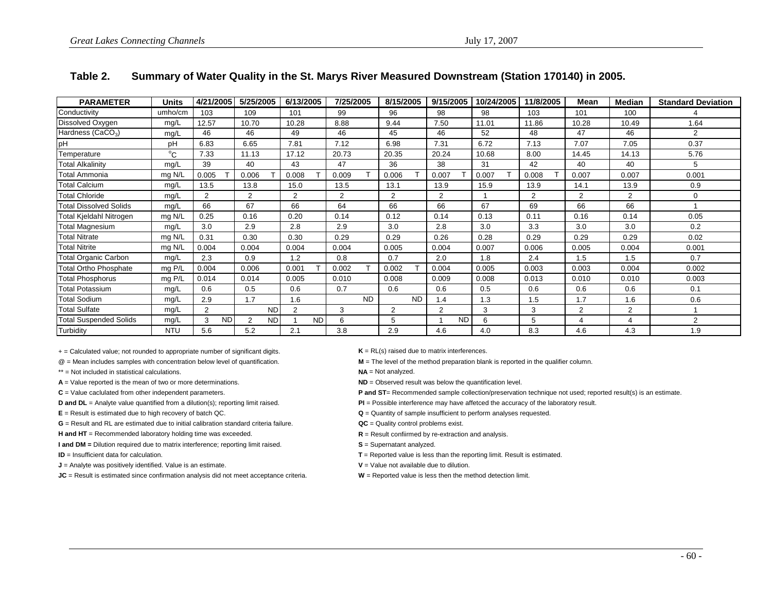## Table 2. Summary of Water Quality in the St. Marys River Measured Downstream (Station 170140) in 2005.

| PARAMETER | Units | 4/21/2005 | | 5/25/2005 | | 6/13/2005 | | 7/25/2005 | | 8/15/2005 | | 9/15/2005 | | 10/24/2005 | | 11/8/2005 | | Mean | Median | Standard Deviation |
|---|---|---|---|---|---|---|---|---|---|---|---|---|---|---|---|---|---|---|---|---|
| Conductivity | umho/cm | 103 | | 109 | | 101 | | 99 | | 96 | | 98 | | 98 | | 103 | | 101 | 100 | 4 |
| Dissolved Oxygen | mg/L | 12.57 | | 10.70 | | 10.28 | | 8.88 | | 9.44 | | 7.50 | | 11.01 | | 11.86 | | 10.28 | 10.49 | 1.64 |
| Hardness ($CaCO_3$) | mg/L | 46 | | 46 | | 49 | | 46 | | 45 | | 46 | | 52 | | 48 | | 47 | 46 | 2 |
| pH | pH | 6.83 | | 6.65 | | 7.81 | | 7.12 | | 6.98 | | 7.31 | | 6.72 | | 7.13 | | 7.07 | 7.05 | 0.37 |
| Temperature | $^oC$ | 7.33 | | 11.13 | | 17.12 | | 20.73 | | 20.35 | | 20.24 | | 10.68 | | 8.00 | | 14.45 | 14.13 | 5.76 |
| Total Alkalinity | mg/L | 39 | | 40 | | 43 | | 47 | | 36 | | 38 | | 31 | | 42 | | 40 | 40 | 5 |
| Total Ammonia | mg N/L | 0.005 | T | 0.006 | T | 0.008 | T | 0.009 | T | 0.006 | T | 0.007 | T | 0.007 | T | 0.008 | T | 0.007 | 0.007 | 0.001 |
| Total Calcium | mg/L | 13.5 | | 13.8 | | 15.0 | | 13.5 | | 13.1 | | 13.9 | | 15.9 | | 13.9 | | 14.1 | 13.9 | 0.9 |
| Total Chloride | mg/L | 2 | | 2 | | 2 | | 2 | | 2 | | 2 | | 1 | | 2 | | 2 | 2 | 0 |
| Total Dissolved Solids | mg/L | 66 | | 67 | | 66 | | 64 | | 66 | | 66 | | 67 | | 69 | | 66 | 66 | 1 |
| Total Kjeldahl Nitrogen | mg N/L | 0.25 | | 0.16 | | 0.20 | | 0.14 | | 0.12 | | 0.14 | | 0.13 | | 0.11 | | 0.16 | 0.14 | 0.05 |
| Total Magnesium | mg/L | 3.0 | | 2.9 | | 2.8 | | 2.9 | | 3.0 | | 2.8 | | 3.0 | | 3.3 | | 3.0 | 3.0 | 0.2 |
| Total Nitrate | mg N/L | 0.31 | | 0.30 | | 0.30 | | 0.29 | | 0.29 | | 0.26 | | 0.28 | | 0.29 | | 0.29 | 0.29 | 0.02 |
| Total Nitrite | mg N/L | 0.004 | | 0.004 | | 0.004 | | 0.004 | | 0.005 | | 0.004 | | 0.007 | | 0.006 | | 0.005 | 0.004 | 0.001 |
| Total Organic Carbon | mg/L | 2.3 | | 0.9 | | 1.2 | | 0.8 | | 0.7 | | 2.0 | | 1.8 | | 2.4 | | 1.5 | 1.5 | 0.7 |
| Total Ortho Phosphate | mg P/L | 0.004 | | 0.006 | | 0.001 | T | 0.002 | T | 0.002 | T | 0.004 | | 0.005 | | 0.003 | | 0.003 | 0.004 | 0.002 |
| Total Phosphorus | mg P/L | 0.014 | | 0.014 | | 0.005 | | 0.010 | | 0.008 | | 0.009 | | 0.008 | | 0.013 | | 0.010 | 0.010 | 0.003 |
| Total Potassium | mg/L | 0.6 | | 0.5 | | 0.6 | | 0.7 | | 0.6 | | 0.6 | | 0.5 | | 0.6 | | 0.6 | 0.6 | 0.1 |
| Total Sodium | mg/L | 2.9 | | 1.7 | | 1.6 | | | ND | | ND | 1.4 | | 1.3 | | 1.5 | | 1.7 | 1.6 | 0.6 |
| Total Sulfate | mg/L | 2 | | | ND | 2 | | 3 | | 2 | | 2 | | 3 | | 3 | | 2 | 2 | 1 |
| Total Suspended Solids | mg/L | 3 | ND | 2 | ND | 1 | ND | 6 | | 5 | | 1 | ND | 6 | | 5 | | 4 | 4 | 2 |
| Turbidity | NTU | 5.6 | | 5.2 | | 2.1 | | 3.8 | | 2.9 | | 4.6 | | 4.0 | | 8.3 | | 4.6 | 4.3 | 1.9 |

\+ = Calculated value; not rounded to appropriate number of significant digits.

@ = Mean includes samples with concentration below level of quantification.

** = Not included in statistical calculations.

**A** = Value reported is the mean of two or more determinations.

**C** = Value caclulated from other independent parameters.

**D and DL** = Analyte value quantified from a dilution(s); reporting limit raised.

**E** = Result is estimated due to high recovery of batch QC.

**G** = Result and RL are estimated due to initial calibration standard criteria failure.

**H and HT** = Recommended laboratory holding time was exceeded.

**I and DM =** Dilution required due to matrix interference; reporting limit raised.

**ID** = Insufficient data for calculation.

**J** = Analyte was positively identified. Value is an estimate.

**JC** = Result is estimated since confirmation analysis did not meet acceptance criteria.

**K** = RL(s) raised due to matrix interferences.

**M** = The level of the method preparation blank is reported in the qualifier column.

**NA** = Not analyzed.

**ND** = Observed result was below the quantification level.

**P and ST**= Recommended sample collection/preservation technique not used; reported result(s) is an estimate.

**PI** = Possible interference may have affetced the accuracy of the laboratory result.

**Q** = Quantity of sample insufficient to perform analyses requested.

**QC** = Quality control problems exist.

**R** = Result confiirmed by re-extraction and analysis.

**S** = Supernatant analyzed.

**T** = Reported value is less than the reporting limit. Result is estimated.

**V** = Value not available due to dilution.

**W** = Reported value is less then the method detection limit.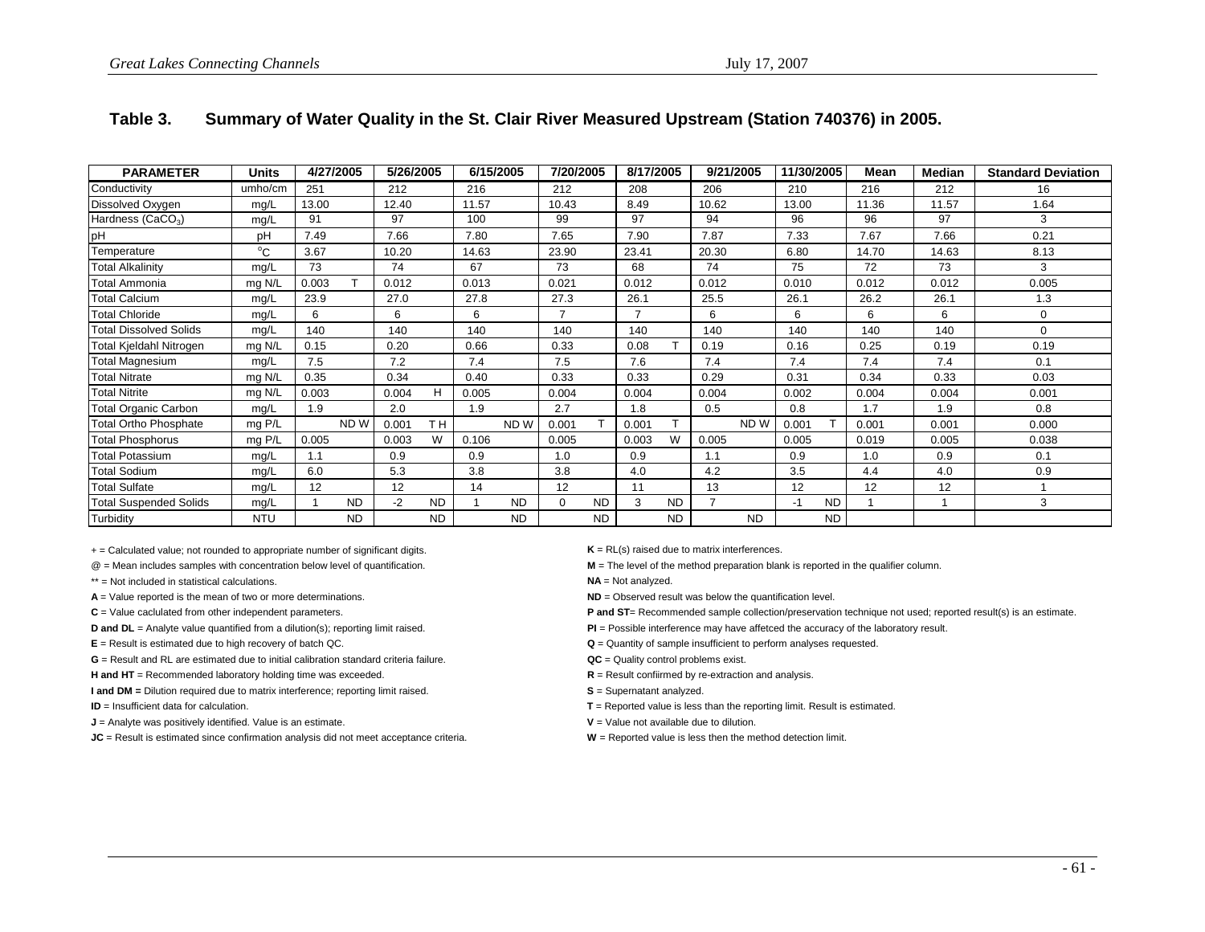## Table 3. Summary of Water Quality in the St. Clair River Measured Upstream (Station 740376) in 2005.

| PARAMETER | Units | 4/27/2005 | | 5/26/2005 | | 6/15/2005 | | 7/20/2005 | | 8/17/2005 | | 9/21/2005 | | 11/30/2005 | | Mean | Median | Standard Deviation |
|---|---|---|---|---|---|---|---|---|---|---|---|---|---|---|---|---|---|---|
| Conductivity | umho/cm | 251 | | 212 | | 216 | | 212 | | 208 | | 206 | | 210 | | 216 | 212 | 16 |
| Dissolved Oxygen | mg/L | 13.00 | | 12.40 | | 11.57 | | 10.43 | | 8.49 | | 10.62 | | 13.00 | | 11.36 | 11.57 | 1.64 |
| Hardness ($CaCO_3$) | mg/L | 91 | | 97 | | 100 | | 99 | | 97 | | 94 | | 96 | | 96 | 97 | 3 |
| pH | pH | 7.49 | | 7.66 | | 7.80 | | 7.65 | | 7.90 | | 7.87 | | 7.33 | | 7.67 | 7.66 | 0.21 |
| Temperature | °C | 3.67 | | 10.20 | | 14.63 | | 23.90 | | 23.41 | | 20.30 | | 6.80 | | 14.70 | 14.63 | 8.13 |
| Total Alkalinity | mg/L | 73 | | 74 | | 67 | | 73 | | 68 | | 74 | | 75 | | 72 | 73 | 3 |
| Total Ammonia | mg N/L | 0.003 | T | 0.012 | | 0.013 | | 0.021 | | 0.012 | | 0.012 | | 0.010 | | 0.012 | 0.012 | 0.005 |
| Total Calcium | mg/L | 23.9 | | 27.0 | | 27.8 | | 27.3 | | 26.1 | | 25.5 | | 26.1 | | 26.2 | 26.1 | 1.3 |
| Total Chloride | mg/L | 6 | | 6 | | 6 | | 7 | | 7 | | 6 | | 6 | | 6 | 6 | 0 |
| Total Dissolved Solids | mg/L | 140 | | 140 | | 140 | | 140 | | 140 | | 140 | | 140 | | 140 | 140 | 0 |
| Total Kjeldahl Nitrogen | mg N/L | 0.15 | | 0.20 | | 0.66 | | 0.33 | | 0.08 | T | 0.19 | | 0.16 | | 0.25 | 0.19 | 0.19 |
| Total Magnesium | mg/L | 7.5 | | 7.2 | | 7.4 | | 7.5 | | 7.6 | | 7.4 | | 7.4 | | 7.4 | 7.4 | 0.1 |
| Total Nitrate | mg N/L | 0.35 | | 0.34 | | 0.40 | | 0.33 | | 0.33 | | 0.29 | | 0.31 | | 0.34 | 0.33 | 0.03 |
| Total Nitrite | mg N/L | 0.003 | | 0.004 | H | 0.005 | | 0.004 | | 0.004 | | 0.004 | | 0.002 | | 0.004 | 0.004 | 0.001 |
| Total Organic Carbon | mg/L | 1.9 | | 2.0 | | 1.9 | | 2.7 | | 1.8 | | 0.5 | | 0.8 | | 1.7 | 1.9 | 0.8 |
| Total Ortho Phosphate | mg P/L | | ND W | 0.001 | T H | | ND W | 0.001 | T | 0.001 | T | | ND W | 0.001 | T | 0.001 | 0.001 | 0.000 |
| Total Phosphorus | mg P/L | 0.005 | | 0.003 | W | 0.106 | | 0.005 | | 0.003 | W | 0.005 | | 0.005 | | 0.019 | 0.005 | 0.038 |
| Total Potassium | mg/L | 1.1 | | 0.9 | | 0.9 | | 1.0 | | 0.9 | | 1.1 | | 0.9 | | 1.0 | 0.9 | 0.1 |
| Total Sodium | mg/L | 6.0 | | 5.3 | | 3.8 | | 3.8 | | 4.0 | | 4.2 | | 3.5 | | 4.4 | 4.0 | 0.9 |
| Total Sulfate | mg/L | 12 | | 12 | | 14 | | 12 | | 11 | | 13 | | 12 | | 12 | 12 | 1 |
| Total Suspended Solids | mg/L | 1 | ND | -2 | ND | 1 | ND | 0 | ND | 3 | ND | 7 | | -1 | ND | 1 | 1 | 3 |
| Turbidity | NTU | | ND | | ND | | ND | | ND | | ND | | ND | | ND | | | |

+ = Calculated value; not rounded to appropriate number of significant digits.

@ = Mean includes samples with concentration below level of quantification.

** = Not included in statistical calculations.

**A** = Value reported is the mean of two or more determinations.

**C** = Value caclulated from other independent parameters.

**D and DL** = Analyte value quantified from a dilution(s); reporting limit raised.

**E** = Result is estimated due to high recovery of batch QC.

**G** = Result and RL are estimated due to initial calibration standard criteria failure.

**H and HT** = Recommended laboratory holding time was exceeded.

**I and DM =** Dilution required due to matrix interference; reporting limit raised.

**ID** = Insufficient data for calculation.

**J** = Analyte was positively identified. Value is an estimate.

**JC** = Result is estimated since confirmation analysis did not meet acceptance criteria.

**K** = RL(s) raised due to matrix interferences.

**M** = The level of the method preparation blank is reported in the qualifier column.

**NA** = Not analyzed.

**ND** = Observed result was below the quantification level.

**P and ST**= Recommended sample collection/preservation technique not used; reported result(s) is an estimate.

**PI** = Possible interference may have affetced the accuracy of the laboratory result.

**Q** = Quantity of sample insufficient to perform analyses requested.

**QC** = Quality control problems exist.

**R** = Result confiirmed by re-extraction and analysis.

**S** = Supernatant analyzed.

**T** = Reported value is less than the reporting limit. Result is estimated.

**V** = Value not available due to dilution.

**W** = Reported value is less then the method detection limit.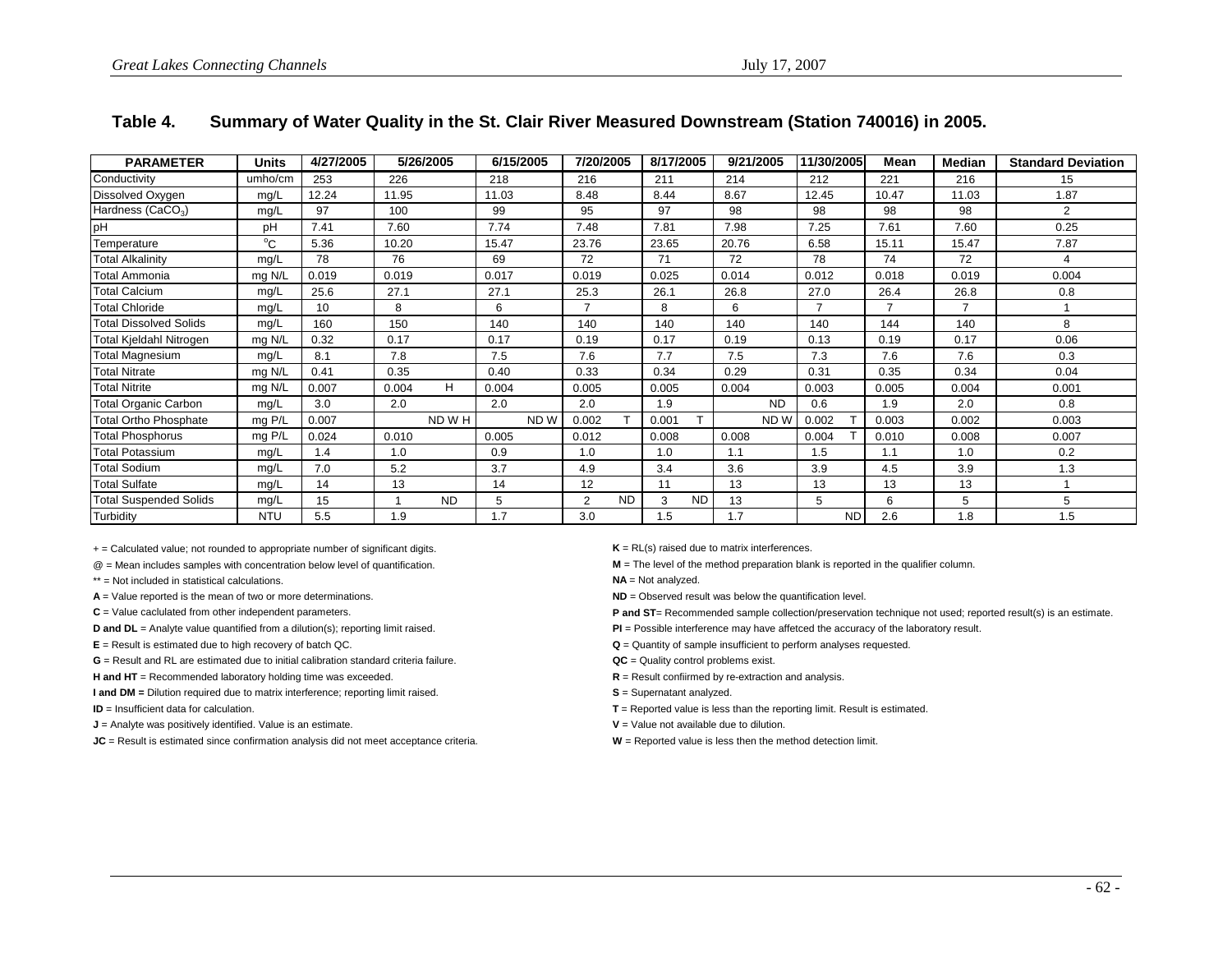## Table 4. Summary of Water Quality in the St. Clair River Measured Downstream (Station 740016) in 2005.

| PARAMETER | Units | 4/27/2005 | 5/26/2005 | 6/15/2005 | 7/20/2005 | 8/17/2005 | 9/21/2005 | 11/30/2005 | Mean | Median | Standard Deviation |
|---|---|---|---|---|---|---|---|---|---|---|---|
| Conductivity | umho/cm | 253 | 226 | 218 | 216 | 211 | 214 | 212 | 221 | 216 | 15 |
| Dissolved Oxygen | mg/L | 12.24 | 11.95 | 11.03 | 8.48 | 8.44 | 8.67 | 12.45 | 10.47 | 11.03 | 1.87 |
| Hardness ($CaCO_3$) | mg/L | 97 | 100 | 99 | 95 | 97 | 98 | 98 | 98 | 98 | 2 |
| pH | pH | 7.41 | 7.60 | 7.74 | 7.48 | 7.81 | 7.98 | 7.25 | 7.61 | 7.60 | 0.25 |
| Temperature | $^{o}C$ | 5.36 | 10.20 | 15.47 | 23.76 | 23.65 | 20.76 | 6.58 | 15.11 | 15.47 | 7.87 |
| Total Alkalinity | mg/L | 78 | 76 | 69 | 72 | 71 | 72 | 78 | 74 | 72 | 4 |
| Total Ammonia | mg N/L | 0.019 | 0.019 | 0.017 | 0.019 | 0.025 | 0.014 | 0.012 | 0.018 | 0.019 | 0.004 |
| Total Calcium | mg/L | 25.6 | 27.1 | 27.1 | 25.3 | 26.1 | 26.8 | 27.0 | 26.4 | 26.8 | 0.8 |
| Total Chloride | mg/L | 10 | 8 | 6 | 7 | 8 | 6 | 7 | 7 | 7 | 1 |
| Total Dissolved Solids | mg/L | 160 | 150 | 140 | 140 | 140 | 140 | 140 | 144 | 140 | 8 |
| Total Kjeldahl Nitrogen | mg N/L | 0.32 | 0.17 | 0.17 | 0.19 | 0.17 | 0.19 | 0.13 | 0.19 | 0.17 | 0.06 |
| Total Magnesium | mg/L | 8.1 | 7.8 | 7.5 | 7.6 | 7.7 | 7.5 | 7.3 | 7.6 | 7.6 | 0.3 |
| Total Nitrate | mg N/L | 0.41 | 0.35 | 0.40 | 0.33 | 0.34 | 0.29 | 0.31 | 0.35 | 0.34 | 0.04 |
| Total Nitrite | mg N/L | 0.007 | 0.004 H | 0.004 | 0.005 | 0.005 | 0.004 | 0.003 | 0.005 | 0.004 | 0.001 |
| Total Organic Carbon | mg/L | 3.0 | 2.0 | 2.0 | 2.0 | 1.9 | ND | 0.6 | 1.9 | 2.0 | 0.8 |
| Total Ortho Phosphate | mg P/L | 0.007 | ND W H | ND W | 0.002 T | 0.001 T | ND W | 0.002 T | 0.003 | 0.002 | 0.003 |
| Total Phosphorus | mg P/L | 0.024 | 0.010 | 0.005 | 0.012 | 0.008 | 0.008 | 0.004 T | 0.010 | 0.008 | 0.007 |
| Total Potassium | mg/L | 1.4 | 1.0 | 0.9 | 1.0 | 1.0 | 1.1 | 1.5 | 1.1 | 1.0 | 0.2 |
| Total Sodium | mg/L | 7.0 | 5.2 | 3.7 | 4.9 | 3.4 | 3.6 | 3.9 | 4.5 | 3.9 | 1.3 |
| Total Sulfate | mg/L | 14 | 13 | 14 | 12 | 11 | 13 | 13 | 13 | 13 | 1 |
| Total Suspended Solids | mg/L | 15 | 1 ND | 5 | 2 ND | 3 ND | 13 | 5 | 6 | 5 | 5 |
| Turbidity | NTU | 5.5 | 1.9 | 1.7 | 3.0 | 1.5 | 1.7 | ND | 2.6 | 1.8 | 1.5 |

+ = Calculated value; not rounded to appropriate number of significant digits.

@ = Mean includes samples with concentration below level of quantification.

** = Not included in statistical calculations.

**A** = Value reported is the mean of two or more determinations.

**C** = Value caclulated from other independent parameters.

**D and DL** = Analyte value quantified from a dilution(s); reporting limit raised.

**E** = Result is estimated due to high recovery of batch QC.

**G** = Result and RL are estimated due to initial calibration standard criteria failure.

**H and HT** = Recommended laboratory holding time was exceeded.

**I and DM =** Dilution required due to matrix interference; reporting limit raised.

**ID** = Insufficient data for calculation.

**J** = Analyte was positively identified. Value is an estimate.

**JC** = Result is estimated since confirmation analysis did not meet acceptance criteria.

**K** = RL(s) raised due to matrix interferences.

**M** = The level of the method preparation blank is reported in the qualifier column.

**NA** = Not analyzed.

**ND** = Observed result was below the quantification level.

**P and ST**= Recommended sample collection/preservation technique not used; reported result(s) is an estimate.

**PI** = Possible interference may have affetced the accuracy of the laboratory result.

**Q** = Quantity of sample insufficient to perform analyses requested.

**QC** = Quality control problems exist.

**R** = Result confiirmed by re-extraction and analysis.

**S** = Supernatant analyzed.

**T** = Reported value is less than the reporting limit. Result is estimated.

**V** = Value not available due to dilution.

**W** = Reported value is less then the method detection limit.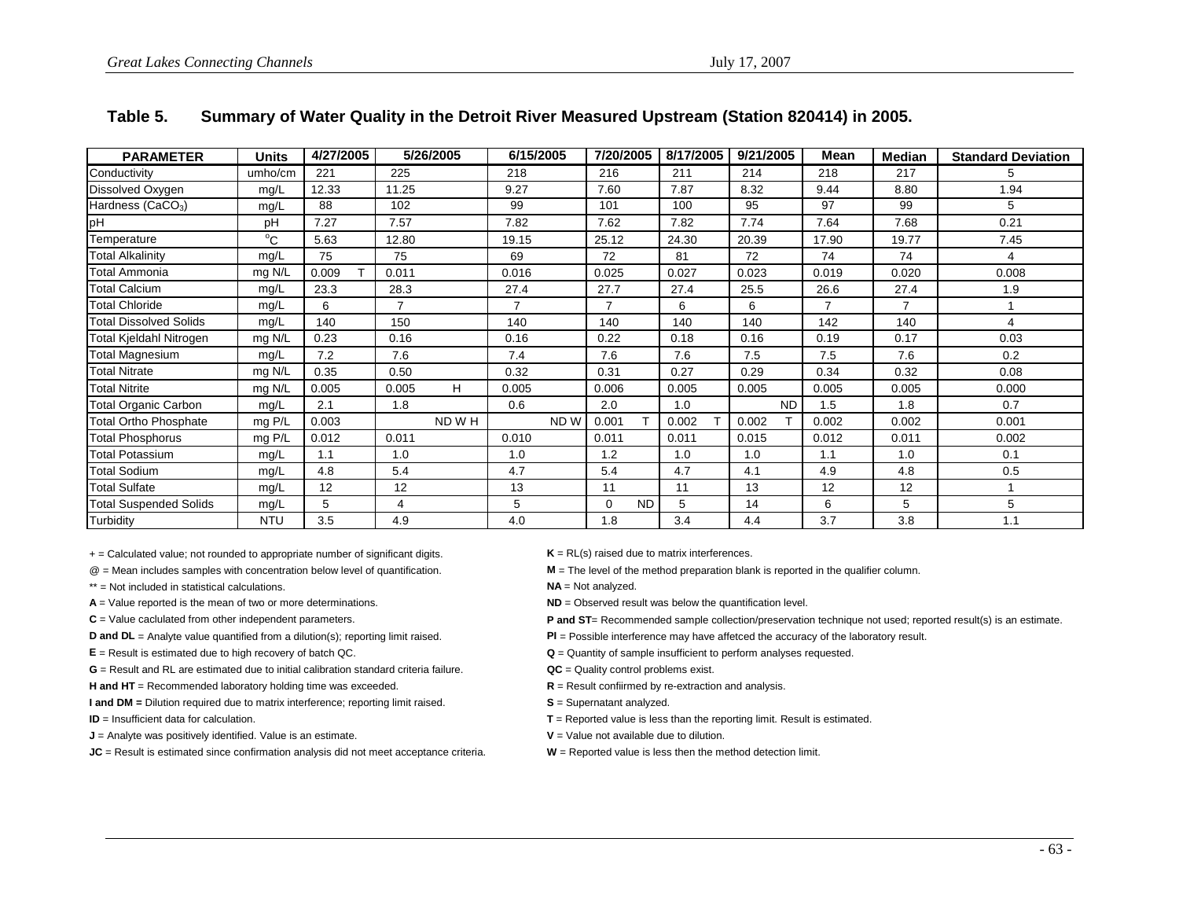**Table 5. Summary of Water Quality in the Detroit River Measured Upstream (Station 820414) in 2005.**

| PARAMETER | Units | 4/27/2005 | 5/26/2005 | 6/15/2005 | 7/20/2005 | 8/17/2005 | 9/21/2005 | Mean | Median | Standard Deviation |
|---|---|---|---|---|---|---|---|---|---|---|
| Conductivity | umho/cm | 221 | 225 | 218 | 216 | 211 | 214 | 218 | 217 | 5 |
| Dissolved Oxygen | mg/L | 12.33 | 11.25 | 9.27 | 7.60 | 7.87 | 8.32 | 9.44 | 8.80 | 1.94 |
| Hardness ($CaCO_3$) | mg/L | 88 | 102 | 99 | 101 | 100 | 95 | 97 | 99 | 5 |
| pH | pH | 7.27 | 7.57 | 7.82 | 7.62 | 7.82 | 7.74 | 7.64 | 7.68 | 0.21 |
| Temperature | °C | 5.63 | 12.80 | 19.15 | 25.12 | 24.30 | 20.39 | 17.90 | 19.77 | 7.45 |
| Total Alkalinity | mg/L | 75 | 75 | 69 | 72 | 81 | 72 | 74 | 74 | 4 |
| Total Ammonia | mg N/L | 0.009 T | 0.011 | 0.016 | 0.025 | 0.027 | 0.023 | 0.019 | 0.020 | 0.008 |
| Total Calcium | mg/L | 23.3 | 28.3 | 27.4 | 27.7 | 27.4 | 25.5 | 26.6 | 27.4 | 1.9 |
| Total Chloride | mg/L | 6 | 7 | 7 | 7 | 6 | 6 | 7 | 7 | 1 |
| Total Dissolved Solids | mg/L | 140 | 150 | 140 | 140 | 140 | 140 | 142 | 140 | 4 |
| Total Kjeldahl Nitrogen | mg N/L | 0.23 | 0.16 | 0.16 | 0.22 | 0.18 | 0.16 | 0.19 | 0.17 | 0.03 |
| Total Magnesium | mg/L | 7.2 | 7.6 | 7.4 | 7.6 | 7.6 | 7.5 | 7.5 | 7.6 | 0.2 |
| Total Nitrate | mg N/L | 0.35 | 0.50 | 0.32 | 0.31 | 0.27 | 0.29 | 0.34 | 0.32 | 0.08 |
| Total Nitrite | mg N/L | 0.005 | 0.005 H | 0.005 | 0.006 | 0.005 | 0.005 | 0.005 | 0.005 | 0.000 |
| Total Organic Carbon | mg/L | 2.1 | 1.8 | 0.6 | 2.0 | 1.0 | ND | 1.5 | 1.8 | 0.7 |
| Total Ortho Phosphate | mg P/L | 0.003 | ND W H | ND W | 0.001 T | 0.002 T | 0.002 T | 0.002 | 0.002 | 0.001 |
| Total Phosphorus | mg P/L | 0.012 | 0.011 | 0.010 | 0.011 | 0.011 | 0.015 | 0.012 | 0.011 | 0.002 |
| Total Potassium | mg/L | 1.1 | 1.0 | 1.0 | 1.2 | 1.0 | 1.0 | 1.1 | 1.0 | 0.1 |
| Total Sodium | mg/L | 4.8 | 5.4 | 4.7 | 5.4 | 4.7 | 4.1 | 4.9 | 4.8 | 0.5 |
| Total Sulfate | mg/L | 12 | 12 | 13 | 11 | 11 | 13 | 12 | 12 | 1 |
| Total Suspended Solids | mg/L | 5 | 4 | 5 | 0 ND | 5 | 14 | 6 | 5 | 5 |
| Turbidity | NTU | 3.5 | 4.9 | 4.0 | 1.8 | 3.4 | 4.4 | 3.7 | 3.8 | 1.1 |

+ = Calculated value; not rounded to appropriate number of significant digits.

@ = Mean includes samples with concentration below level of quantification.

** = Not included in statistical calculations.

**A** = Value reported is the mean of two or more determinations.

**C** = Value caclulated from other independent parameters.

**D and DL** = Analyte value quantified from a dilution(s); reporting limit raised.

**E** = Result is estimated due to high recovery of batch QC.

**G** = Result and RL are estimated due to initial calibration standard criteria failure.

**H and HT** = Recommended laboratory holding time was exceeded.

**I and DM =** Dilution required due to matrix interference; reporting limit raised.

**ID** = Insufficient data for calculation.

**J** = Analyte was positively identified. Value is an estimate.

**JC** = Result is estimated since confirmation analysis did not meet acceptance criteria.

**K** = RL(s) raised due to matrix interferences.

**M** = The level of the method preparation blank is reported in the qualifier column.

**NA** = Not analyzed.

**ND** = Observed result was below the quantification level.

**P and ST**= Recommended sample collection/preservation technique not used; reported result(s) is an estimate.

**PI** = Possible interference may have affetced the accuracy of the laboratory result.

**Q** = Quantity of sample insufficient to perform analyses requested.

**QC** = Quality control problems exist.

**R** = Result confiirmed by re-extraction and analysis.

**S** = Supernatant analyzed.

**T** = Reported value is less than the reporting limit. Result is estimated.

**V** = Value not available due to dilution.

**W** = Reported value is less then the method detection limit.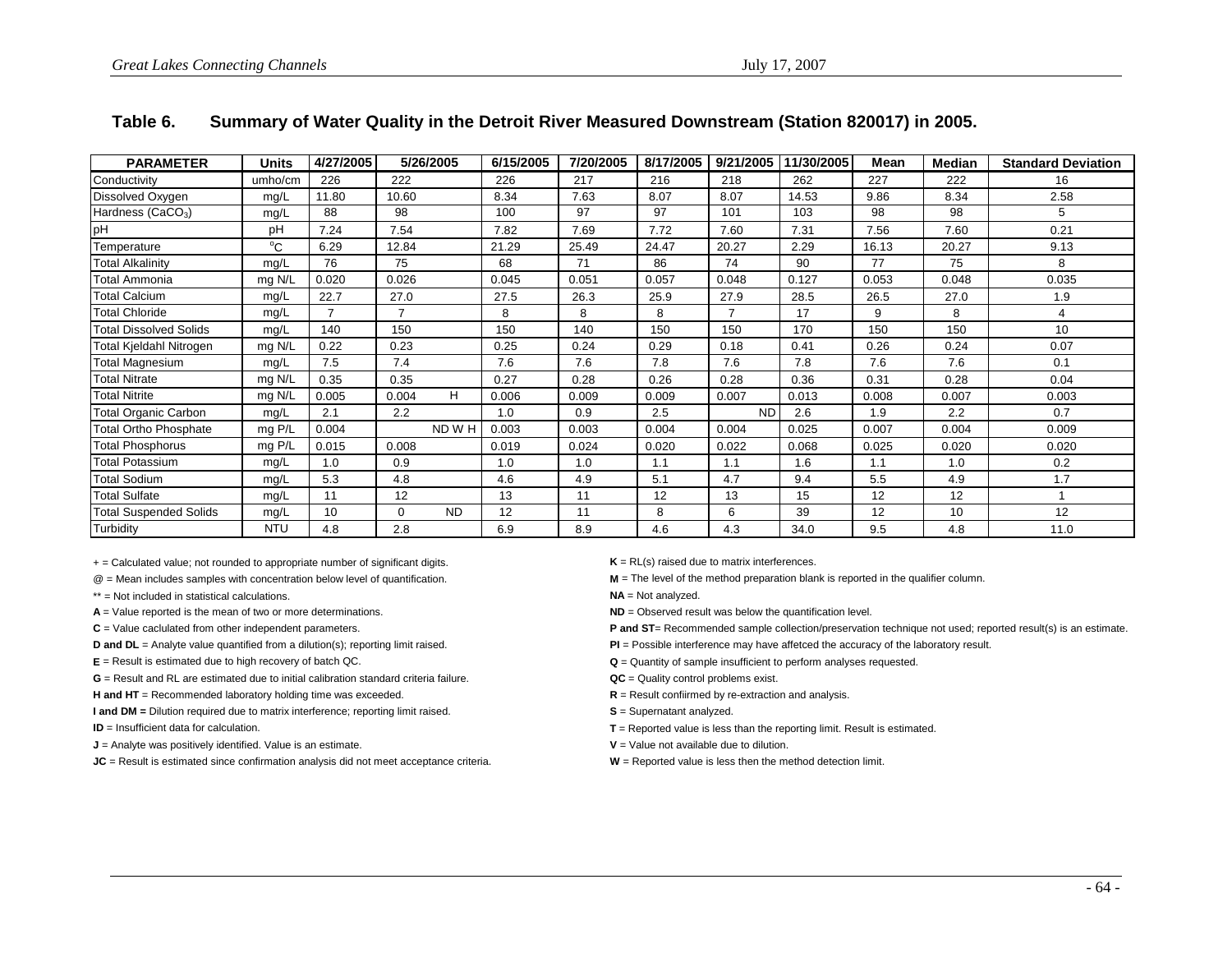**Table 6. Summary of Water Quality in the Detroit River Measured Downstream (Station 820017) in 2005.**

| PARAMETER | Units | 4/27/2005 | 5/26/2005 | 6/15/2005 | 7/20/2005 | 8/17/2005 | 9/21/2005 | 11/30/2005 | Mean | Median | Standard Deviation |
|---|---|---|---|---|---|---|---|---|---|---|---|
| Conductivity | umho/cm | 226 | 222 | 226 | 217 | 216 | 218 | 262 | 227 | 222 | 16 |
| Dissolved Oxygen | mg/L | 11.80 | 10.60 | 8.34 | 7.63 | 8.07 | 8.07 | 14.53 | 9.86 | 8.34 | 2.58 |
| Hardness ($CaCO_3$) | mg/L | 88 | 98 | 100 | 97 | 97 | 101 | 103 | 98 | 98 | 5 |
| pH | pH | 7.24 | 7.54 | 7.82 | 7.69 | 7.72 | 7.60 | 7.31 | 7.56 | 7.60 | 0.21 |
| Temperature | $^oC$ | 6.29 | 12.84 | 21.29 | 25.49 | 24.47 | 20.27 | 2.29 | 16.13 | 20.27 | 9.13 |
| Total Alkalinity | mg/L | 76 | 75 | 68 | 71 | 86 | 74 | 90 | 77 | 75 | 8 |
| Total Ammonia | mg N/L | 0.020 | 0.026 | 0.045 | 0.051 | 0.057 | 0.048 | 0.127 | 0.053 | 0.048 | 0.035 |
| Total Calcium | mg/L | 22.7 | 27.0 | 27.5 | 26.3 | 25.9 | 27.9 | 28.5 | 26.5 | 27.0 | 1.9 |
| Total Chloride | mg/L | 7 | 7 | 8 | 8 | 8 | 7 | 17 | 9 | 8 | 4 |
| Total Dissolved Solids | mg/L | 140 | 150 | 150 | 140 | 150 | 150 | 170 | 150 | 150 | 10 |
| Total Kjeldahl Nitrogen | mg N/L | 0.22 | 0.23 | 0.25 | 0.24 | 0.29 | 0.18 | 0.41 | 0.26 | 0.24 | 0.07 |
| Total Magnesium | mg/L | 7.5 | 7.4 | 7.6 | 7.6 | 7.8 | 7.6 | 7.8 | 7.6 | 7.6 | 0.1 |
| Total Nitrate | mg N/L | 0.35 | 0.35 | 0.27 | 0.28 | 0.26 | 0.28 | 0.36 | 0.31 | 0.28 | 0.04 |
| Total Nitrite | mg N/L | 0.005 | 0.004 H | 0.006 | 0.009 | 0.009 | 0.007 | 0.013 | 0.008 | 0.007 | 0.003 |
| Total Organic Carbon | mg/L | 2.1 | 2.2 | 1.0 | 0.9 | 2.5 | ND | 2.6 | 1.9 | 2.2 | 0.7 |
| Total Ortho Phosphate | mg P/L | 0.004 | ND W H | 0.003 | 0.003 | 0.004 | 0.004 | 0.025 | 0.007 | 0.004 | 0.009 |
| Total Phosphorus | mg P/L | 0.015 | 0.008 | 0.019 | 0.024 | 0.020 | 0.022 | 0.068 | 0.025 | 0.020 | 0.020 |
| Total Potassium | mg/L | 1.0 | 0.9 | 1.0 | 1.0 | 1.1 | 1.1 | 1.6 | 1.1 | 1.0 | 0.2 |
| Total Sodium | mg/L | 5.3 | 4.8 | 4.6 | 4.9 | 5.1 | 4.7 | 9.4 | 5.5 | 4.9 | 1.7 |
| Total Sulfate | mg/L | 11 | 12 | 13 | 11 | 12 | 13 | 15 | 12 | 12 | 1 |
| Total Suspended Solids | mg/L | 10 | 0 ND | 12 | 11 | 8 | 6 | 39 | 12 | 10 | 12 |
| Turbidity | NTU | 4.8 | 2.8 | 6.9 | 8.9 | 4.6 | 4.3 | 34.0 | 9.5 | 4.8 | 11.0 |

+ = Calculated value; not rounded to appropriate number of significant digits.
@ = Mean includes samples with concentration below level of quantification.
** = Not included in statistical calculations.
**A** = Value reported is the mean of two or more determinations.
**C** = Value caclulated from other independent parameters.
**D and DL** = Analyte value quantified from a dilution(s); reporting limit raised.
**E** = Result is estimated due to high recovery of batch QC.
**G** = Result and RL are estimated due to initial calibration standard criteria failure.
**H and HT** = Recommended laboratory holding time was exceeded.
**I and DM =** Dilution required due to matrix interference; reporting limit raised.
**ID** = Insufficient data for calculation.
**J** = Analyte was positively identified. Value is an estimate.
**JC** = Result is estimated since confirmation analysis did not meet acceptance criteria.
**K** = RL(s) raised due to matrix interferences.
**M** = The level of the method preparation blank is reported in the qualifier column.
**NA** = Not analyzed.
**ND** = Observed result was below the quantification level.
**P and ST**= Recommended sample collection/preservation technique not used; reported result(s) is an estimate.
**PI** = Possible interference may have affetced the accuracy of the laboratory result.
**Q** = Quantity of sample insufficient to perform analyses requested.
**QC** = Quality control problems exist.
**R** = Result confiirmed by re-extraction and analysis.
**S** = Supernatant analyzed.
**T** = Reported value is less than the reporting limit. Result is estimated.
**V** = Value not available due to dilution.
**W** = Reported value is less then the method detection limit.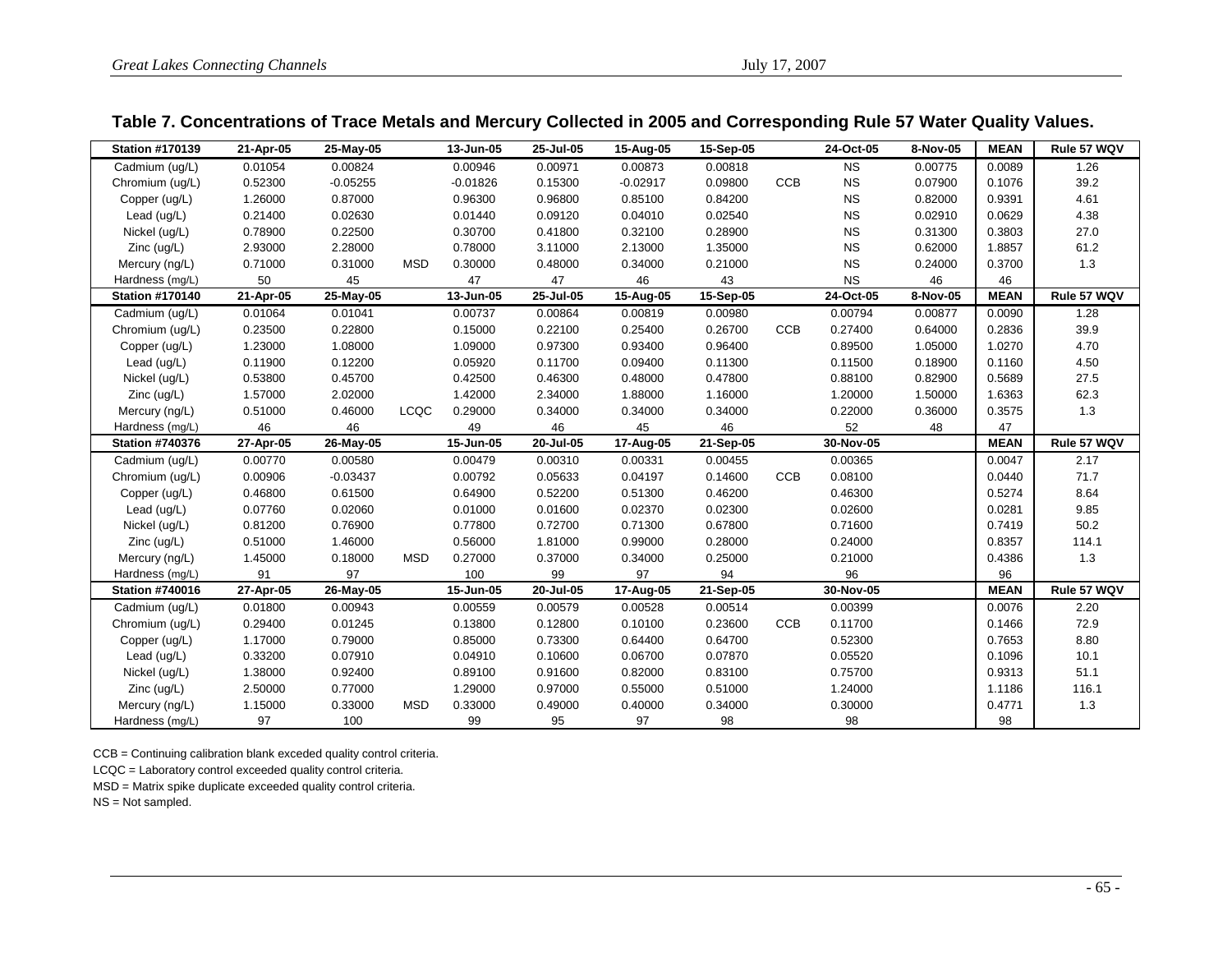**Table 7. Concentrations of Trace Metals and Mercury Collected in 2005 and Corresponding Rule 57 Water Quality Values.**

| Station #170139 | 21-Apr-05 | 25-May-05 | | 13-Jun-05 | 25-Jul-05 | 15-Aug-05 | 15-Sep-05 | | 24-Oct-05 | 8-Nov-05 | MEAN | Rule 57 WQV |
|---|---|---|---|---|---|---|---|---|---|---|---|---|
| Cadmium (ug/L) | 0.01054 | 0.00824 | | 0.00946 | 0.00971 | 0.00873 | 0.00818 | | NS | 0.00775 | 0.0089 | 1.26 |
| Chromium (ug/L) | 0.52300 | -0.05255 | | -0.01826 | 0.15300 | -0.02917 | 0.09800 | CCB | NS | 0.07900 | 0.1076 | 39.2 |
| Copper (ug/L) | 1.26000 | 0.87000 | | 0.96300 | 0.96800 | 0.85100 | 0.84200 | | NS | 0.82000 | 0.9391 | 4.61 |
| Lead (ug/L) | 0.21400 | 0.02630 | | 0.01440 | 0.09120 | 0.04010 | 0.02540 | | NS | 0.02910 | 0.0629 | 4.38 |
| Nickel (ug/L) | 0.78900 | 0.22500 | | 0.30700 | 0.41800 | 0.32100 | 0.28900 | | NS | 0.31300 | 0.3803 | 27.0 |
| Zinc (ug/L) | 2.93000 | 2.28000 | | 0.78000 | 3.11000 | 2.13000 | 1.35000 | | NS | 0.62000 | 1.8857 | 61.2 |
| Mercury (ng/L) | 0.71000 | 0.31000 | MSD | 0.30000 | 0.48000 | 0.34000 | 0.21000 | | NS | 0.24000 | 0.3700 | 1.3 |
| Hardness (mg/L) | 50 | 45 | | 47 | 47 | 46 | 43 | | NS | 46 | 46 | |
| **Station #170140** | **21-Apr-05** | **25-May-05** | | **13-Jun-05** | **25-Jul-05** | **15-Aug-05** | **15-Sep-05** | | **24-Oct-05** | **8-Nov-05** | **MEAN** | **Rule 57 WQV** |
| Cadmium (ug/L) | 0.01064 | 0.01041 | | 0.00737 | 0.00864 | 0.00819 | 0.00980 | | 0.00794 | 0.00877 | 0.0090 | 1.28 |
| Chromium (ug/L) | 0.23500 | 0.22800 | | 0.15000 | 0.22100 | 0.25400 | 0.26700 | CCB | 0.27400 | 0.64000 | 0.2836 | 39.9 |
| Copper (ug/L) | 1.23000 | 1.08000 | | 1.09000 | 0.97300 | 0.93400 | 0.96400 | | 0.89500 | 1.05000 | 1.0270 | 4.70 |
| Lead (ug/L) | 0.11900 | 0.12200 | | 0.05920 | 0.11700 | 0.09400 | 0.11300 | | 0.11500 | 0.18900 | 0.1160 | 4.50 |
| Nickel (ug/L) | 0.53800 | 0.45700 | | 0.42500 | 0.46300 | 0.48000 | 0.47800 | | 0.88100 | 0.82900 | 0.5689 | 27.5 |
| Zinc (ug/L) | 1.57000 | 2.02000 | | 1.42000 | 2.34000 | 1.88000 | 1.16000 | | 1.20000 | 1.50000 | 1.6363 | 62.3 |
| Mercury (ng/L) | 0.51000 | 0.46000 | LCQC | 0.29000 | 0.34000 | 0.34000 | 0.34000 | | 0.22000 | 0.36000 | 0.3575 | 1.3 |
| Hardness (mg/L) | 46 | 46 | | 49 | 46 | 45 | 46 | | 52 | 48 | 47 | |
| **Station #740376** | **27-Apr-05** | **26-May-05** | | **15-Jun-05** | **20-Jul-05** | **17-Aug-05** | **21-Sep-05** | | **30-Nov-05** | | **MEAN** | **Rule 57 WQV** |
| Cadmium (ug/L) | 0.00770 | 0.00580 | | 0.00479 | 0.00310 | 0.00331 | 0.00455 | | 0.00365 | | 0.0047 | 2.17 |
| Chromium (ug/L) | 0.00906 | -0.03437 | | 0.00792 | 0.05633 | 0.04197 | 0.14600 | CCB | 0.08100 | | 0.0440 | 71.7 |
| Copper (ug/L) | 0.46800 | 0.61500 | | 0.64900 | 0.52200 | 0.51300 | 0.46200 | | 0.46300 | | 0.5274 | 8.64 |
| Lead (ug/L) | 0.07760 | 0.02060 | | 0.01000 | 0.01600 | 0.02370 | 0.02300 | | 0.02600 | | 0.0281 | 9.85 |
| Nickel (ug/L) | 0.81200 | 0.76900 | | 0.77800 | 0.72700 | 0.71300 | 0.67800 | | 0.71600 | | 0.7419 | 50.2 |
| Zinc (ug/L) | 0.51000 | 1.46000 | | 0.56000 | 1.81000 | 0.99000 | 0.28000 | | 0.24000 | | 0.8357 | 114.1 |
| Mercury (ng/L) | 1.45000 | 0.18000 | MSD | 0.27000 | 0.37000 | 0.34000 | 0.25000 | | 0.21000 | | 0.4386 | 1.3 |
| Hardness (mg/L) | 91 | 97 | | 100 | 99 | 97 | 94 | | 96 | | 96 | |
| **Station #740016** | **27-Apr-05** | **26-May-05** | | **15-Jun-05** | **20-Jul-05** | **17-Aug-05** | **21-Sep-05** | | **30-Nov-05** | | **MEAN** | **Rule 57 WQV** |
| Cadmium (ug/L) | 0.01800 | 0.00943 | | 0.00559 | 0.00579 | 0.00528 | 0.00514 | | 0.00399 | | 0.0076 | 2.20 |
| Chromium (ug/L) | 0.29400 | 0.01245 | | 0.13800 | 0.12800 | 0.10100 | 0.23600 | CCB | 0.11700 | | 0.1466 | 72.9 |
| Copper (ug/L) | 1.17000 | 0.79000 | | 0.85000 | 0.73300 | 0.64400 | 0.64700 | | 0.52300 | | 0.7653 | 8.80 |
| Lead (ug/L) | 0.33200 | 0.07910 | | 0.04910 | 0.10600 | 0.06700 | 0.07870 | | 0.05520 | | 0.1096 | 10.1 |
| Nickel (ug/L) | 1.38000 | 0.92400 | | 0.89100 | 0.91600 | 0.82000 | 0.83100 | | 0.75700 | | 0.9313 | 51.1 |
| Zinc (ug/L) | 2.50000 | 0.77000 | | 1.29000 | 0.97000 | 0.55000 | 0.51000 | | 1.24000 | | 1.1186 | 116.1 |
| Mercury (ng/L) | 1.15000 | 0.33000 | MSD | 0.33000 | 0.49000 | 0.40000 | 0.34000 | | 0.30000 | | 0.4771 | 1.3 |
| Hardness (mg/L) | 97 | 100 | | 99 | 95 | 97 | 98 | | 98 | | 98 | |

CCB = Continuing calibration blank exceded quality control criteria.

LCQC = Laboratory control exceeded quality control criteria.

MSD = Matrix spike duplicate exceeded quality control criteria.

NS = Not sampled.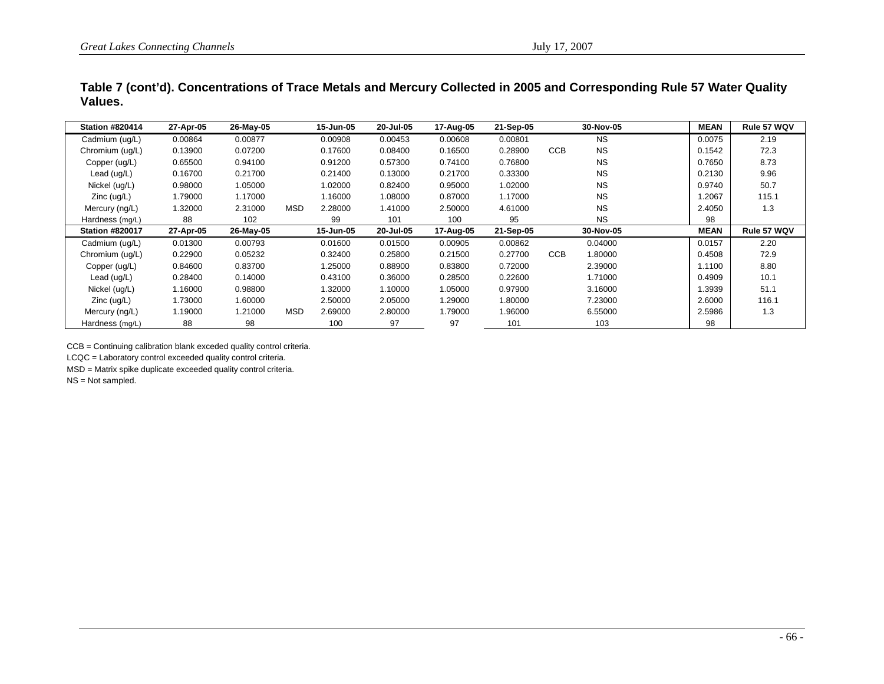**Table 7 (cont'd). Concentrations of Trace Metals and Mercury Collected in 2005 and Corresponding Rule 57 Water Quality Values.**

| Station #820414 | 27-Apr-05 | 26-May-05 | | 15-Jun-05 | 20-Jul-05 | 17-Aug-05 | 21-Sep-05 | | 30-Nov-05 | MEAN | Rule 57 WQV |
|---|---|---|---|---|---|---|---|---|---|---|---|
| Cadmium (ug/L) | 0.00864 | 0.00877 | | 0.00908 | 0.00453 | 0.00608 | 0.00801 | | NS | 0.0075 | 2.19 |
| Chromium (ug/L) | 0.13900 | 0.07200 | | 0.17600 | 0.08400 | 0.16500 | 0.28900 | CCB | NS | 0.1542 | 72.3 |
| Copper (ug/L) | 0.65500 | 0.94100 | | 0.91200 | 0.57300 | 0.74100 | 0.76800 | | NS | 0.7650 | 8.73 |
| Lead (ug/L) | 0.16700 | 0.21700 | | 0.21400 | 0.13000 | 0.21700 | 0.33300 | | NS | 0.2130 | 9.96 |
| Nickel (ug/L) | 0.98000 | 1.05000 | | 1.02000 | 0.82400 | 0.95000 | 1.02000 | | NS | 0.9740 | 50.7 |
| Zinc (ug/L) | 1.79000 | 1.17000 | | 1.16000 | 1.08000 | 0.87000 | 1.17000 | | NS | 1.2067 | 115.1 |
| Mercury (ng/L) | 1.32000 | 2.31000 | MSD | 2.28000 | 1.41000 | 2.50000 | 4.61000 | | NS | 2.4050 | 1.3 |
| Hardness (mg/L) | 88 | 102 | | 99 | 101 | 100 | 95 | | NS | 98 | |
| **Station #820017** | **27-Apr-05** | **26-May-05** | | **15-Jun-05** | **20-Jul-05** | **17-Aug-05** | **21-Sep-05** | | **30-Nov-05** | **MEAN** | **Rule 57 WQV** |
| Cadmium (ug/L) | 0.01300 | 0.00793 | | 0.01600 | 0.01500 | 0.00905 | 0.00862 | | 0.04000 | 0.0157 | 2.20 |
| Chromium (ug/L) | 0.22900 | 0.05232 | | 0.32400 | 0.25800 | 0.21500 | 0.27700 | CCB | 1.80000 | 0.4508 | 72.9 |
| Copper (ug/L) | 0.84600 | 0.83700 | | 1.25000 | 0.88900 | 0.83800 | 0.72000 | | 2.39000 | 1.1100 | 8.80 |
| Lead (ug/L) | 0.28400 | 0.14000 | | 0.43100 | 0.36000 | 0.28500 | 0.22600 | | 1.71000 | 0.4909 | 10.1 |
| Nickel (ug/L) | 1.16000 | 0.98800 | | 1.32000 | 1.10000 | 1.05000 | 0.97900 | | 3.16000 | 1.3939 | 51.1 |
| Zinc (ug/L) | 1.73000 | 1.60000 | | 2.50000 | 2.05000 | 1.29000 | 1.80000 | | 7.23000 | 2.6000 | 116.1 |
| Mercury (ng/L) | 1.19000 | 1.21000 | MSD | 2.69000 | 2.80000 | 1.79000 | 1.96000 | | 6.55000 | 2.5986 | 1.3 |
| Hardness (mg/L) | 88 | 98 | | 100 | 97 | 97 | 101 | | 103 | 98 | |

CCB = Continuing calibration blank exceded quality control criteria.

LCQC = Laboratory control exceeded quality control criteria.

MSD = Matrix spike duplicate exceeded quality control criteria.

NS = Not sampled.